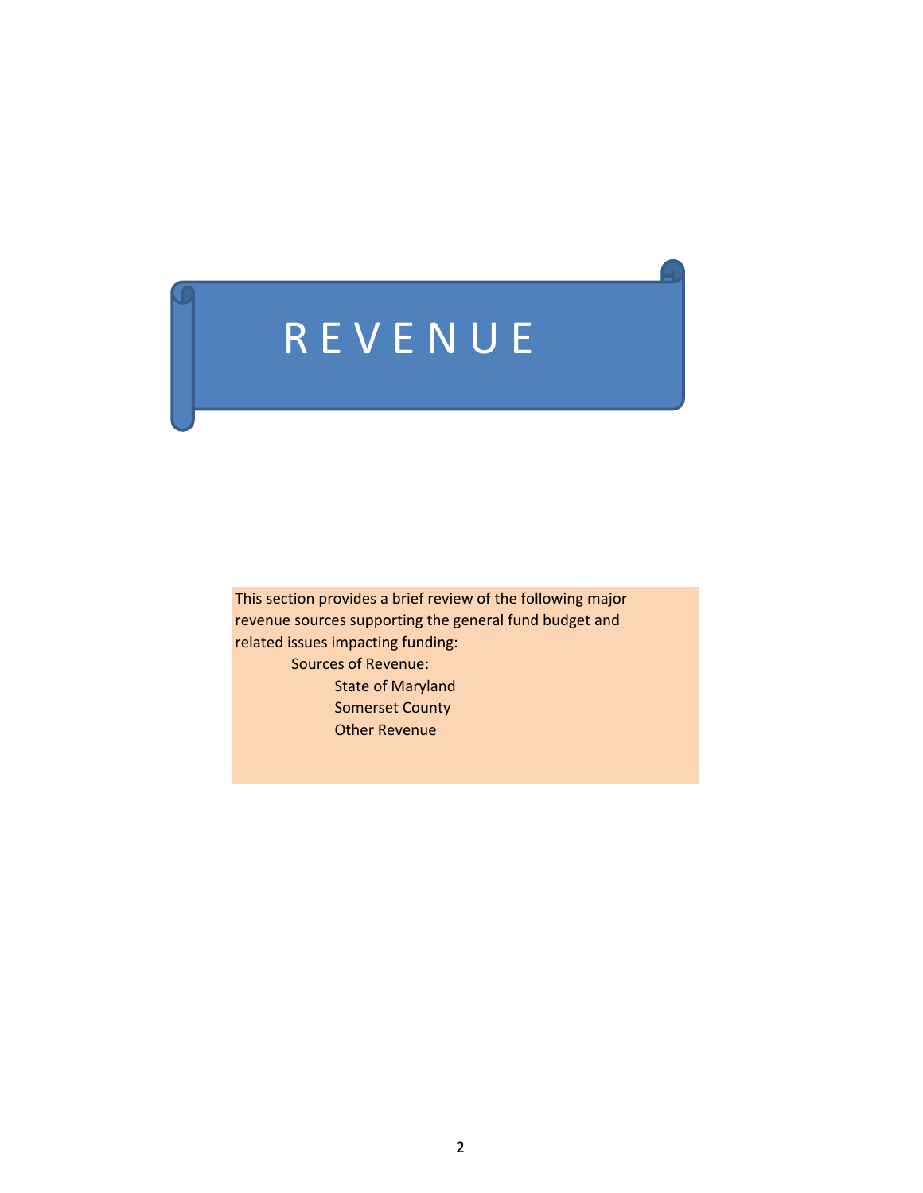# REVENUE

This section provides a brief review of the following major revenue sources supporting the general fund budget and related issues impacting funding:

- Sources of Revenue:
  - State of Maryland
  - Somerset County
  - Other Revenue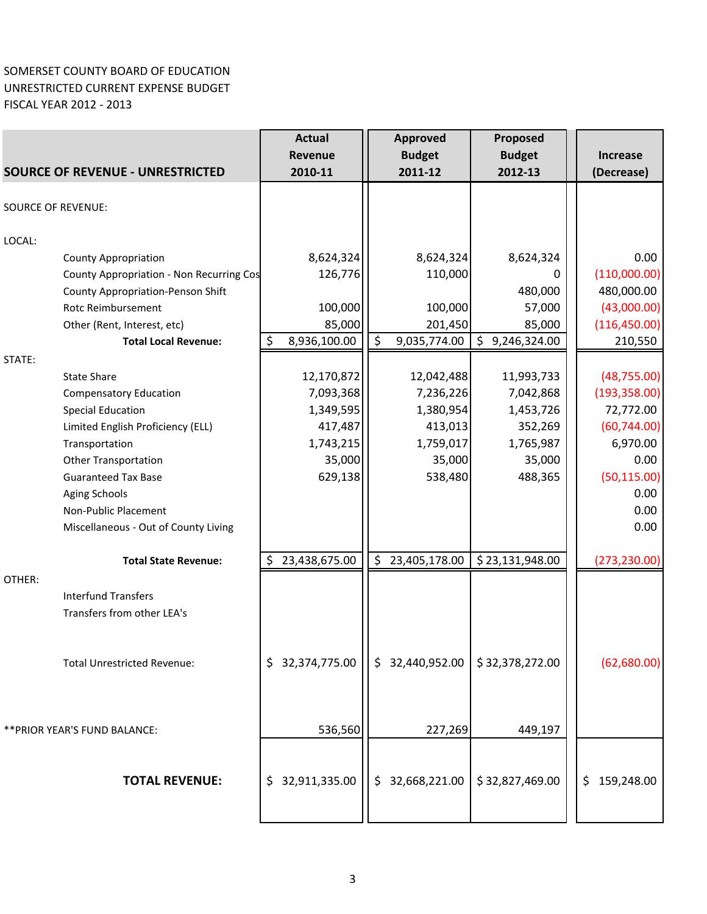SOMERSET COUNTY BOARD OF EDUCATION
UNRESTRICTED CURRENT EXPENSE BUDGET
FISCAL YEAR 2012 - 2013

| SOURCE OF REVENUE - UNRESTRICTED | Actual Revenue 2010-11 | Approved Budget 2011-12 | Proposed Budget 2012-13 | Increase (Decrease) |
|---|---|---|---|---|
| SOURCE OF REVENUE: | | | | |
| LOCAL: | | | | |
| County Appropriation | 8,624,324 | 8,624,324 | 8,624,324 | 0.00 |
| County Appropriation - Non Recurring Cos | 126,776 | 110,000 | 0 | (110,000.00) |
| County Appropriation-Penson Shift | | | 480,000 | 480,000.00 |
| Rotc Reimbursement | 100,000 | 100,000 | 57,000 | (43,000.00) |
| Other (Rent, Interest, etc) | 85,000 | 201,450 | 85,000 | (116,450.00) |
| **Total Local Revenue:** | $ 8,936,100.00 | $ 9,035,774.00 | $ 9,246,324.00 | 210,550 |
| STATE: | | | | |
| State Share | 12,170,872 | 12,042,488 | 11,993,733 | (48,755.00) |
| Compensatory Education | 7,093,368 | 7,236,226 | 7,042,868 | (193,358.00) |
| Special Education | 1,349,595 | 1,380,954 | 1,453,726 | 72,772.00 |
| Limited English Proficiency (ELL) | 417,487 | 413,013 | 352,269 | (60,744.00) |
| Transportation | 1,743,215 | 1,759,017 | 1,765,987 | 6,970.00 |
| Other Transportation | 35,000 | 35,000 | 35,000 | 0.00 |
| Guaranteed Tax Base | 629,138 | 538,480 | 488,365 | (50,115.00) |
| Aging Schools | | | | 0.00 |
| Non-Public Placement | | | | 0.00 |
| Miscellaneous - Out of County Living | | | | 0.00 |
| **Total State Revenue:** | $ 23,438,675.00 | $ 23,405,178.00 | $ 23,131,948.00 | (273,230.00) |
| OTHER: | | | | |
| Interfund Transfers | | | | |
| Transfers from other LEA's | | | | |
| Total Unrestricted Revenue: | $ 32,374,775.00 | $ 32,440,952.00 | $ 32,378,272.00 | (62,680.00) |
| **PRIOR YEAR'S FUND BALANCE: | 536,560 | 227,269 | 449,197 | |
| **TOTAL REVENUE:** | $ 32,911,335.00 | $ 32,668,221.00 | $ 32,827,469.00 | $ 159,248.00 |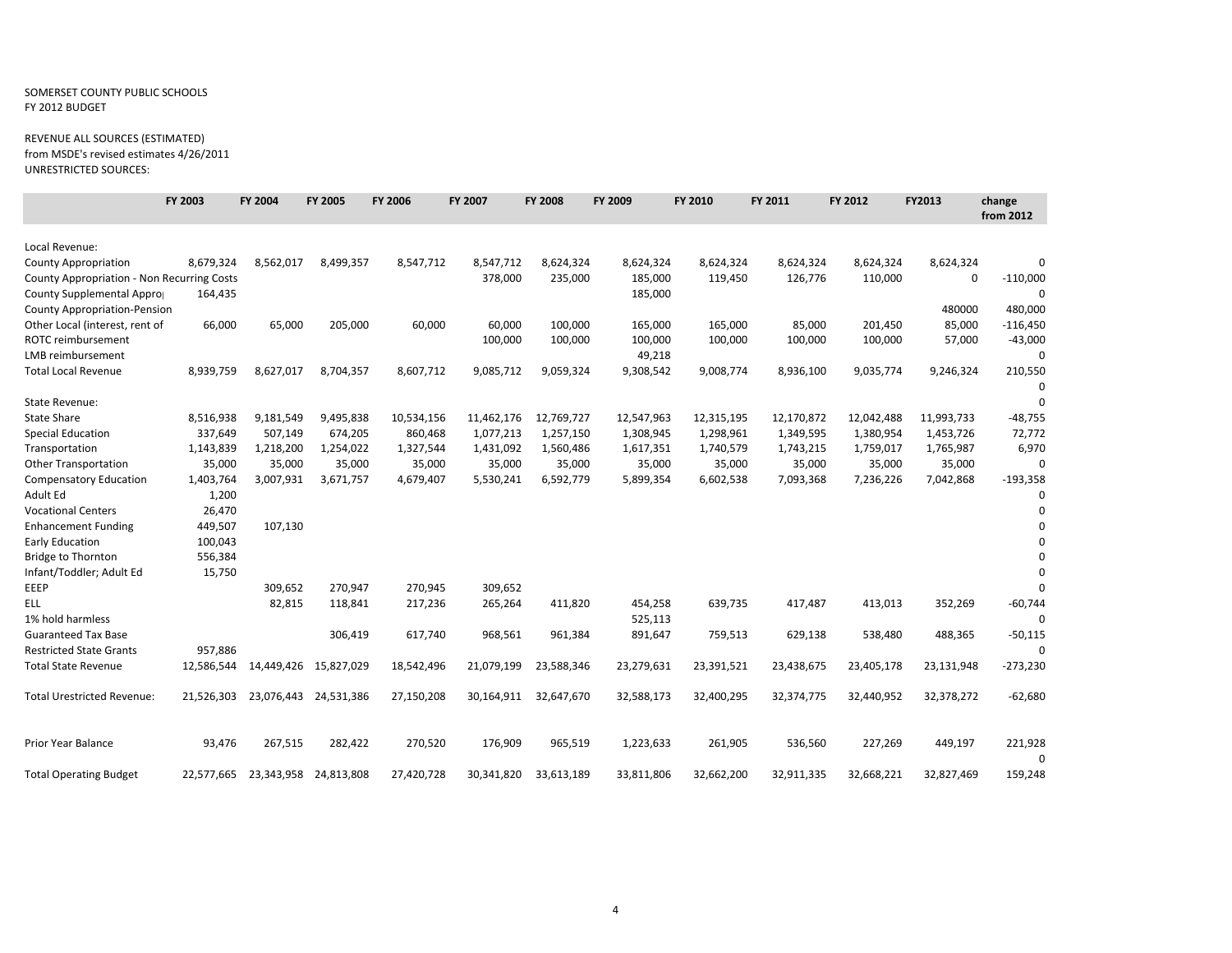SOMERSET COUNTY PUBLIC SCHOOLS
FY 2012 BUDGET

REVENUE ALL SOURCES (ESTIMATED)
from MSDE's revised estimates 4/26/2011
UNRESTRICTED SOURCES:

| | FY 2003 | FY 2004 | FY 2005 | FY 2006 | FY 2007 | FY 2008 | FY 2009 | FY 2010 | FY 2011 | FY 2012 | FY2013 | change from 2012 |
|---|---|---|---|---|---|---|---|---|---|---|---|---|
| Local Revenue: | | | | | | | | | | | | |
| County Appropriation | 8,679,324 | 8,562,017 | 8,499,357 | 8,547,712 | 8,547,712 | 8,624,324 | 8,624,324 | 8,624,324 | 8,624,324 | 8,624,324 | 8,624,324 | 0 |
| County Appropriation - Non Recurring Costs | | | | | 378,000 | 235,000 | 185,000 | 119,450 | 126,776 | 110,000 | 0 | -110,000 |
| County Supplemental Appro| | 164,435 | | | | | | 185,000 | | | | | 0 |
| County Appropriation-Pension | | | | | | | | | | | 480000 | 480,000 |
| Other Local (interest, rent of | 66,000 | 65,000 | 205,000 | 60,000 | 60,000 | 100,000 | 165,000 | 165,000 | 85,000 | 201,450 | 85,000 | -116,450 |
| ROTC reimbursement | | | | | 100,000 | 100,000 | 100,000 | 100,000 | 100,000 | 100,000 | 57,000 | -43,000 |
| LMB reimbursement | | | | | | | 49,218 | | | | | 0 |
| Total Local Revenue | 8,939,759 | 8,627,017 | 8,704,357 | 8,607,712 | 9,085,712 | 9,059,324 | 9,308,542 | 9,008,774 | 8,936,100 | 9,035,774 | 9,246,324 | 210,550 |
| | | | | | | | | | | | | 0 |
| State Revenue: | | | | | | | | | | | | 0 |
| State Share | 8,516,938 | 9,181,549 | 9,495,838 | 10,534,156 | 11,462,176 | 12,769,727 | 12,547,963 | 12,315,195 | 12,170,872 | 12,042,488 | 11,993,733 | -48,755 |
| Special Education | 337,649 | 507,149 | 674,205 | 860,468 | 1,077,213 | 1,257,150 | 1,308,945 | 1,298,961 | 1,349,595 | 1,380,954 | 1,453,726 | 72,772 |
| Transportation | 1,143,839 | 1,218,200 | 1,254,022 | 1,327,544 | 1,431,092 | 1,560,486 | 1,617,351 | 1,740,579 | 1,743,215 | 1,759,017 | 1,765,987 | 6,970 |
| Other Transportation | 35,000 | 35,000 | 35,000 | 35,000 | 35,000 | 35,000 | 35,000 | 35,000 | 35,000 | 35,000 | 35,000 | 0 |
| Compensatory Education | 1,403,764 | 3,007,931 | 3,671,757 | 4,679,407 | 5,530,241 | 6,592,779 | 5,899,354 | 6,602,538 | 7,093,368 | 7,236,226 | 7,042,868 | -193,358 |
| Adult Ed | 1,200 | | | | | | | | | | | 0 |
| Vocational Centers | 26,470 | | | | | | | | | | | 0 |
| Enhancement Funding | 449,507 | 107,130 | | | | | | | | | | 0 |
| Early Education | 100,043 | | | | | | | | | | | 0 |
| Bridge to Thornton | 556,384 | | | | | | | | | | | 0 |
| Infant/Toddler; Adult Ed | 15,750 | | | | | | | | | | | 0 |
| EEEP | | 309,652 | 270,947 | 270,945 | 309,652 | | | | | | | 0 |
| ELL | | 82,815 | 118,841 | 217,236 | 265,264 | 411,820 | 454,258 | 639,735 | 417,487 | 413,013 | 352,269 | -60,744 |
| 1% hold harmless | | | | | | | 525,113 | | | | | 0 |
| Guaranteed Tax Base | | | 306,419 | 617,740 | 968,561 | 961,384 | 891,647 | 759,513 | 629,138 | 538,480 | 488,365 | -50,115 |
| Restricted State Grants | 957,886 | | | | | | | | | | | 0 |
| Total State Revenue | 12,586,544 | 14,449,426 | 15,827,029 | 18,542,496 | 21,079,199 | 23,588,346 | 23,279,631 | 23,391,521 | 23,438,675 | 23,405,178 | 23,131,948 | -273,230 |
| Total Urestricted Revenue: | 21,526,303 | 23,076,443 | 24,531,386 | 27,150,208 | 30,164,911 | 32,647,670 | 32,588,173 | 32,400,295 | 32,374,775 | 32,440,952 | 32,378,272 | -62,680 |
| Prior Year Balance | 93,476 | 267,515 | 282,422 | 270,520 | 176,909 | 965,519 | 1,223,633 | 261,905 | 536,560 | 227,269 | 449,197 | 221,928 |
| | | | | | | | | | | | | 0 |
| Total Operating Budget | 22,577,665 | 23,343,958 | 24,813,808 | 27,420,728 | 30,341,820 | 33,613,189 | 33,811,806 | 32,662,200 | 32,911,335 | 32,668,221 | 32,827,469 | 159,248 |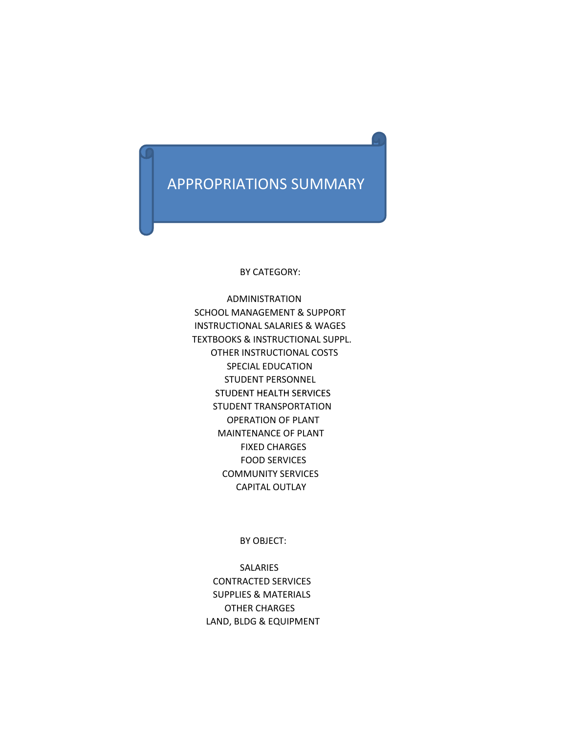# APPROPRIATIONS SUMMARY

BY CATEGORY:

ADMINISTRATION
SCHOOL MANAGEMENT & SUPPORT
INSTRUCTIONAL SALARIES & WAGES
TEXTBOOKS & INSTRUCTIONAL SUPPL.
OTHER INSTRUCTIONAL COSTS
SPECIAL EDUCATION
STUDENT PERSONNEL
STUDENT HEALTH SERVICES
STUDENT TRANSPORTATION
OPERATION OF PLANT
MAINTENANCE OF PLANT
FIXED CHARGES
FOOD SERVICES
COMMUNITY SERVICES
CAPITAL OUTLAY

BY OBJECT:

SALARIES
CONTRACTED SERVICES
SUPPLIES & MATERIALS
OTHER CHARGES
LAND, BLDG & EQUIPMENT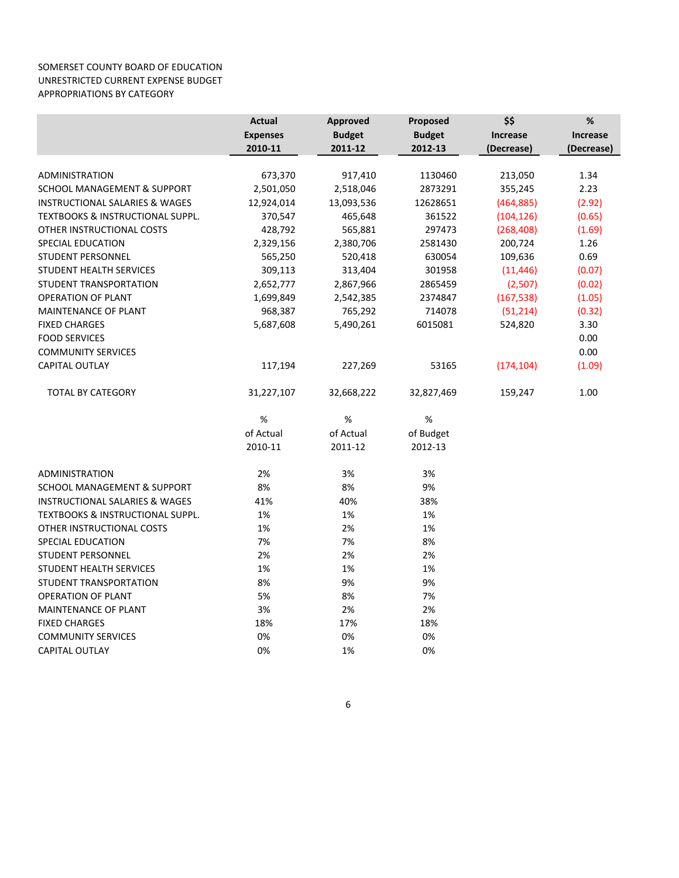SOMERSET COUNTY BOARD OF EDUCATION
UNRESTRICTED CURRENT EXPENSE BUDGET
APPROPRIATIONS BY CATEGORY

| | Actual Expenses 2010-11 | Approved Budget 2011-12 | Proposed Budget 2012-13 | $$ Increase (Decrease) | % Increase (Decrease) |
|---|---|---|---|---|---|
| ADMINISTRATION | 673,370 | 917,410 | 1130460 | 213,050 | 1.34 |
| SCHOOL MANAGEMENT & SUPPORT | 2,501,050 | 2,518,046 | 2873291 | 355,245 | 2.23 |
| INSTRUCTIONAL SALARIES & WAGES | 12,924,014 | 13,093,536 | 12628651 | (464,885) | (2.92) |
| TEXTBOOKS & INSTRUCTIONAL SUPPL. | 370,547 | 465,648 | 361522 | (104,126) | (0.65) |
| OTHER INSTRUCTIONAL COSTS | 428,792 | 565,881 | 297473 | (268,408) | (1.69) |
| SPECIAL EDUCATION | 2,329,156 | 2,380,706 | 2581430 | 200,724 | 1.26 |
| STUDENT PERSONNEL | 565,250 | 520,418 | 630054 | 109,636 | 0.69 |
| STUDENT HEALTH SERVICES | 309,113 | 313,404 | 301958 | (11,446) | (0.07) |
| STUDENT TRANSPORTATION | 2,652,777 | 2,867,966 | 2865459 | (2,507) | (0.02) |
| OPERATION OF PLANT | 1,699,849 | 2,542,385 | 2374847 | (167,538) | (1.05) |
| MAINTENANCE OF PLANT | 968,387 | 765,292 | 714078 | (51,214) | (0.32) |
| FIXED CHARGES | 5,687,608 | 5,490,261 | 6015081 | 524,820 | 3.30 |
| FOOD SERVICES | | | | | 0.00 |
| COMMUNITY SERVICES | | | | | 0.00 |
| CAPITAL OUTLAY | 117,194 | 227,269 | 53165 | (174,104) | (1.09) |
| TOTAL BY CATEGORY | 31,227,107 | 32,668,222 | 32,827,469 | 159,247 | 1.00 |

| | % of Actual 2010-11 | % of Actual 2011-12 | % of Budget 2012-13 |
|---|---|---|---|
| ADMINISTRATION | 2% | 3% | 3% |
| SCHOOL MANAGEMENT & SUPPORT | 8% | 8% | 9% |
| INSTRUCTIONAL SALARIES & WAGES | 41% | 40% | 38% |
| TEXTBOOKS & INSTRUCTIONAL SUPPL. | 1% | 1% | 1% |
| OTHER INSTRUCTIONAL COSTS | 1% | 2% | 1% |
| SPECIAL EDUCATION | 7% | 7% | 8% |
| STUDENT PERSONNEL | 2% | 2% | 2% |
| STUDENT HEALTH SERVICES | 1% | 1% | 1% |
| STUDENT TRANSPORTATION | 8% | 9% | 9% |
| OPERATION OF PLANT | 5% | 8% | 7% |
| MAINTENANCE OF PLANT | 3% | 2% | 2% |
| FIXED CHARGES | 18% | 17% | 18% |
| COMMUNITY SERVICES | 0% | 0% | 0% |
| CAPITAL OUTLAY | 0% | 1% | 0% |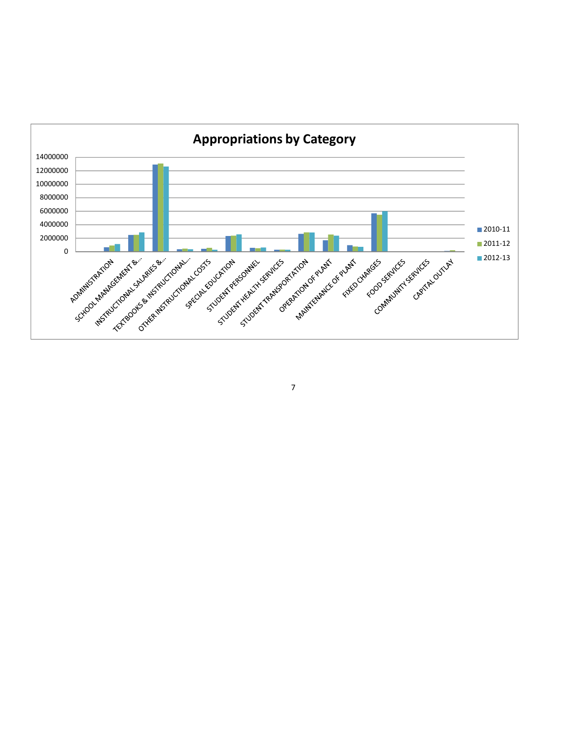## Appropriations by Category

| | 2010-11 | 2011-12 | 2012-13 |
|---|---|---|---|
| ADMINISTRATION | | | |
| SCHOOL MANAGEMENT &... | | | |
| INSTRUCTIONAL SALARIES &... | | | |
| TEXTBOOKS & INSTRUCTIONAL... | | | |
| OTHER INSTRUCTIONAL COSTS | | | |
| SPECIAL EDUCATION | | | |
| STUDENT PERSONNEL | | | |
| STUDENT HEALTH SERVICES | | | |
| STUDENT TRANSPORTATION | | | |
| OPERATION OF PLANT | | | |
| MAINTENANCE OF PLANT | | | |
| FIXED CHARGES | | | |
| FOOD SERVICES | | | |
| COMMUNITY SERVICES | | | |
| CAPITAL OUTLAY | | | |

Y-axis: 0, 2000000, 4000000, 6000000, 8000000, 10000000, 12000000, 14000000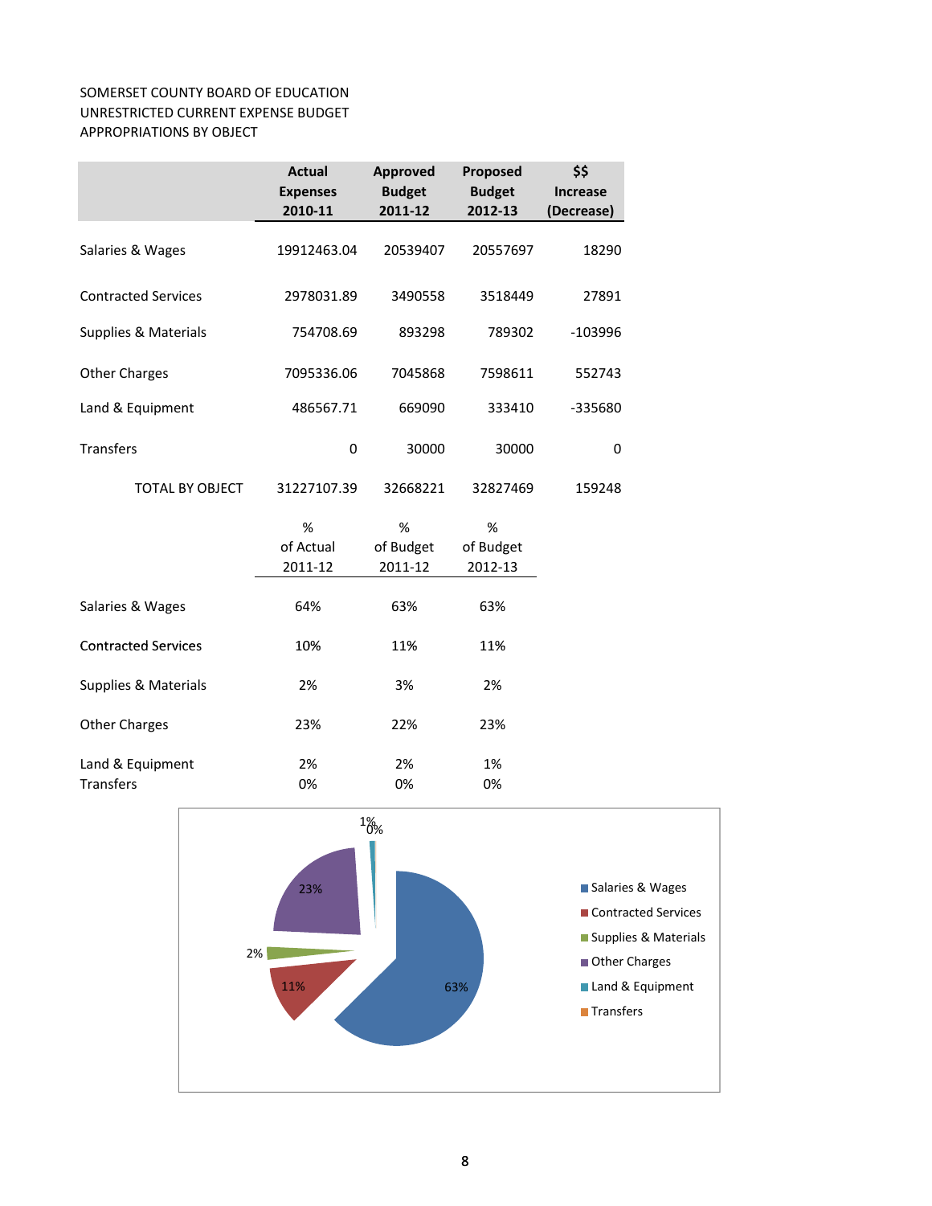SOMERSET COUNTY BOARD OF EDUCATION
UNRESTRICTED CURRENT EXPENSE BUDGET
APPROPRIATIONS BY OBJECT

| | Actual Expenses 2010-11 | Approved Budget 2011-12 | Proposed Budget 2012-13 | $$ Increase (Decrease) |
|---|---|---|---|---|
| Salaries & Wages | 19912463.04 | 20539407 | 20557697 | 18290 |
| Contracted Services | 2978031.89 | 3490558 | 3518449 | 27891 |
| Supplies & Materials | 754708.69 | 893298 | 789302 | -103996 |
| Other Charges | 7095336.06 | 7045868 | 7598611 | 552743 |
| Land & Equipment | 486567.71 | 669090 | 333410 | -335680 |
| Transfers | 0 | 30000 | 30000 | 0 |
| TOTAL BY OBJECT | 31227107.39 | 32668221 | 32827469 | 159248 |

| | % of Actual 2011-12 | % of Budget 2011-12 | % of Budget 2012-13 |
|---|---|---|---|
| Salaries & Wages | 64% | 63% | 63% |
| Contracted Services | 10% | 11% | 11% |
| Supplies & Materials | 2% | 3% | 2% |
| Other Charges | 23% | 22% | 23% |
| Land & Equipment | 2% | 2% | 1% |
| Transfers | 0% | 0% | 0% |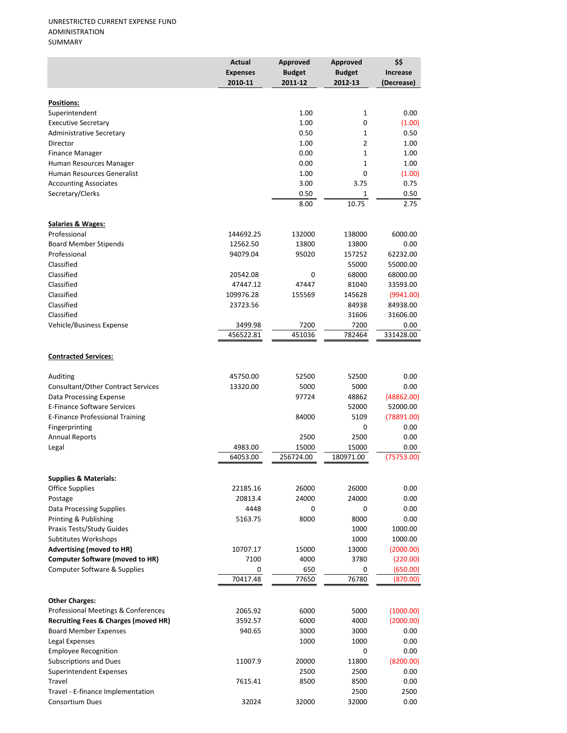UNRESTRICTED CURRENT EXPENSE FUND
ADMINISTRATION
SUMMARY

| | Actual Expenses 2010-11 | Approved Budget 2011-12 | Approved Budget 2012-13 | $$ Increase (Decrease) |
|---|---|---|---|---|
| **Positions:** | | | | |
| Superintendent | | 1.00 | 1 | 0.00 |
| Executive Secretary | | 1.00 | 0 | (1.00) |
| Administrative Secretary | | 0.50 | 1 | 0.50 |
| Director | | 1.00 | 2 | 1.00 |
| Finance Manager | | 0.00 | 1 | 1.00 |
| Human Resources Manager | | 0.00 | 1 | 1.00 |
| Human Resources Generalist | | 1.00 | 0 | (1.00) |
| Accounting Associates | | 3.00 | 3.75 | 0.75 |
| Secretary/Clerks | | 0.50 | 1 | 0.50 |
| | | 8.00 | 10.75 | 2.75 |
| **Salaries & Wages:** | | | | |
| Professional | 144692.25 | 132000 | 138000 | 6000.00 |
| Board Member Stipends | 12562.50 | 13800 | 13800 | 0.00 |
| Professional | 94079.04 | 95020 | 157252 | 62232.00 |
| Classified | | | 55000 | 55000.00 |
| Classified | 20542.08 | 0 | 68000 | 68000.00 |
| Classified | 47447.12 | 47447 | 81040 | 33593.00 |
| Classified | 109976.28 | 155569 | 145628 | (9941.00) |
| Classified | 23723.56 | | 84938 | 84938.00 |
| Classified | | | 31606 | 31606.00 |
| Vehicle/Business Expense | 3499.98 | 7200 | 7200 | 0.00 |
| | 456522.81 | 451036 | 782464 | 331428.00 |
| **Contracted Services:** | | | | |
| Auditing | 45750.00 | 52500 | 52500 | 0.00 |
| Consultant/Other Contract Services | 13320.00 | 5000 | 5000 | 0.00 |
| Data Processing Expense | | 97724 | 48862 | (48862.00) |
| E-Finance Software Services | | | 52000 | 52000.00 |
| E-Finance Professional Training | | 84000 | 5109 | (78891.00) |
| Fingerprinting | | | 0 | 0.00 |
| Annual Reports | | 2500 | 2500 | 0.00 |
| Legal | 4983.00 | 15000 | 15000 | 0.00 |
| | 64053.00 | 256724.00 | 180971.00 | (75753.00) |
| **Supplies & Materials:** | | | | |
| Office Supplies | 22185.16 | 26000 | 26000 | 0.00 |
| Postage | 20813.4 | 24000 | 24000 | 0.00 |
| Data Processing Supplies | 4448 | 0 | 0 | 0.00 |
| Printing & Publishing | 5163.75 | 8000 | 8000 | 0.00 |
| Praxis Tests/Study Guides | | | 1000 | 1000.00 |
| Subtitutes Workshops | | | 1000 | 1000.00 |
| **Advertising (moved to HR)** | 10707.17 | 15000 | 13000 | (2000.00) |
| **Computer Software (moved to HR)** | 7100 | 4000 | 3780 | (220.00) |
| Computer Software & Supplies | 0 | 650 | 0 | (650.00) |
| | 70417.48 | 77650 | 76780 | (870.00) |
| **Other Charges:** | | | | |
| Professional Meetings & Conferences | 2065.92 | 6000 | 5000 | (1000.00) |
| **Recruiting Fees & Charges (moved HR)** | 3592.57 | 6000 | 4000 | (2000.00) |
| Board Member Expenses | 940.65 | 3000 | 3000 | 0.00 |
| Legal Expenses | | 1000 | 1000 | 0.00 |
| Employee Recognition | | | 0 | 0.00 |
| Subscriptions and Dues | 11007.9 | 20000 | 11800 | (8200.00) |
| Superintendent Expenses | | 2500 | 2500 | 0.00 |
| Travel | 7615.41 | 8500 | 8500 | 0.00 |
| Travel - E-finance Implementation | | | 2500 | 2500 |
| Consortium Dues | 32024 | 32000 | 32000 | 0.00 |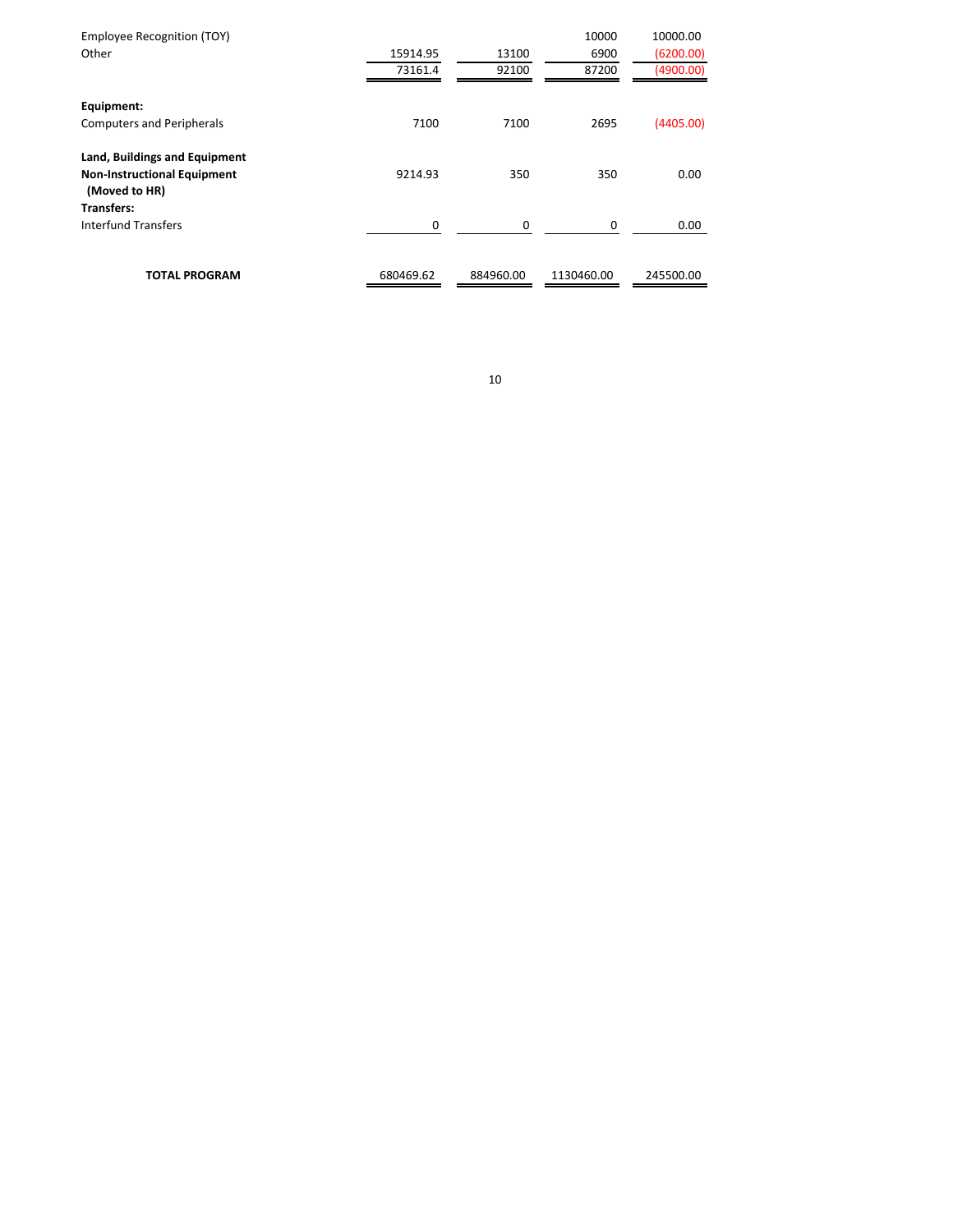| | | | | |
|---|---|---|---|---|
| Employee Recognition (TOY) | | | 10000 | 10000.00 |
| Other | 15914.95 | 13100 | 6900 | (6200.00) |
| | 73161.4 | 92100 | 87200 | (4900.00) |
| **Equipment:** | | | | |
| Computers and Peripherals | 7100 | 7100 | 2695 | (4405.00) |
| **Land, Buildings and Equipment** | | | | |
| **Non-Instructional Equipment (Moved to HR)** | 9214.93 | 350 | 350 | 0.00 |
| **Transfers:** | | | | |
| Interfund Transfers | 0 | 0 | 0 | 0.00 |
| **TOTAL PROGRAM** | 680469.62 | 884960.00 | 1130460.00 | 245500.00 |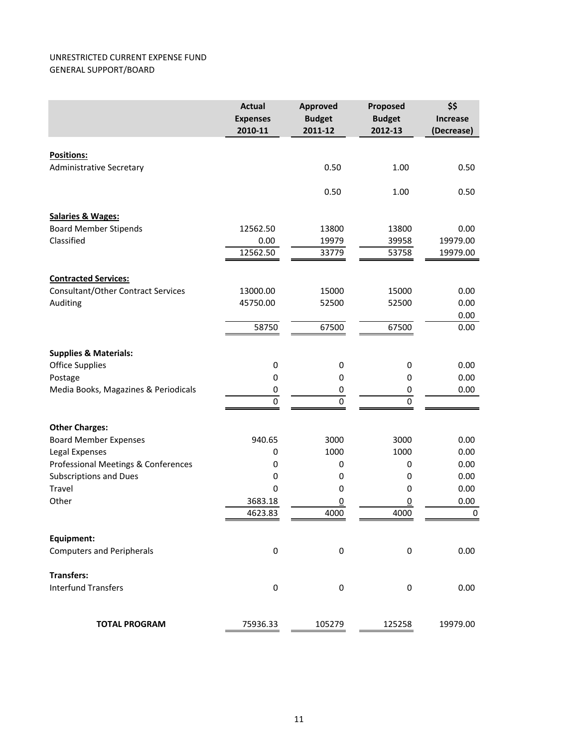UNRESTRICTED CURRENT EXPENSE FUND
GENERAL SUPPORT/BOARD

| | Actual Expenses 2010-11 | Approved Budget 2011-12 | Proposed Budget 2012-13 | $$ Increase (Decrease) |
|---|---|---|---|---|
| **Positions:** | | | | |
| Administrative Secretary | | 0.50 | 1.00 | 0.50 |
| | | 0.50 | 1.00 | 0.50 |
| **Salaries & Wages:** | | | | |
| Board Member Stipends | 12562.50 | 13800 | 13800 | 0.00 |
| Classified | 0.00 | 19979 | 39958 | 19979.00 |
| | 12562.50 | 33779 | 53758 | 19979.00 |
| **Contracted Services:** | | | | |
| Consultant/Other Contract Services | 13000.00 | 15000 | 15000 | 0.00 |
| Auditing | 45750.00 | 52500 | 52500 | 0.00 |
| | | | | 0.00 |
| | 58750 | 67500 | 67500 | 0.00 |
| **Supplies & Materials:** | | | | |
| Office Supplies | 0 | 0 | 0 | 0.00 |
| Postage | 0 | 0 | 0 | 0.00 |
| Media Books, Magazines & Periodicals | 0 | 0 | 0 | 0.00 |
| | 0 | 0 | 0 | |
| **Other Charges:** | | | | |
| Board Member Expenses | 940.65 | 3000 | 3000 | 0.00 |
| Legal Expenses | 0 | 1000 | 1000 | 0.00 |
| Professional Meetings & Conferences | 0 | 0 | 0 | 0.00 |
| Subscriptions and Dues | 0 | 0 | 0 | 0.00 |
| Travel | 0 | 0 | 0 | 0.00 |
| Other | 3683.18 | 0 | 0 | 0.00 |
| | 4623.83 | 4000 | 4000 | 0 |
| **Equipment:** | | | | |
| Computers and Peripherals | 0 | 0 | 0 | 0.00 |
| **Transfers:** | | | | |
| Interfund Transfers | 0 | 0 | 0 | 0.00 |
| **TOTAL PROGRAM** | 75936.33 | 105279 | 125258 | 19979.00 |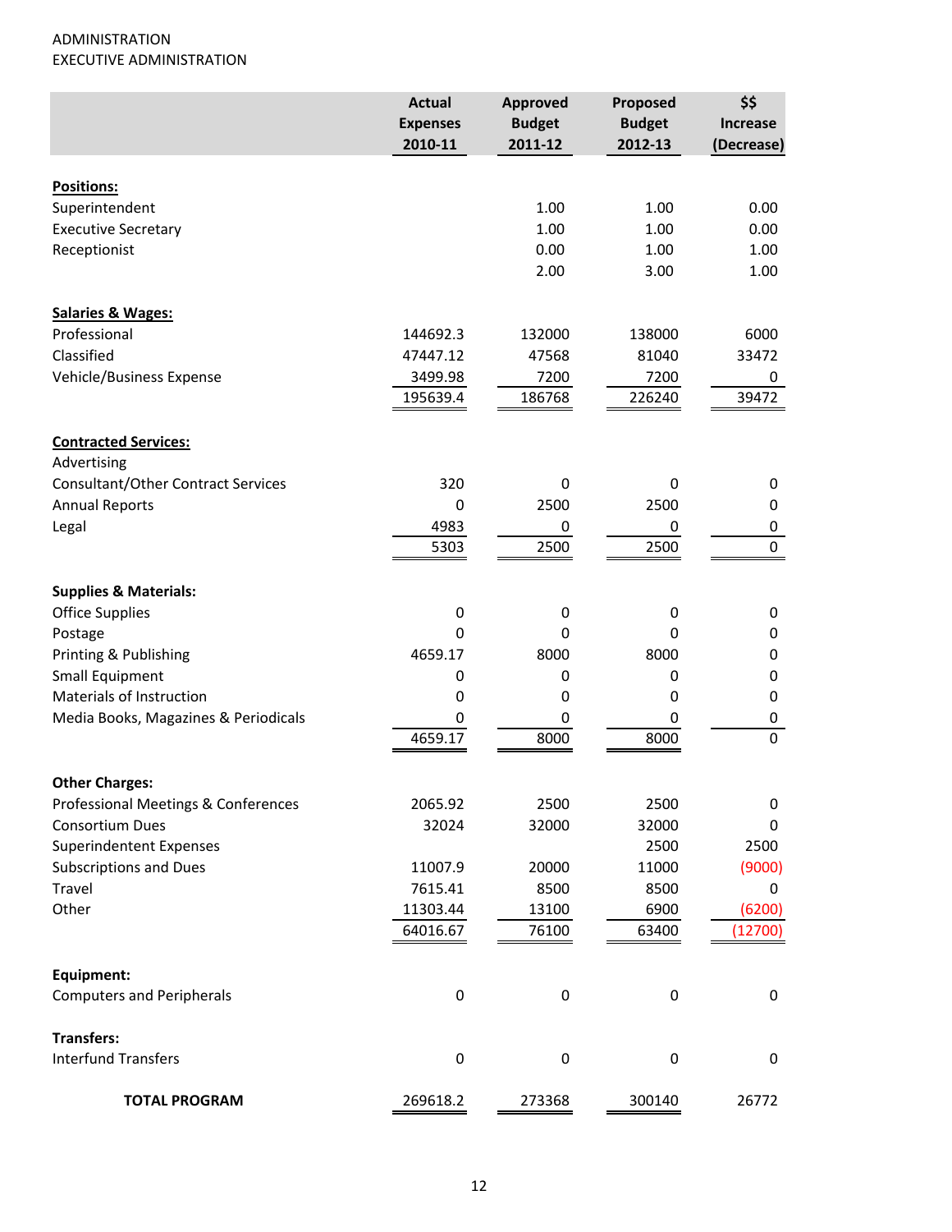ADMINISTRATION
EXECUTIVE ADMINISTRATION

| | Actual Expenses 2010-11 | Approved Budget 2011-12 | Proposed Budget 2012-13 | $$ Increase (Decrease) |
|---|---|---|---|---|
| **Positions:** | | | | |
| Superintendent | | 1.00 | 1.00 | 0.00 |
| Executive Secretary | | 1.00 | 1.00 | 0.00 |
| Receptionist | | 0.00 | 1.00 | 1.00 |
| | | 2.00 | 3.00 | 1.00 |
| **Salaries & Wages:** | | | | |
| Professional | 144692.3 | 132000 | 138000 | 6000 |
| Classified | 47447.12 | 47568 | 81040 | 33472 |
| Vehicle/Business Expense | 3499.98 | 7200 | 7200 | 0 |
| | 195639.4 | 186768 | 226240 | 39472 |
| **Contracted Services:** | | | | |
| Advertising | | | | |
| Consultant/Other Contract Services | 320 | 0 | 0 | 0 |
| Annual Reports | 0 | 2500 | 2500 | 0 |
| Legal | 4983 | 0 | 0 | 0 |
| | 5303 | 2500 | 2500 | 0 |
| **Supplies & Materials:** | | | | |
| Office Supplies | 0 | 0 | 0 | 0 |
| Postage | 0 | 0 | 0 | 0 |
| Printing & Publishing | 4659.17 | 8000 | 8000 | 0 |
| Small Equipment | 0 | 0 | 0 | 0 |
| Materials of Instruction | 0 | 0 | 0 | 0 |
| Media Books, Magazines & Periodicals | 0 | 0 | 0 | 0 |
| | 4659.17 | 8000 | 8000 | 0 |
| **Other Charges:** | | | | |
| Professional Meetings & Conferences | 2065.92 | 2500 | 2500 | 0 |
| Consortium Dues | 32024 | 32000 | 32000 | 0 |
| Superindentent Expenses | | | 2500 | 2500 |
| Subscriptions and Dues | 11007.9 | 20000 | 11000 | (9000) |
| Travel | 7615.41 | 8500 | 8500 | 0 |
| Other | 11303.44 | 13100 | 6900 | (6200) |
| | 64016.67 | 76100 | 63400 | (12700) |
| **Equipment:** | | | | |
| Computers and Peripherals | 0 | 0 | 0 | 0 |
| **Transfers:** | | | | |
| Interfund Transfers | 0 | 0 | 0 | 0 |
| **TOTAL PROGRAM** | 269618.2 | 273368 | 300140 | 26772 |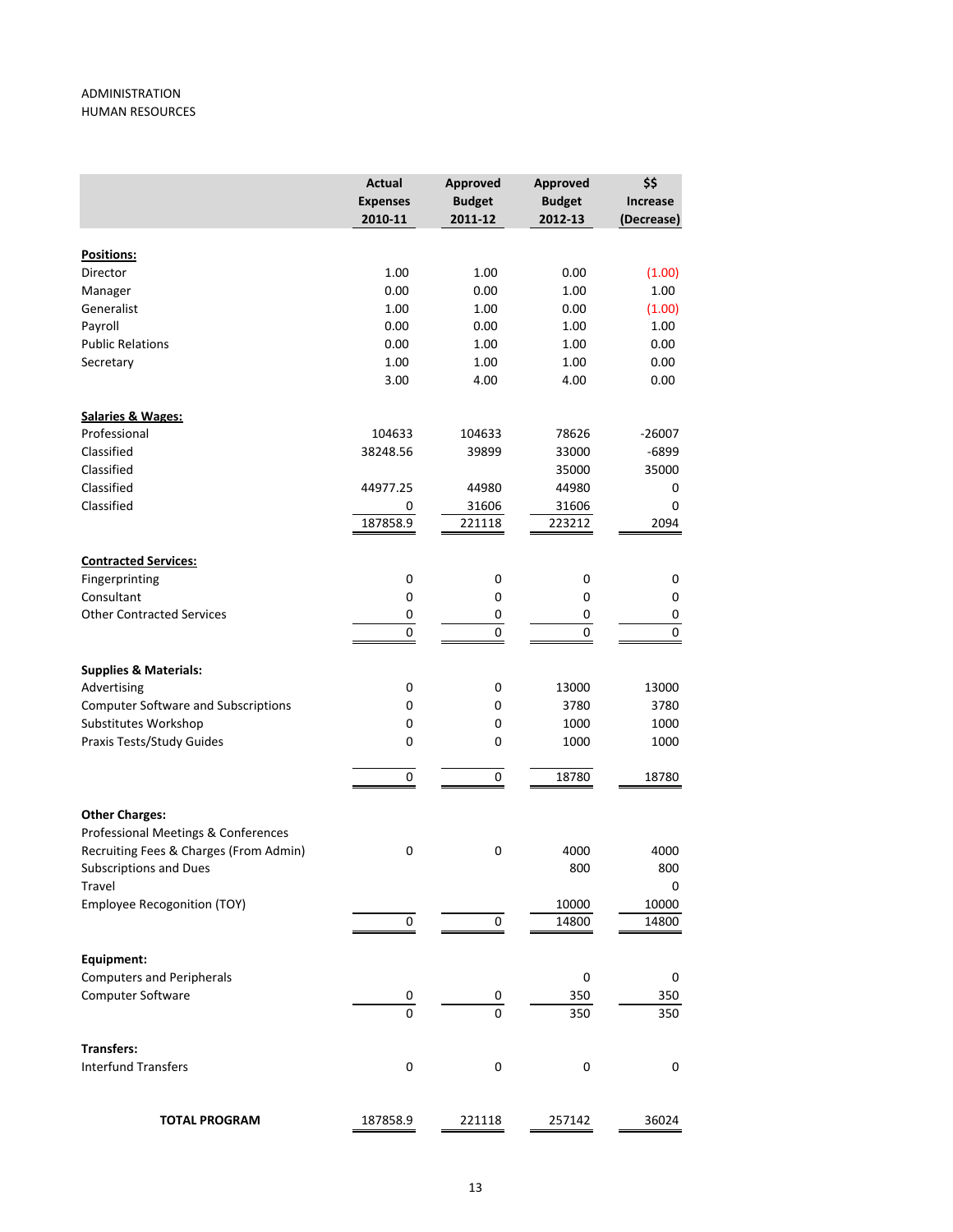ADMINISTRATION
HUMAN RESOURCES

| | Actual Expenses 2010-11 | Approved Budget 2011-12 | Approved Budget 2012-13 | $$ Increase (Decrease) |
|---|---|---|---|---|
| **Positions:** | | | | |
| Director | 1.00 | 1.00 | 0.00 | (1.00) |
| Manager | 0.00 | 0.00 | 1.00 | 1.00 |
| Generalist | 1.00 | 1.00 | 0.00 | (1.00) |
| Payroll | 0.00 | 0.00 | 1.00 | 1.00 |
| Public Relations | 0.00 | 1.00 | 1.00 | 0.00 |
| Secretary | 1.00 | 1.00 | 1.00 | 0.00 |
| | 3.00 | 4.00 | 4.00 | 0.00 |
| **Salaries & Wages:** | | | | |
| Professional | 104633 | 104633 | 78626 | -26007 |
| Classified | 38248.56 | 39899 | 33000 | -6899 |
| Classified | | | 35000 | 35000 |
| Classified | 44977.25 | 44980 | 44980 | 0 |
| Classified | 0 | 31606 | 31606 | 0 |
| | 187858.9 | 221118 | 223212 | 2094 |
| **Contracted Services:** | | | | |
| Fingerprinting | 0 | 0 | 0 | 0 |
| Consultant | 0 | 0 | 0 | 0 |
| Other Contracted Services | 0 | 0 | 0 | 0 |
| | 0 | 0 | 0 | 0 |
| **Supplies & Materials:** | | | | |
| Advertising | 0 | 0 | 13000 | 13000 |
| Computer Software and Subscriptions | 0 | 0 | 3780 | 3780 |
| Substitutes Workshop | 0 | 0 | 1000 | 1000 |
| Praxis Tests/Study Guides | 0 | 0 | 1000 | 1000 |
| | 0 | 0 | 18780 | 18780 |
| **Other Charges:** | | | | |
| Professional Meetings & Conferences | | | | |
| Recruiting Fees & Charges (From Admin) | 0 | 0 | 4000 | 4000 |
| Subscriptions and Dues | | | 800 | 800 |
| Travel | | | | 0 |
| Employee Recogonition (TOY) | | | 10000 | 10000 |
| | 0 | 0 | 14800 | 14800 |
| **Equipment:** | | | | |
| Computers and Peripherals | | | 0 | 0 |
| Computer Software | 0 | 0 | 350 | 350 |
| | 0 | 0 | 350 | 350 |
| **Transfers:** | | | | |
| Interfund Transfers | 0 | 0 | 0 | 0 |
| **TOTAL PROGRAM** | 187858.9 | 221118 | 257142 | 36024 |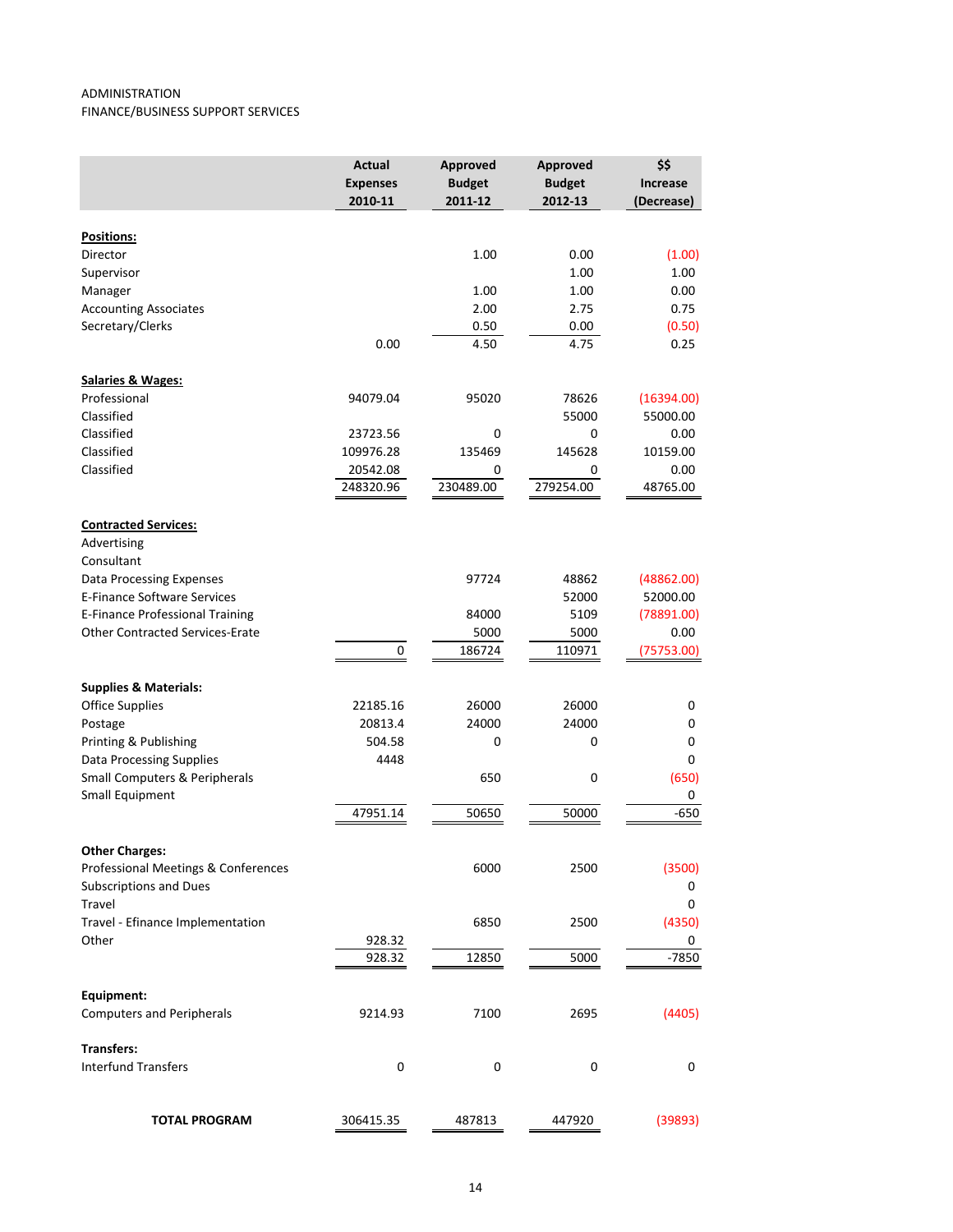ADMINISTRATION
FINANCE/BUSINESS SUPPORT SERVICES

| | Actual Expenses 2010-11 | Approved Budget 2011-12 | Approved Budget 2012-13 | $$ Increase (Decrease) |
|---|---|---|---|---|
| **Positions:** | | | | |
| Director | | 1.00 | 0.00 | (1.00) |
| Supervisor | | | 1.00 | 1.00 |
| Manager | | 1.00 | 1.00 | 0.00 |
| Accounting Associates | | 2.00 | 2.75 | 0.75 |
| Secretary/Clerks | | 0.50 | 0.00 | (0.50) |
| | 0.00 | 4.50 | 4.75 | 0.25 |
| **Salaries & Wages:** | | | | |
| Professional | 94079.04 | 95020 | 78626 | (16394.00) |
| Classified | | | 55000 | 55000.00 |
| Classified | 23723.56 | 0 | 0 | 0.00 |
| Classified | 109976.28 | 135469 | 145628 | 10159.00 |
| Classified | 20542.08 | 0 | 0 | 0.00 |
| | 248320.96 | 230489.00 | 279254.00 | 48765.00 |
| **Contracted Services:** | | | | |
| Advertising | | | | |
| Consultant | | | | |
| Data Processing Expenses | | 97724 | 48862 | (48862.00) |
| E-Finance Software Services | | | 52000 | 52000.00 |
| E-Finance Professional Training | | 84000 | 5109 | (78891.00) |
| Other Contracted Services-Erate | | 5000 | 5000 | 0.00 |
| | 0 | 186724 | 110971 | (75753.00) |
| **Supplies & Materials:** | | | | |
| Office Supplies | 22185.16 | 26000 | 26000 | 0 |
| Postage | 20813.4 | 24000 | 24000 | 0 |
| Printing & Publishing | 504.58 | 0 | 0 | 0 |
| Data Processing Supplies | 4448 | | | 0 |
| Small Computers & Peripherals | | 650 | 0 | (650) |
| Small Equipment | | | | 0 |
| | 47951.14 | 50650 | 50000 | -650 |
| **Other Charges:** | | | | |
| Professional Meetings & Conferences | | 6000 | 2500 | (3500) |
| Subscriptions and Dues | | | | 0 |
| Travel | | | | 0 |
| Travel - Efinance Implementation | | 6850 | 2500 | (4350) |
| Other | 928.32 | | | 0 |
| | 928.32 | 12850 | 5000 | -7850 |
| **Equipment:** | | | | |
| Computers and Peripherals | 9214.93 | 7100 | 2695 | (4405) |
| **Transfers:** | | | | |
| Interfund Transfers | 0 | 0 | 0 | 0 |
| **TOTAL PROGRAM** | 306415.35 | 487813 | 447920 | (39893) |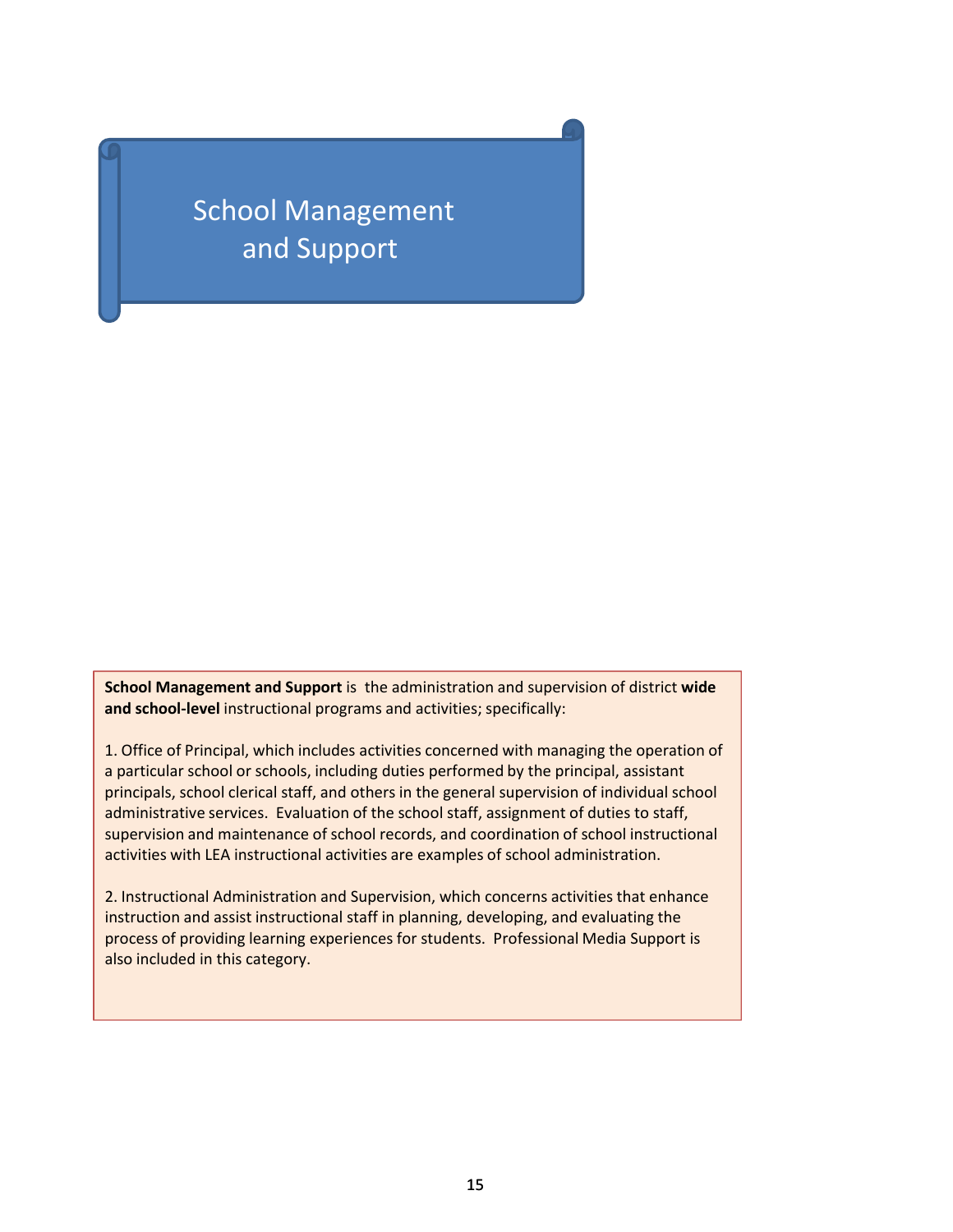# School Management and Support

**School Management and Support** is the administration and supervision of district **wide and school-level** instructional programs and activities; specifically:

1. Office of Principal, which includes activities concerned with managing the operation of a particular school or schools, including duties performed by the principal, assistant principals, school clerical staff, and others in the general supervision of individual school administrative services. Evaluation of the school staff, assignment of duties to staff, supervision and maintenance of school records, and coordination of school instructional activities with LEA instructional activities are examples of school administration.

2. Instructional Administration and Supervision, which concerns activities that enhance instruction and assist instructional staff in planning, developing, and evaluating the process of providing learning experiences for students. Professional Media Support is also included in this category.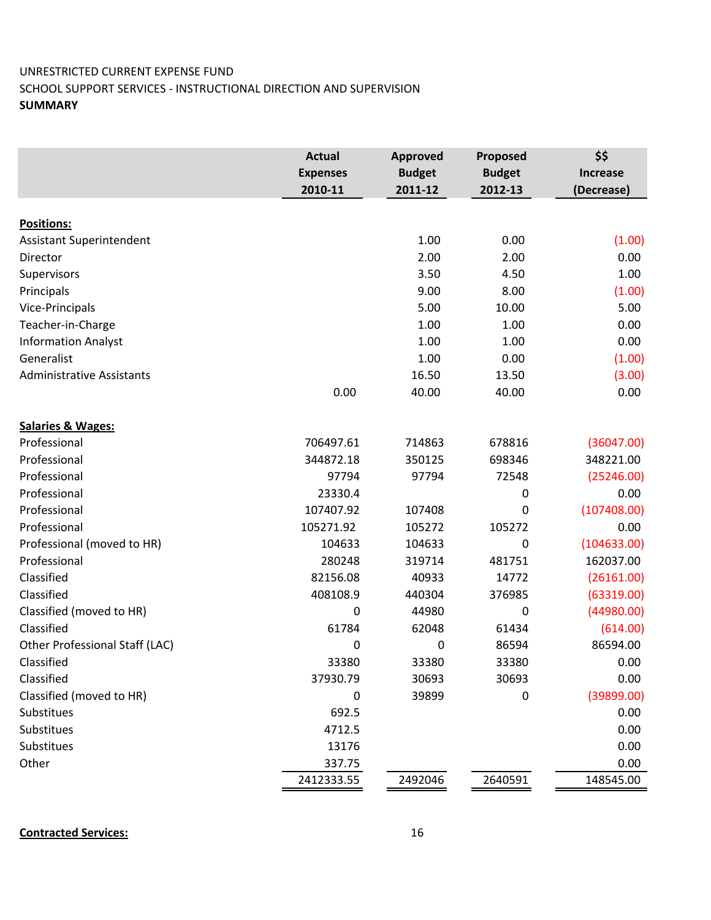UNRESTRICTED CURRENT EXPENSE FUND
SCHOOL SUPPORT SERVICES - INSTRUCTIONAL DIRECTION AND SUPERVISION
**SUMMARY**

| | Actual Expenses 2010-11 | Approved Budget 2011-12 | Proposed Budget 2012-13 | $$ Increase (Decrease) |
|---|---|---|---|---|
| **Positions:** | | | | |
| Assistant Superintendent | | 1.00 | 0.00 | (1.00) |
| Director | | 2.00 | 2.00 | 0.00 |
| Supervisors | | 3.50 | 4.50 | 1.00 |
| Principals | | 9.00 | 8.00 | (1.00) |
| Vice-Principals | | 5.00 | 10.00 | 5.00 |
| Teacher-in-Charge | | 1.00 | 1.00 | 0.00 |
| Information Analyst | | 1.00 | 1.00 | 0.00 |
| Generalist | | 1.00 | 0.00 | (1.00) |
| Administrative Assistants | | 16.50 | 13.50 | (3.00) |
| | 0.00 | 40.00 | 40.00 | 0.00 |
| **Salaries & Wages:** | | | | |
| Professional | 706497.61 | 714863 | 678816 | (36047.00) |
| Professional | 344872.18 | 350125 | 698346 | 348221.00 |
| Professional | 97794 | 97794 | 72548 | (25246.00) |
| Professional | 23330.4 | | 0 | 0.00 |
| Professional | 107407.92 | 107408 | 0 | (107408.00) |
| Professional | 105271.92 | 105272 | 105272 | 0.00 |
| Professional (moved to HR) | 104633 | 104633 | 0 | (104633.00) |
| Professional | 280248 | 319714 | 481751 | 162037.00 |
| Classified | 82156.08 | 40933 | 14772 | (26161.00) |
| Classified | 408108.9 | 440304 | 376985 | (63319.00) |
| Classified (moved to HR) | 0 | 44980 | 0 | (44980.00) |
| Classified | 61784 | 62048 | 61434 | (614.00) |
| Other Professional Staff (LAC) | 0 | 0 | 86594 | 86594.00 |
| Classified | 33380 | 33380 | 33380 | 0.00 |
| Classified | 37930.79 | 30693 | 30693 | 0.00 |
| Classified (moved to HR) | 0 | 39899 | 0 | (39899.00) |
| Substitues | 692.5 | | | 0.00 |
| Substitues | 4712.5 | | | 0.00 |
| Substitues | 13176 | | | 0.00 |
| Other | 337.75 | | | 0.00 |
| | 2412333.55 | 2492046 | 2640591 | 148545.00 |

**Contracted Services:**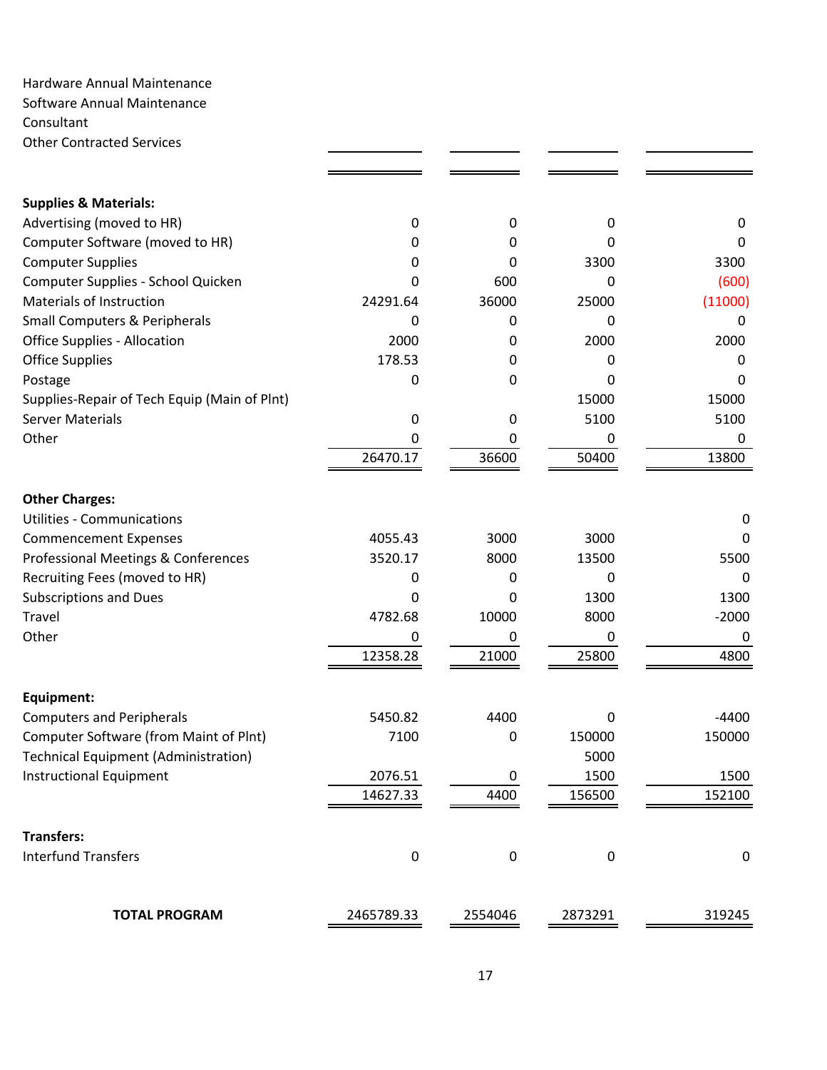| | | | | |
|---|---|---|---|---|
| Hardware Annual Maintenance | | | | |
| Software Annual Maintenance | | | | |
| Consultant | | | | |
| Other Contracted Services | | | | |
| | | | | |
| **Supplies & Materials:** | | | | |
| Advertising (moved to HR) | 0 | 0 | 0 | 0 |
| Computer Software (moved to HR) | 0 | 0 | 0 | 0 |
| Computer Supplies | 0 | 0 | 3300 | 3300 |
| Computer Supplies - School Quicken | 0 | 600 | 0 | (600) |
| Materials of Instruction | 24291.64 | 36000 | 25000 | (11000) |
| Small Computers & Peripherals | 0 | 0 | 0 | 0 |
| Office Supplies - Allocation | 2000 | 0 | 2000 | 2000 |
| Office Supplies | 178.53 | 0 | 0 | 0 |
| Postage | 0 | 0 | 0 | 0 |
| Supplies-Repair of Tech Equip (Main of Plnt) | | | 15000 | 15000 |
| Server Materials | 0 | 0 | 5100 | 5100 |
| Other | 0 | 0 | 0 | 0 |
| | 26470.17 | 36600 | 50400 | 13800 |
| **Other Charges:** | | | | |
| Utilities - Communications | | | | 0 |
| Commencement Expenses | 4055.43 | 3000 | 3000 | 0 |
| Professional Meetings & Conferences | 3520.17 | 8000 | 13500 | 5500 |
| Recruiting Fees (moved to HR) | 0 | 0 | 0 | 0 |
| Subscriptions and Dues | 0 | 0 | 1300 | 1300 |
| Travel | 4782.68 | 10000 | 8000 | -2000 |
| Other | 0 | 0 | 0 | 0 |
| | 12358.28 | 21000 | 25800 | 4800 |
| **Equipment:** | | | | |
| Computers and Peripherals | 5450.82 | 4400 | 0 | -4400 |
| Computer Software (from Maint of Plnt) | 7100 | 0 | 150000 | 150000 |
| Technical Equipment (Administration) | | | 5000 | |
| Instructional Equipment | 2076.51 | 0 | 1500 | 1500 |
| | 14627.33 | 4400 | 156500 | 152100 |
| **Transfers:** | | | | |
| Interfund Transfers | 0 | 0 | 0 | 0 |
| | | | | |
| **TOTAL PROGRAM** | 2465789.33 | 2554046 | 2873291 | 319245 |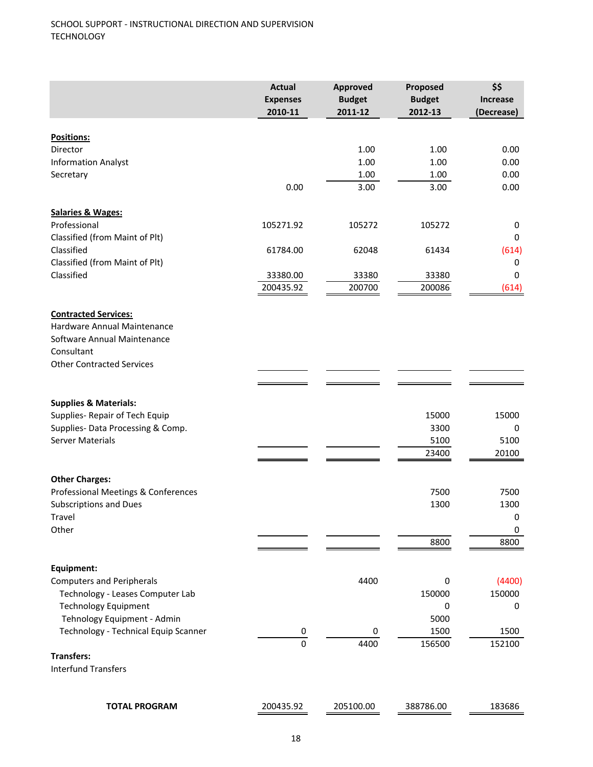SCHOOL SUPPORT - INSTRUCTIONAL DIRECTION AND SUPERVISION
TECHNOLOGY

| | Actual Expenses 2010-11 | Approved Budget 2011-12 | Proposed Budget 2012-13 | $$ Increase (Decrease) |
|---|---|---|---|---|
| **Positions:** | | | | |
| Director | | 1.00 | 1.00 | 0.00 |
| Information Analyst | | 1.00 | 1.00 | 0.00 |
| Secretary | | 1.00 | 1.00 | 0.00 |
| | 0.00 | 3.00 | 3.00 | 0.00 |
| **Salaries & Wages:** | | | | |
| Professional | 105271.92 | 105272 | 105272 | 0 |
| Classified (from Maint of Plt) | | | | 0 |
| Classified | 61784.00 | 62048 | 61434 | (614) |
| Classified (from Maint of Plt) | | | | 0 |
| Classified | 33380.00 | 33380 | 33380 | 0 |
| | 200435.92 | 200700 | 200086 | (614) |
| **Contracted Services:** | | | | |
| Hardware Annual Maintenance | | | | |
| Software Annual Maintenance | | | | |
| Consultant | | | | |
| Other Contracted Services | | | | |
| | | | | |
| **Supplies & Materials:** | | | | |
| Supplies- Repair of Tech Equip | | | 15000 | 15000 |
| Supplies- Data Processing & Comp. | | | 3300 | 0 |
| Server Materials | | | 5100 | 5100 |
| | | | 23400 | 20100 |
| **Other Charges:** | | | | |
| Professional Meetings & Conferences | | | 7500 | 7500 |
| Subscriptions and Dues | | | 1300 | 1300 |
| Travel | | | | 0 |
| Other | | | | 0 |
| | | | 8800 | 8800 |
| **Equipment:** | | | | |
| Computers and Peripherals | | 4400 | 0 | (4400) |
| Technology - Leases Computer Lab | | | 150000 | 150000 |
| Technology Equipment | | | 0 | 0 |
| Tehnology Equipment - Admin | | | 5000 | |
| Technology - Technical Equip Scanner | 0 | 0 | 1500 | 1500 |
| | 0 | 4400 | 156500 | 152100 |
| **Transfers:** | | | | |
| Interfund Transfers | | | | |
| **TOTAL PROGRAM** | 200435.92 | 205100.00 | 388786.00 | 183686 |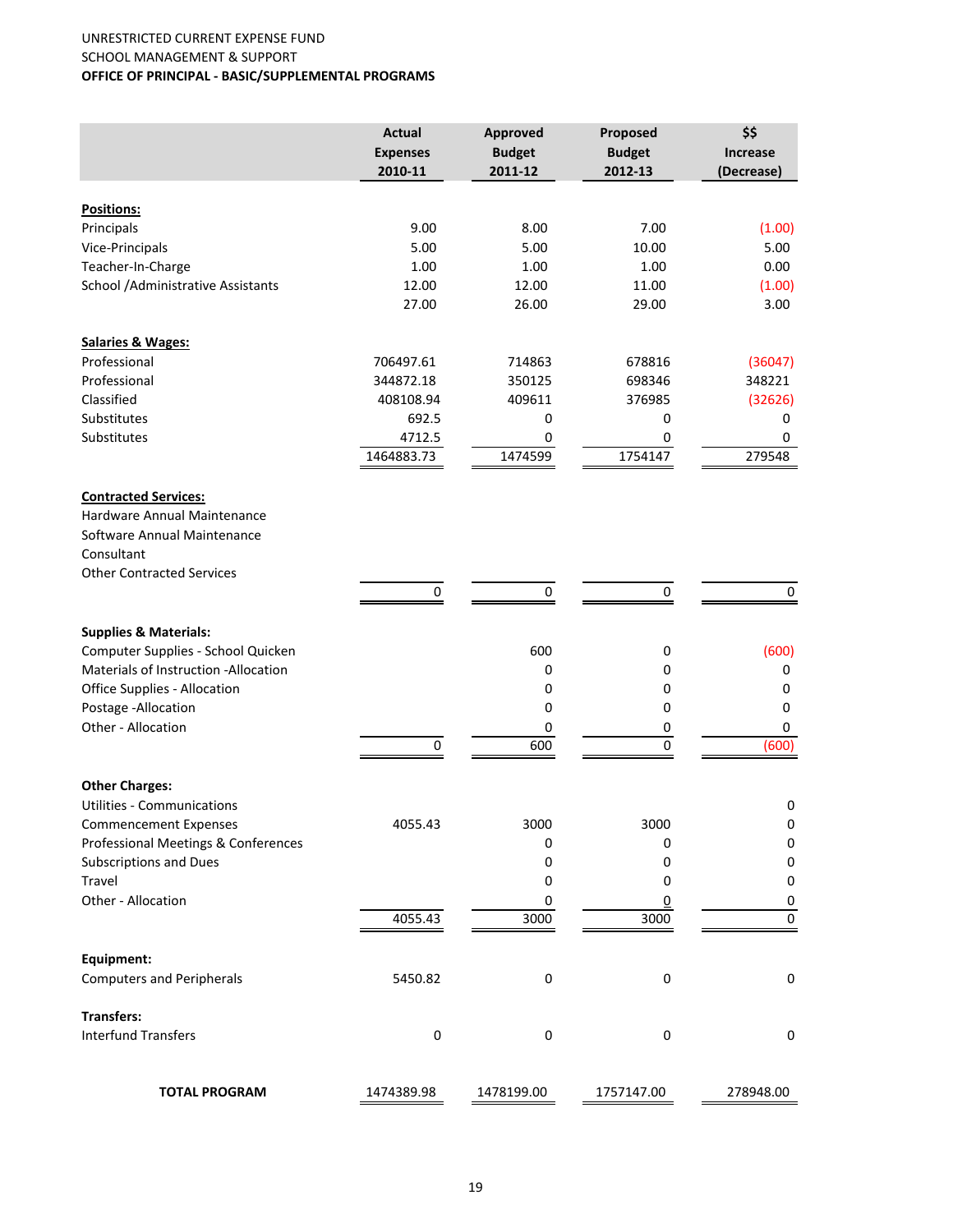UNRESTRICTED CURRENT EXPENSE FUND
SCHOOL MANAGEMENT & SUPPORT
**OFFICE OF PRINCIPAL - BASIC/SUPPLEMENTAL PROGRAMS**

| | Actual Expenses 2010-11 | Approved Budget 2011-12 | Proposed Budget 2012-13 | $$ Increase (Decrease) |
|---|---|---|---|---|
| **Positions:** | | | | |
| Principals | 9.00 | 8.00 | 7.00 | (1.00) |
| Vice-Principals | 5.00 | 5.00 | 10.00 | 5.00 |
| Teacher-In-Charge | 1.00 | 1.00 | 1.00 | 0.00 |
| School /Administrative Assistants | 12.00 | 12.00 | 11.00 | (1.00) |
| | 27.00 | 26.00 | 29.00 | 3.00 |
| **Salaries & Wages:** | | | | |
| Professional | 706497.61 | 714863 | 678816 | (36047) |
| Professional | 344872.18 | 350125 | 698346 | 348221 |
| Classified | 408108.94 | 409611 | 376985 | (32626) |
| Substitutes | 692.5 | 0 | 0 | 0 |
| Substitutes | 4712.5 | 0 | 0 | 0 |
| | 1464883.73 | 1474599 | 1754147 | 279548 |
| **Contracted Services:** | | | | |
| Hardware Annual Maintenance | | | | |
| Software Annual Maintenance | | | | |
| Consultant | | | | |
| Other Contracted Services | | | | |
| | 0 | 0 | 0 | 0 |
| **Supplies & Materials:** | | | | |
| Computer Supplies - School Quicken | | 600 | 0 | (600) |
| Materials of Instruction -Allocation | | 0 | 0 | 0 |
| Office Supplies - Allocation | | 0 | 0 | 0 |
| Postage -Allocation | | 0 | 0 | 0 |
| Other - Allocation | | 0 | 0 | 0 |
| | 0 | 600 | 0 | (600) |
| **Other Charges:** | | | | |
| Utilities - Communications | | | | 0 |
| Commencement Expenses | 4055.43 | 3000 | 3000 | 0 |
| Professional Meetings & Conferences | | 0 | 0 | 0 |
| Subscriptions and Dues | | 0 | 0 | 0 |
| Travel | | 0 | 0 | 0 |
| Other - Allocation | | 0 | 0 | 0 |
| | 4055.43 | 3000 | 3000 | 0 |
| **Equipment:** | | | | |
| Computers and Peripherals | 5450.82 | 0 | 0 | 0 |
| **Transfers:** | | | | |
| Interfund Transfers | 0 | 0 | 0 | 0 |
| **TOTAL PROGRAM** | 1474389.98 | 1478199.00 | 1757147.00 | 278948.00 |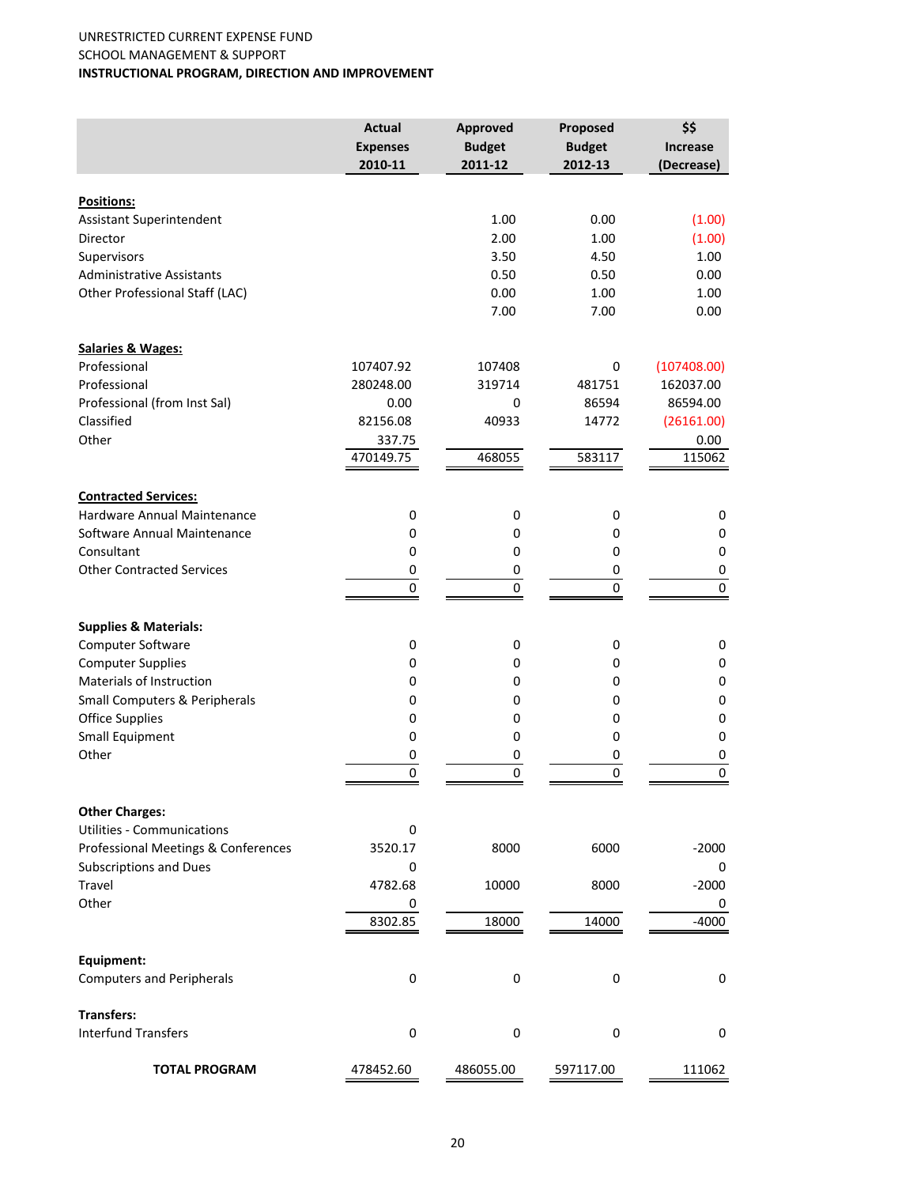UNRESTRICTED CURRENT EXPENSE FUND
SCHOOL MANAGEMENT & SUPPORT
**INSTRUCTIONAL PROGRAM, DIRECTION AND IMPROVEMENT**

| | Actual Expenses 2010-11 | Approved Budget 2011-12 | Proposed Budget 2012-13 | $$ Increase (Decrease) |
|---|---|---|---|---|
| **Positions:** | | | | |
| Assistant Superintendent | | 1.00 | 0.00 | (1.00) |
| Director | | 2.00 | 1.00 | (1.00) |
| Supervisors | | 3.50 | 4.50 | 1.00 |
| Administrative Assistants | | 0.50 | 0.50 | 0.00 |
| Other Professional Staff (LAC) | | 0.00 | 1.00 | 1.00 |
| | | 7.00 | 7.00 | 0.00 |
| **Salaries & Wages:** | | | | |
| Professional | 107407.92 | 107408 | 0 | (107408.00) |
| Professional | 280248.00 | 319714 | 481751 | 162037.00 |
| Professional (from Inst Sal) | 0.00 | 0 | 86594 | 86594.00 |
| Classified | 82156.08 | 40933 | 14772 | (26161.00) |
| Other | 337.75 | | | 0.00 |
| | 470149.75 | 468055 | 583117 | 115062 |
| **Contracted Services:** | | | | |
| Hardware Annual Maintenance | 0 | 0 | 0 | 0 |
| Software Annual Maintenance | 0 | 0 | 0 | 0 |
| Consultant | 0 | 0 | 0 | 0 |
| Other Contracted Services | 0 | 0 | 0 | 0 |
| | 0 | 0 | 0 | 0 |
| **Supplies & Materials:** | | | | |
| Computer Software | 0 | 0 | 0 | 0 |
| Computer Supplies | 0 | 0 | 0 | 0 |
| Materials of Instruction | 0 | 0 | 0 | 0 |
| Small Computers & Peripherals | 0 | 0 | 0 | 0 |
| Office Supplies | 0 | 0 | 0 | 0 |
| Small Equipment | 0 | 0 | 0 | 0 |
| Other | 0 | 0 | 0 | 0 |
| | 0 | 0 | 0 | 0 |
| **Other Charges:** | | | | |
| Utilities - Communications | 0 | | | |
| Professional Meetings & Conferences | 3520.17 | 8000 | 6000 | -2000 |
| Subscriptions and Dues | 0 | | | 0 |
| Travel | 4782.68 | 10000 | 8000 | -2000 |
| Other | 0 | | | 0 |
| | 8302.85 | 18000 | 14000 | -4000 |
| **Equipment:** | | | | |
| Computers and Peripherals | 0 | 0 | 0 | 0 |
| **Transfers:** | | | | |
| Interfund Transfers | 0 | 0 | 0 | 0 |
| **TOTAL PROGRAM** | 478452.60 | 486055.00 | 597117.00 | 111062 |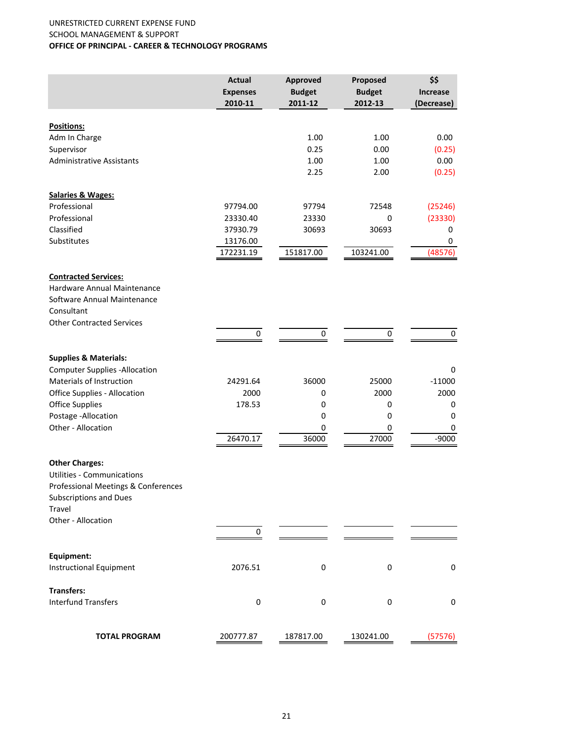UNRESTRICTED CURRENT EXPENSE FUND
SCHOOL MANAGEMENT & SUPPORT
**OFFICE OF PRINCIPAL - CAREER & TECHNOLOGY PROGRAMS**

| | Actual Expenses 2010-11 | Approved Budget 2011-12 | Proposed Budget 2012-13 | $$ Increase (Decrease) |
|---|---|---|---|---|
| **Positions:** | | | | |
| Adm In Charge | | 1.00 | 1.00 | 0.00 |
| Supervisor | | 0.25 | 0.00 | (0.25) |
| Administrative Assistants | | 1.00 | 1.00 | 0.00 |
| | | 2.25 | 2.00 | (0.25) |
| **Salaries & Wages:** | | | | |
| Professional | 97794.00 | 97794 | 72548 | (25246) |
| Professional | 23330.40 | 23330 | 0 | (23330) |
| Classified | 37930.79 | 30693 | 30693 | 0 |
| Substitutes | 13176.00 | | | 0 |
| | 172231.19 | 151817.00 | 103241.00 | (48576) |
| **Contracted Services:** | | | | |
| Hardware Annual Maintenance | | | | |
| Software Annual Maintenance | | | | |
| Consultant | | | | |
| Other Contracted Services | | | | |
| | 0 | 0 | 0 | 0 |
| **Supplies & Materials:** | | | | |
| Computer Supplies -Allocation | | | | 0 |
| Materials of Instruction | 24291.64 | 36000 | 25000 | -11000 |
| Office Supplies - Allocation | 2000 | 0 | 2000 | 2000 |
| Office Supplies | 178.53 | 0 | 0 | 0 |
| Postage -Allocation | | 0 | 0 | 0 |
| Other - Allocation | | 0 | 0 | 0 |
| | 26470.17 | 36000 | 27000 | -9000 |
| **Other Charges:** | | | | |
| Utilities - Communications | | | | |
| Professional Meetings & Conferences | | | | |
| Subscriptions and Dues | | | | |
| Travel | | | | |
| Other - Allocation | | | | |
| | 0 | | | |
| **Equipment:** | | | | |
| Instructional Equipment | 2076.51 | 0 | 0 | 0 |
| **Transfers:** | | | | |
| Interfund Transfers | 0 | 0 | 0 | 0 |
| **TOTAL PROGRAM** | 200777.87 | 187817.00 | 130241.00 | (57576) |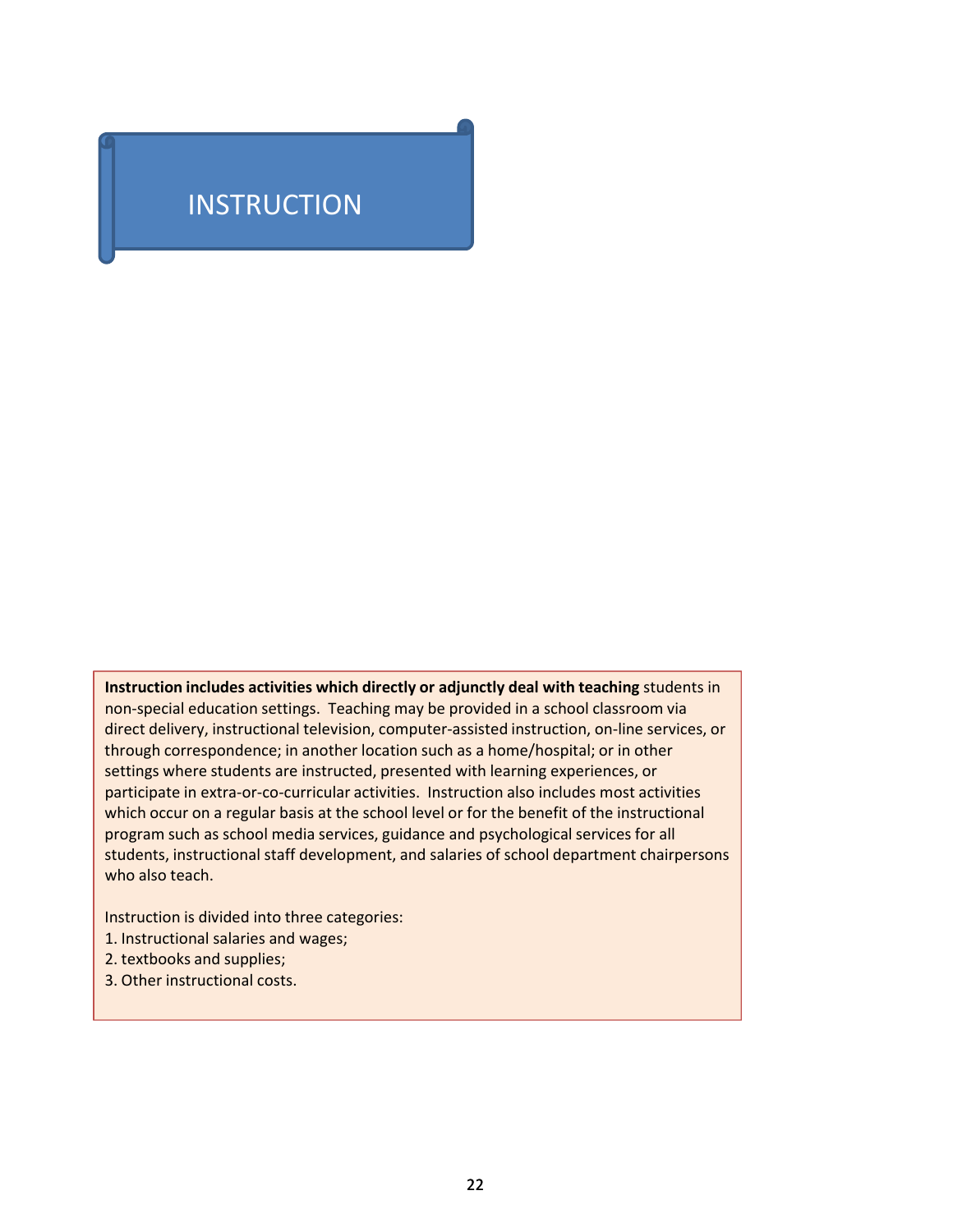# INSTRUCTION

**Instruction includes activities which directly or adjunctly deal with teaching** students in non-special education settings. Teaching may be provided in a school classroom via direct delivery, instructional television, computer-assisted instruction, on-line services, or through correspondence; in another location such as a home/hospital; or in other settings where students are instructed, presented with learning experiences, or participate in extra-or-co-curricular activities. Instruction also includes most activities which occur on a regular basis at the school level or for the benefit of the instructional program such as school media services, guidance and psychological services for all students, instructional staff development, and salaries of school department chairpersons who also teach.

Instruction is divided into three categories:

1. Instructional salaries and wages;
2. textbooks and supplies;
3. Other instructional costs.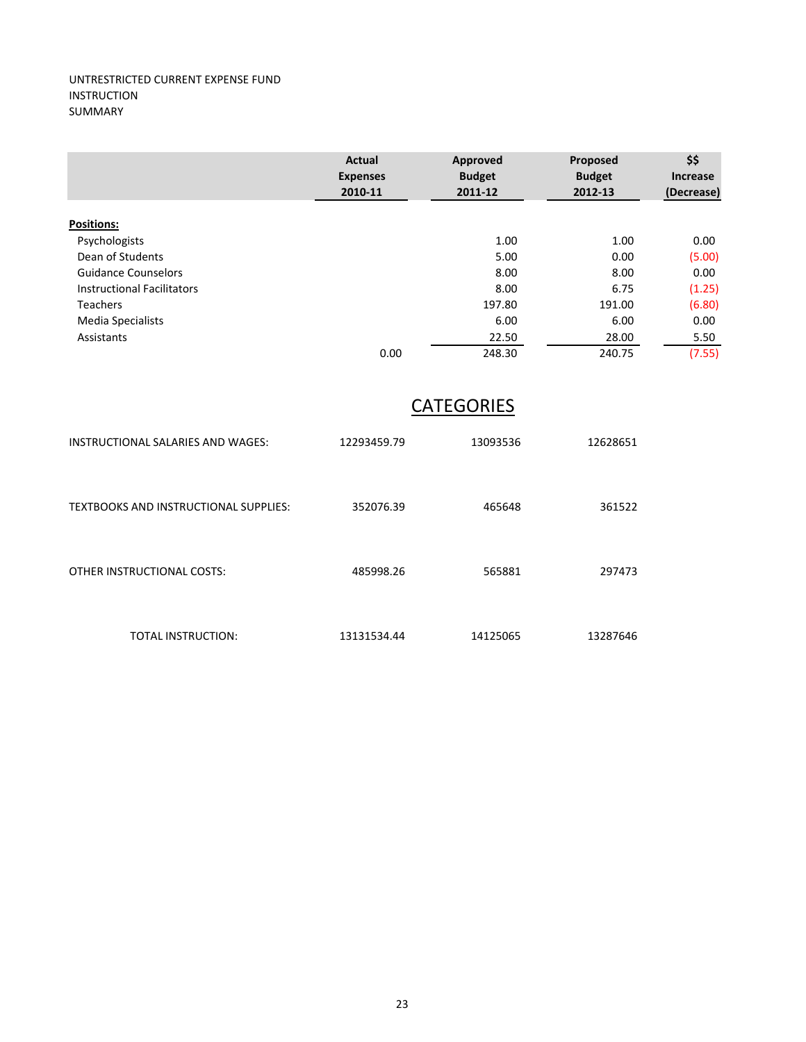UNTRESTRICTED CURRENT EXPENSE FUND
INSTRUCTION
SUMMARY

| | Actual Expenses 2010-11 | Approved Budget 2011-12 | Proposed Budget 2012-13 | $$ Increase (Decrease) |
|---|---|---|---|---|
| **Positions:** | | | | |
| Psychologists | | 1.00 | 1.00 | 0.00 |
| Dean of Students | | 5.00 | 0.00 | (5.00) |
| Guidance Counselors | | 8.00 | 8.00 | 0.00 |
| Instructional Facilitators | | 8.00 | 6.75 | (1.25) |
| Teachers | | 197.80 | 191.00 | (6.80) |
| Media Specialists | | 6.00 | 6.00 | 0.00 |
| Assistants | | 22.50 | 28.00 | 5.50 |
| | 0.00 | 248.30 | 240.75 | (7.55) |

## CATEGORIES

| | Actual Expenses 2010-11 | Approved Budget 2011-12 | Proposed Budget 2012-13 | $$ Increase (Decrease) |
|---|---|---|---|---|
| INSTRUCTIONAL SALARIES AND WAGES: | 12293459.79 | 13093536 | 12628651 | |
| TEXTBOOKS AND INSTRUCTIONAL SUPPLIES: | 352076.39 | 465648 | 361522 | |
| OTHER INSTRUCTIONAL COSTS: | 485998.26 | 565881 | 297473 | |
| TOTAL INSTRUCTION: | 13131534.44 | 14125065 | 13287646 | |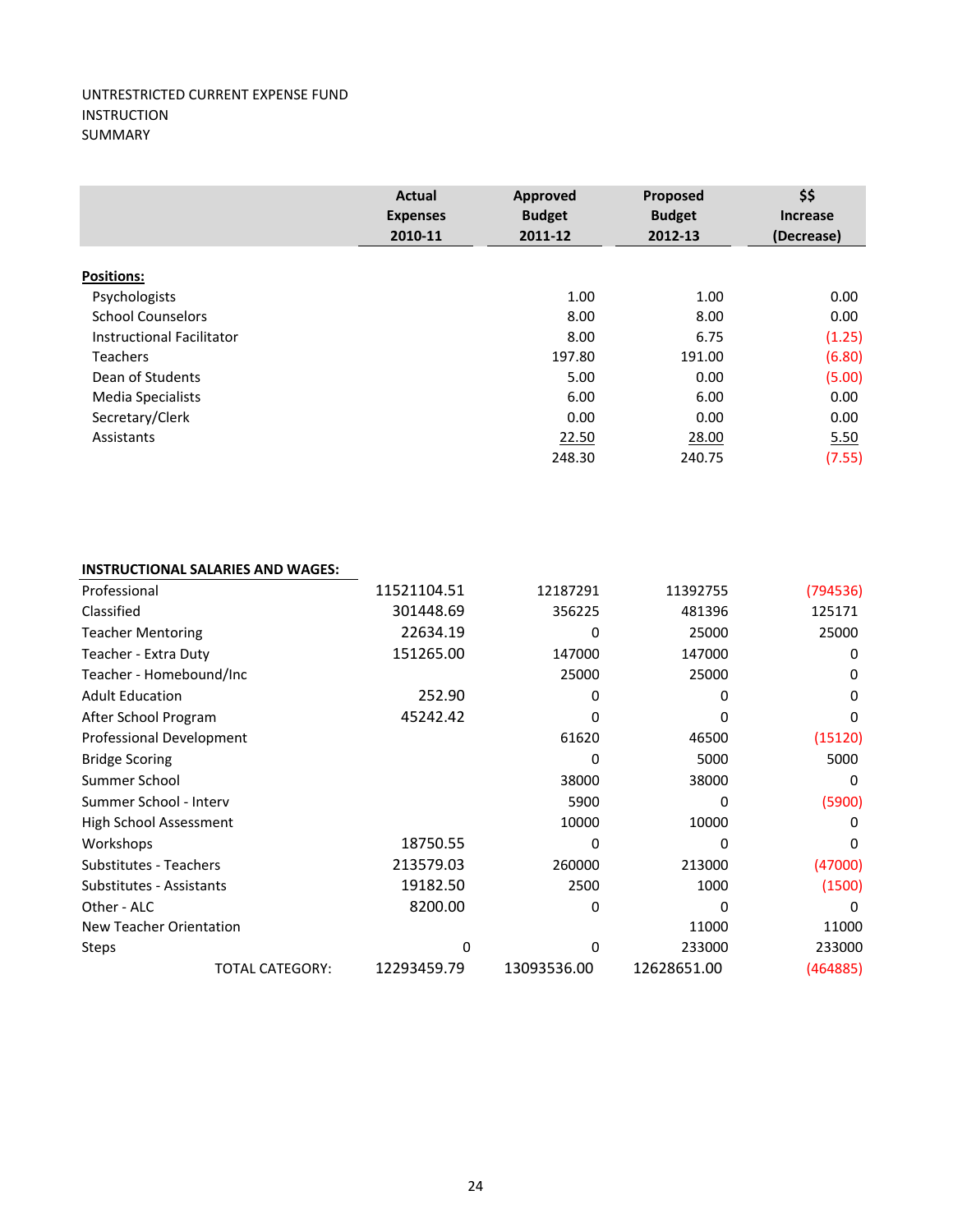UNTRESTRICTED CURRENT EXPENSE FUND
INSTRUCTION
SUMMARY

| | Actual Expenses 2010-11 | Approved Budget 2011-12 | Proposed Budget 2012-13 | $$ Increase (Decrease) |
|---|---|---|---|---|
| **Positions:** | | | | |
| Psychologists | | 1.00 | 1.00 | 0.00 |
| School Counselors | | 8.00 | 8.00 | 0.00 |
| Instructional Facilitator | | 8.00 | 6.75 | (1.25) |
| Teachers | | 197.80 | 191.00 | (6.80) |
| Dean of Students | | 5.00 | 0.00 | (5.00) |
| Media Specialists | | 6.00 | 6.00 | 0.00 |
| Secretary/Clerk | | 0.00 | 0.00 | 0.00 |
| Assistants | | 22.50 | 28.00 | 5.50 |
| | | 248.30 | 240.75 | (7.55) |

| **INSTRUCTIONAL SALARIES AND WAGES:** | | | | |
|---|---|---|---|---|
| Professional | 11521104.51 | 12187291 | 11392755 | (794536) |
| Classified | 301448.69 | 356225 | 481396 | 125171 |
| Teacher Mentoring | 22634.19 | 0 | 25000 | 25000 |
| Teacher - Extra Duty | 151265.00 | 147000 | 147000 | 0 |
| Teacher - Homebound/Inc | | 25000 | 25000 | 0 |
| Adult Education | 252.90 | 0 | 0 | 0 |
| After School Program | 45242.42 | 0 | 0 | 0 |
| Professional Development | | 61620 | 46500 | (15120) |
| Bridge Scoring | | 0 | 5000 | 5000 |
| Summer School | | 38000 | 38000 | 0 |
| Summer School - Interv | | 5900 | 0 | (5900) |
| High School Assessment | | 10000 | 10000 | 0 |
| Workshops | 18750.55 | 0 | 0 | 0 |
| Substitutes - Teachers | 213579.03 | 260000 | 213000 | (47000) |
| Substitutes - Assistants | 19182.50 | 2500 | 1000 | (1500) |
| Other - ALC | 8200.00 | 0 | 0 | 0 |
| New Teacher Orientation | | | 11000 | 11000 |
| Steps | 0 | 0 | 233000 | 233000 |
| TOTAL CATEGORY: | 12293459.79 | 13093536.00 | 12628651.00 | (464885) |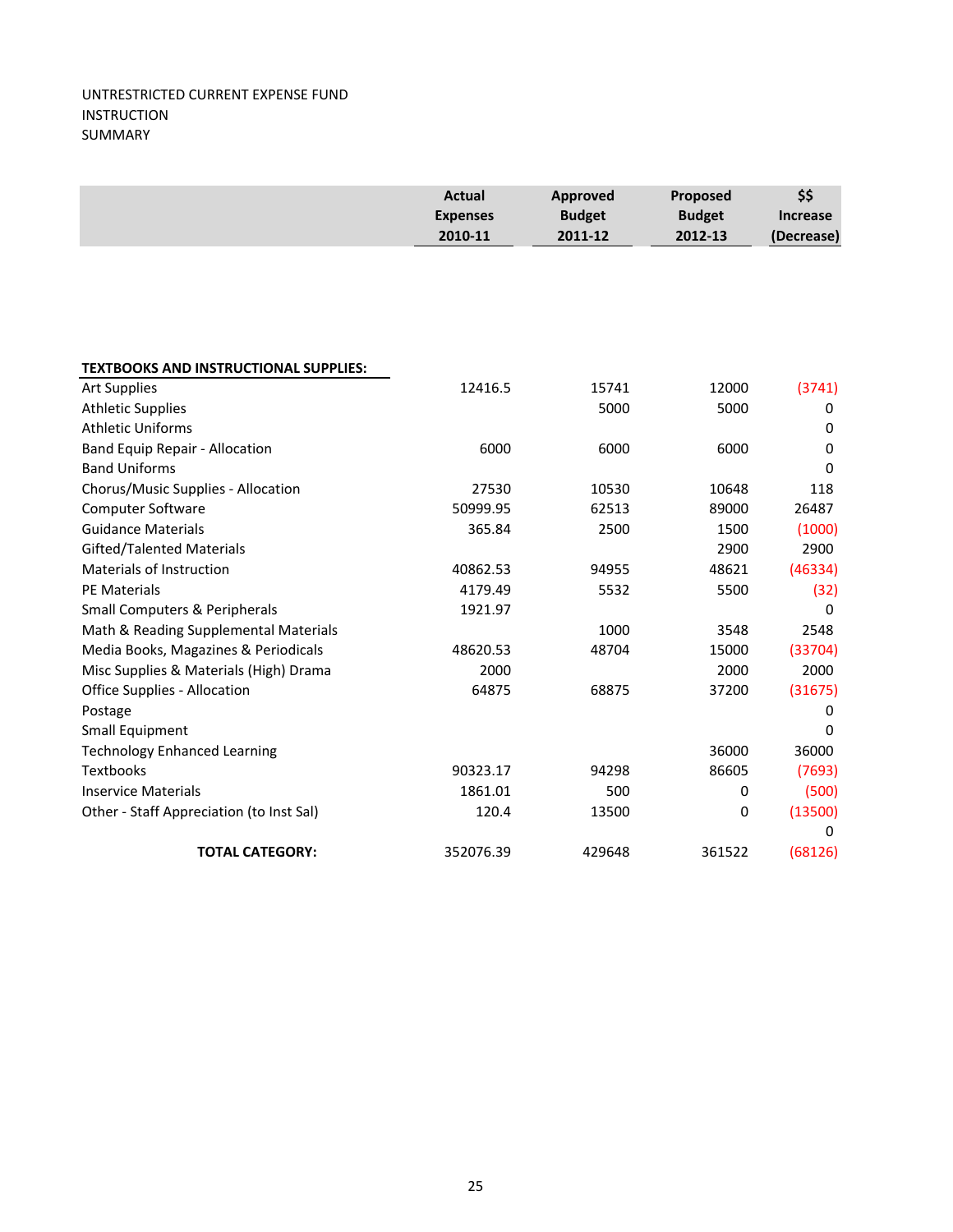UNTRESTRICTED CURRENT EXPENSE FUND
INSTRUCTION
SUMMARY

| | Actual Expenses 2010-11 | Approved Budget 2011-12 | Proposed Budget 2012-13 | $$ Increase (Decrease) |
|---|---|---|---|---|
| **TEXTBOOKS AND INSTRUCTIONAL SUPPLIES:** | | | | |
| Art Supplies | 12416.5 | 15741 | 12000 | (3741) |
| Athletic Supplies | | 5000 | 5000 | 0 |
| Athletic Uniforms | | | | 0 |
| Band Equip Repair - Allocation | 6000 | 6000 | 6000 | 0 |
| Band Uniforms | | | | 0 |
| Chorus/Music Supplies - Allocation | 27530 | 10530 | 10648 | 118 |
| Computer Software | 50999.95 | 62513 | 89000 | 26487 |
| Guidance Materials | 365.84 | 2500 | 1500 | (1000) |
| Gifted/Talented Materials | | | 2900 | 2900 |
| Materials of Instruction | 40862.53 | 94955 | 48621 | (46334) |
| PE Materials | 4179.49 | 5532 | 5500 | (32) |
| Small Computers & Peripherals | 1921.97 | | | 0 |
| Math & Reading Supplemental Materials | | 1000 | 3548 | 2548 |
| Media Books, Magazines & Periodicals | 48620.53 | 48704 | 15000 | (33704) |
| Misc Supplies & Materials (High) Drama | 2000 | | 2000 | 2000 |
| Office Supplies - Allocation | 64875 | 68875 | 37200 | (31675) |
| Postage | | | | 0 |
| Small Equipment | | | | 0 |
| Technology Enhanced Learning | | | 36000 | 36000 |
| Textbooks | 90323.17 | 94298 | 86605 | (7693) |
| Inservice Materials | 1861.01 | 500 | 0 | (500) |
| Other - Staff Appreciation (to Inst Sal) | 120.4 | 13500 | 0 | (13500) |
| | | | | 0 |
| **TOTAL CATEGORY:** | 352076.39 | 429648 | 361522 | (68126) |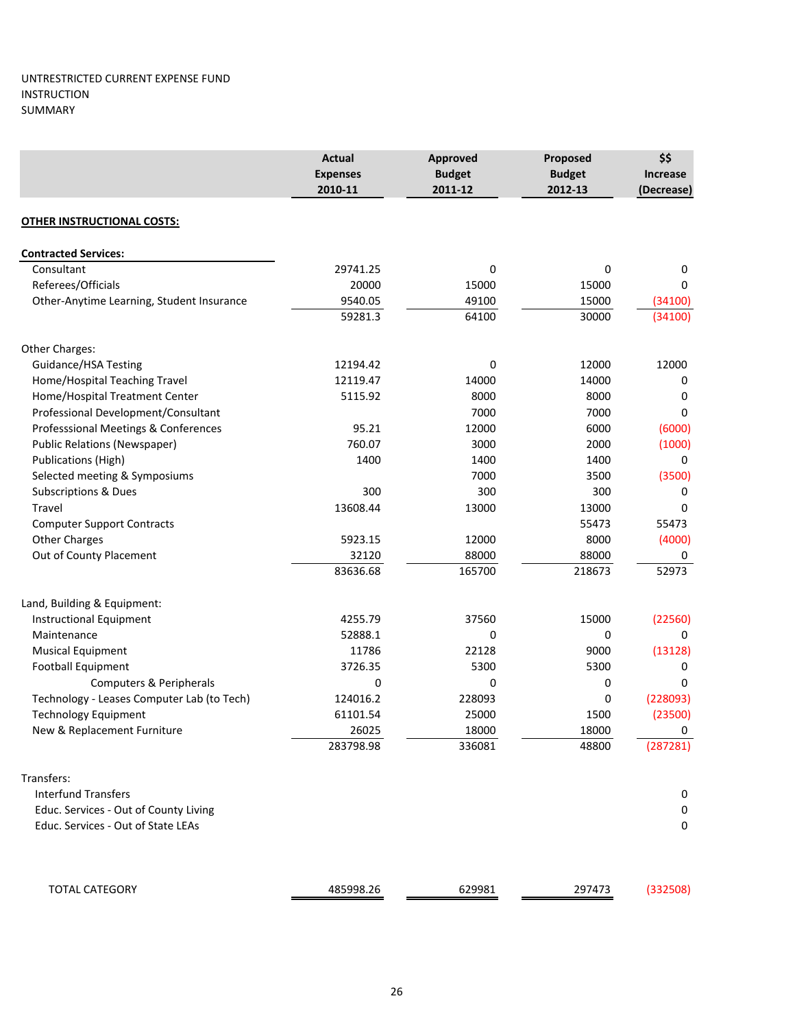UNTRESTRICTED CURRENT EXPENSE FUND
INSTRUCTION
SUMMARY

| | Actual Expenses 2010-11 | Approved Budget 2011-12 | Proposed Budget 2012-13 | $$ Increase (Decrease) |
|---|---|---|---|---|
| **OTHER INSTRUCTIONAL COSTS:** | | | | |
| **Contracted Services:** | | | | |
| Consultant | 29741.25 | 0 | 0 | 0 |
| Referees/Officials | 20000 | 15000 | 15000 | 0 |
| Other-Anytime Learning, Student Insurance | 9540.05 | 49100 | 15000 | (34100) |
| | 59281.3 | 64100 | 30000 | (34100) |
| Other Charges: | | | | |
| Guidance/HSA Testing | 12194.42 | 0 | 12000 | 12000 |
| Home/Hospital Teaching Travel | 12119.47 | 14000 | 14000 | 0 |
| Home/Hospital Treatment Center | 5115.92 | 8000 | 8000 | 0 |
| Professional Development/Consultant | | 7000 | 7000 | 0 |
| Professsional Meetings & Conferences | 95.21 | 12000 | 6000 | (6000) |
| Public Relations (Newspaper) | 760.07 | 3000 | 2000 | (1000) |
| Publications (High) | 1400 | 1400 | 1400 | 0 |
| Selected meeting & Symposiums | | 7000 | 3500 | (3500) |
| Subscriptions & Dues | 300 | 300 | 300 | 0 |
| Travel | 13608.44 | 13000 | 13000 | 0 |
| Computer Support Contracts | | | 55473 | 55473 |
| Other Charges | 5923.15 | 12000 | 8000 | (4000) |
| Out of County Placement | 32120 | 88000 | 88000 | 0 |
| | 83636.68 | 165700 | 218673 | 52973 |
| Land, Building & Equipment: | | | | |
| Instructional Equipment | 4255.79 | 37560 | 15000 | (22560) |
| Maintenance | 52888.1 | 0 | 0 | 0 |
| Musical Equipment | 11786 | 22128 | 9000 | (13128) |
| Football Equipment | 3726.35 | 5300 | 5300 | 0 |
| Computers & Peripherals | 0 | 0 | 0 | 0 |
| Technology - Leases Computer Lab (to Tech) | 124016.2 | 228093 | 0 | (228093) |
| Technology Equipment | 61101.54 | 25000 | 1500 | (23500) |
| New & Replacement Furniture | 26025 | 18000 | 18000 | 0 |
| | 283798.98 | 336081 | 48800 | (287281) |
| Transfers: | | | | |
| Interfund Transfers | | | | 0 |
| Educ. Services - Out of County Living | | | | 0 |
| Educ. Services - Out of State LEAs | | | | 0 |
| TOTAL CATEGORY | 485998.26 | 629981 | 297473 | (332508) |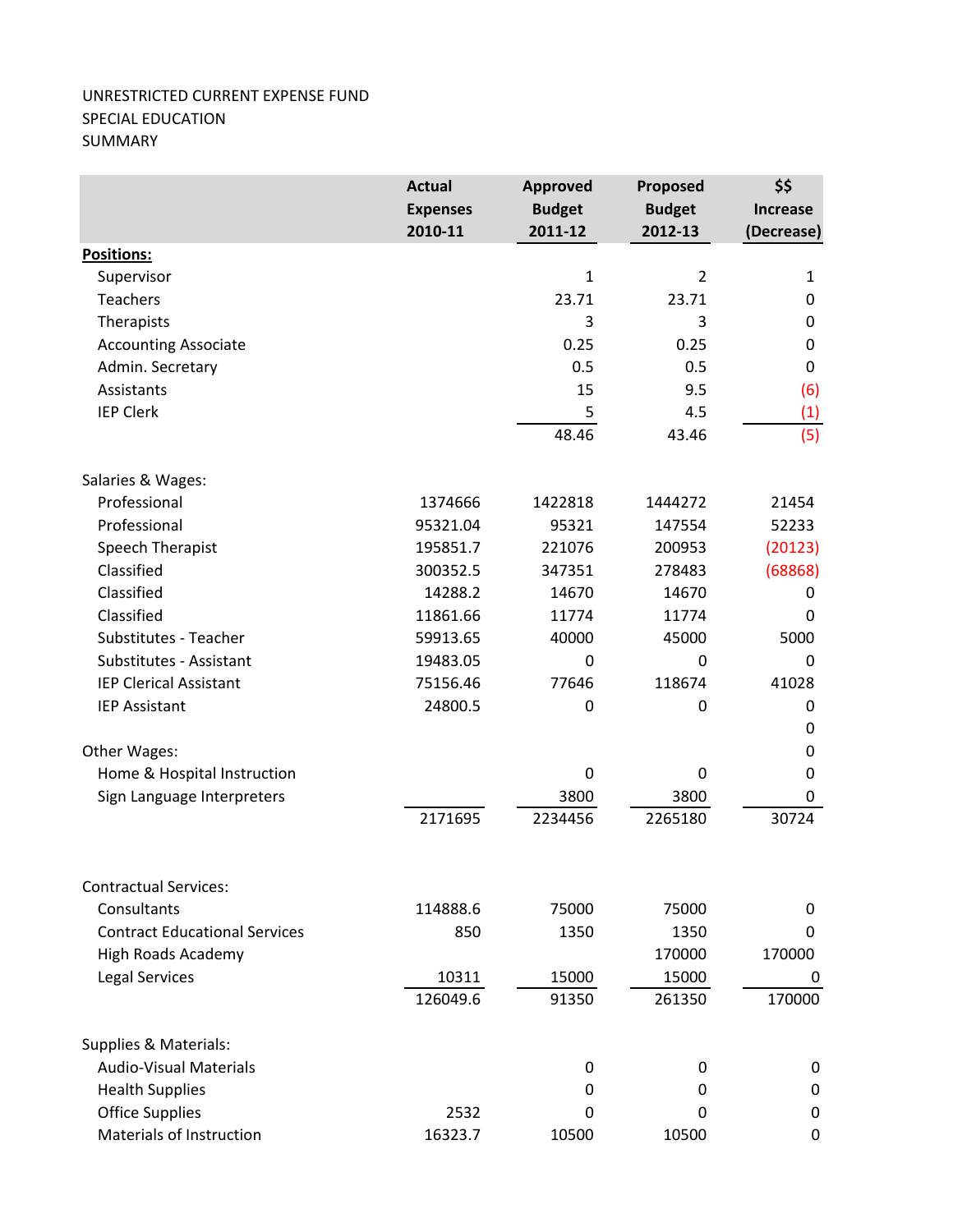UNRESTRICTED CURRENT EXPENSE FUND
SPECIAL EDUCATION
SUMMARY

| | Actual Expenses 2010-11 | Approved Budget 2011-12 | Proposed Budget 2012-13 | $$ Increase (Decrease) |
|---|---|---|---|---|
| **Positions:** | | | | |
| Supervisor | | 1 | 2 | 1 |
| Teachers | | 23.71 | 23.71 | 0 |
| Therapists | | 3 | 3 | 0 |
| Accounting Associate | | 0.25 | 0.25 | 0 |
| Admin. Secretary | | 0.5 | 0.5 | 0 |
| Assistants | | 15 | 9.5 | (6) |
| IEP Clerk | | 5 | 4.5 | (1) |
| | | 48.46 | 43.46 | (5) |
| Salaries & Wages: | | | | |
| Professional | 1374666 | 1422818 | 1444272 | 21454 |
| Professional | 95321.04 | 95321 | 147554 | 52233 |
| Speech Therapist | 195851.7 | 221076 | 200953 | (20123) |
| Classified | 300352.5 | 347351 | 278483 | (68868) |
| Classified | 14288.2 | 14670 | 14670 | 0 |
| Classified | 11861.66 | 11774 | 11774 | 0 |
| Substitutes - Teacher | 59913.65 | 40000 | 45000 | 5000 |
| Substitutes - Assistant | 19483.05 | 0 | 0 | 0 |
| IEP Clerical Assistant | 75156.46 | 77646 | 118674 | 41028 |
| IEP Assistant | 24800.5 | 0 | 0 | 0 |
| | | | | 0 |
| Other Wages: | | | | 0 |
| Home & Hospital Instruction | | 0 | 0 | 0 |
| Sign Language Interpreters | | 3800 | 3800 | 0 |
| | 2171695 | 2234456 | 2265180 | 30724 |
| Contractual Services: | | | | |
| Consultants | 114888.6 | 75000 | 75000 | 0 |
| Contract Educational Services | 850 | 1350 | 1350 | 0 |
| High Roads Academy | | | 170000 | 170000 |
| Legal Services | 10311 | 15000 | 15000 | 0 |
| | 126049.6 | 91350 | 261350 | 170000 |
| Supplies & Materials: | | | | |
| Audio-Visual Materials | | 0 | 0 | 0 |
| Health Supplies | | 0 | 0 | 0 |
| Office Supplies | 2532 | 0 | 0 | 0 |
| Materials of Instruction | 16323.7 | 10500 | 10500 | 0 |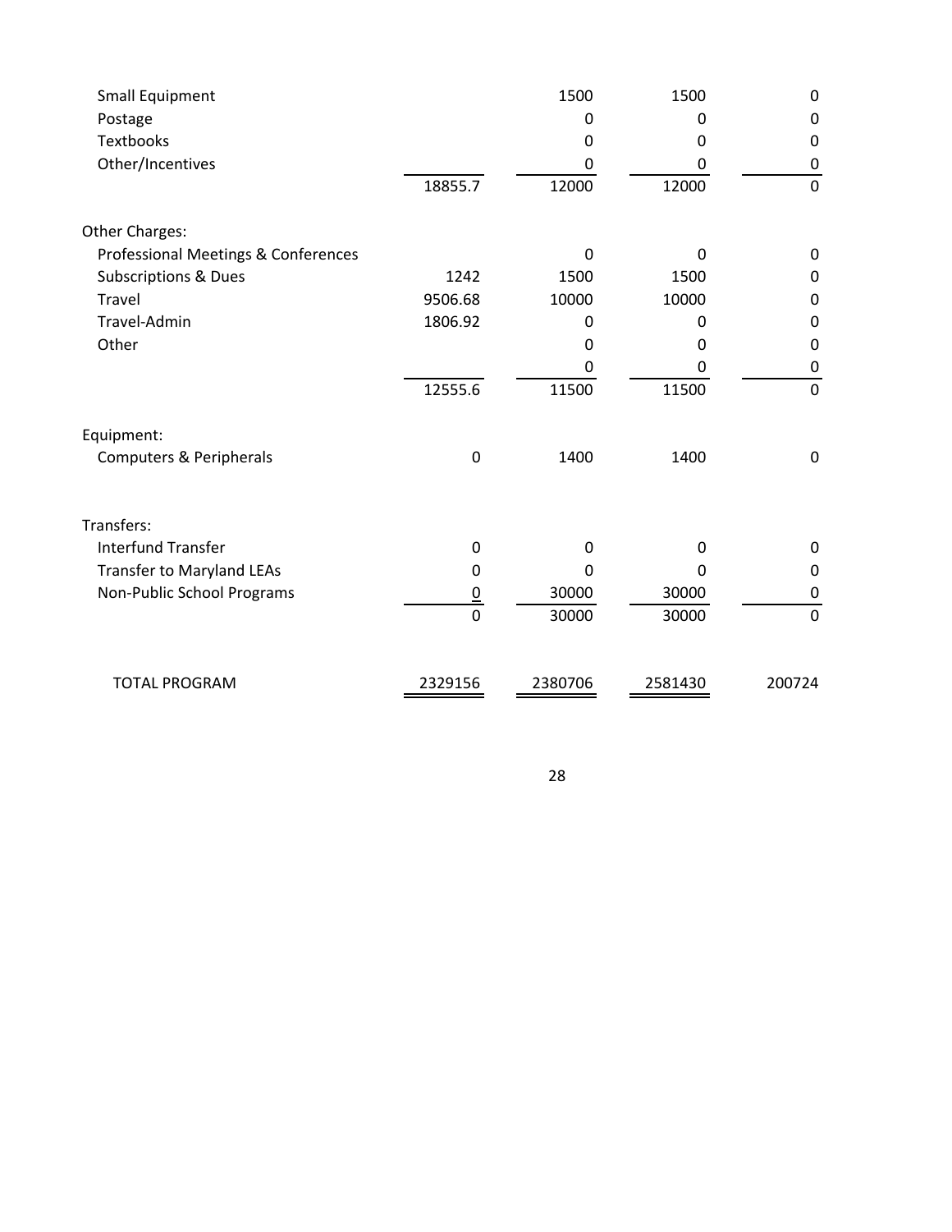| | | | | |
|---|---|---|---|---|
| Small Equipment | | 1500 | 1500 | 0 |
| Postage | | 0 | 0 | 0 |
| Textbooks | | 0 | 0 | 0 |
| Other/Incentives | | 0 | 0 | 0 |
| | 18855.7 | 12000 | 12000 | 0 |
| | | | | |
| Other Charges: | | | | |
| Professional Meetings & Conferences | | 0 | 0 | 0 |
| Subscriptions & Dues | 1242 | 1500 | 1500 | 0 |
| Travel | 9506.68 | 10000 | 10000 | 0 |
| Travel-Admin | 1806.92 | 0 | 0 | 0 |
| Other | | 0 | 0 | 0 |
| | | 0 | 0 | 0 |
| | 12555.6 | 11500 | 11500 | 0 |
| | | | | |
| Equipment: | | | | |
| Computers & Peripherals | 0 | 1400 | 1400 | 0 |
| | | | | |
| Transfers: | | | | |
| Interfund Transfer | 0 | 0 | 0 | 0 |
| Transfer to Maryland LEAs | 0 | 0 | 0 | 0 |
| Non-Public School Programs | 0 | 30000 | 30000 | 0 |
| | 0 | 30000 | 30000 | 0 |
| | | | | |
| TOTAL PROGRAM | 2329156 | 2380706 | 2581430 | 200724 |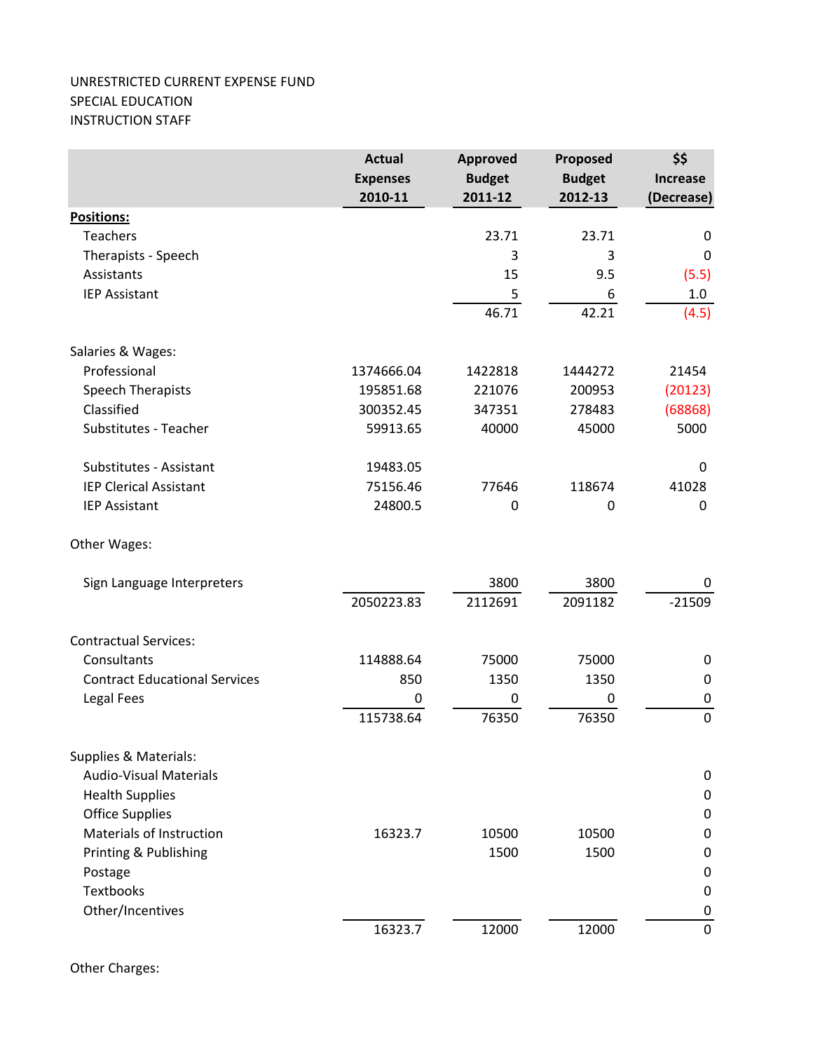UNRESTRICTED CURRENT EXPENSE FUND
SPECIAL EDUCATION
INSTRUCTION STAFF

| | Actual Expenses 2010-11 | Approved Budget 2011-12 | Proposed Budget 2012-13 | $$ Increase (Decrease) |
|---|---|---|---|---|
| **Positions:** | | | | |
| Teachers | | 23.71 | 23.71 | 0 |
| Therapists - Speech | | 3 | 3 | 0 |
| Assistants | | 15 | 9.5 | (5.5) |
| IEP Assistant | | 5 | 6 | 1.0 |
| | | 46.71 | 42.21 | (4.5) |
| Salaries & Wages: | | | | |
| Professional | 1374666.04 | 1422818 | 1444272 | 21454 |
| Speech Therapists | 195851.68 | 221076 | 200953 | (20123) |
| Classified | 300352.45 | 347351 | 278483 | (68868) |
| Substitutes - Teacher | 59913.65 | 40000 | 45000 | 5000 |
| Substitutes - Assistant | 19483.05 | | | 0 |
| IEP Clerical Assistant | 75156.46 | 77646 | 118674 | 41028 |
| IEP Assistant | 24800.5 | 0 | 0 | 0 |
| Other Wages: | | | | |
| Sign Language Interpreters | | 3800 | 3800 | 0 |
| | 2050223.83 | 2112691 | 2091182 | -21509 |
| Contractual Services: | | | | |
| Consultants | 114888.64 | 75000 | 75000 | 0 |
| Contract Educational Services | 850 | 1350 | 1350 | 0 |
| Legal Fees | 0 | 0 | 0 | 0 |
| | 115738.64 | 76350 | 76350 | 0 |
| Supplies & Materials: | | | | |
| Audio-Visual Materials | | | | 0 |
| Health Supplies | | | | 0 |
| Office Supplies | | | | 0 |
| Materials of Instruction | 16323.7 | 10500 | 10500 | 0 |
| Printing & Publishing | | 1500 | 1500 | 0 |
| Postage | | | | 0 |
| Textbooks | | | | 0 |
| Other/Incentives | | | | 0 |
| | 16323.7 | 12000 | 12000 | 0 |

Other Charges: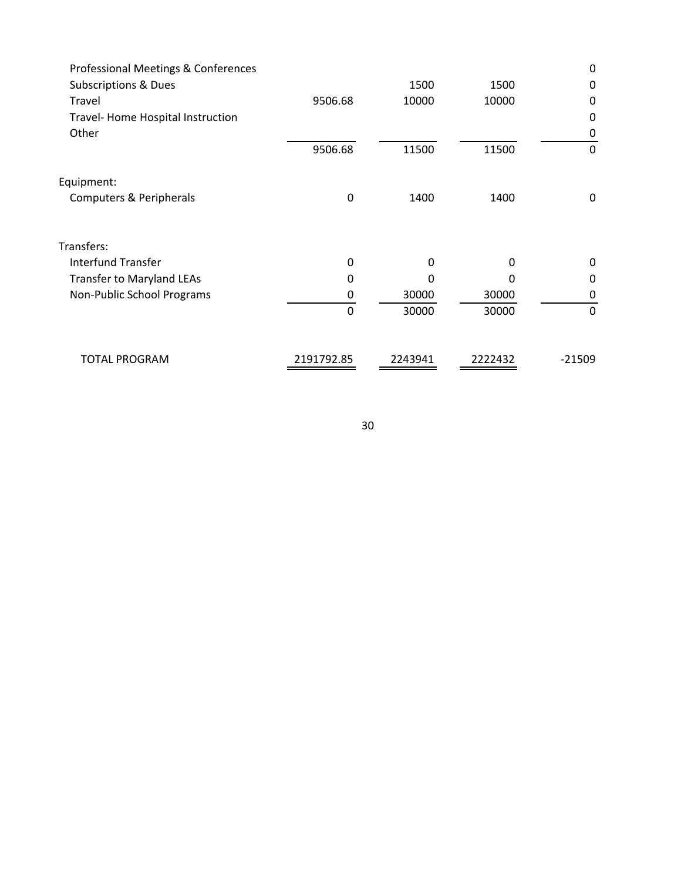| | | | | |
|---|---|---|---|---|
| Professional Meetings & Conferences | | | | 0 |
| Subscriptions & Dues | | 1500 | 1500 | 0 |
| Travel | 9506.68 | 10000 | 10000 | 0 |
| Travel- Home Hospital Instruction | | | | 0 |
| Other | | | | 0 |
| | 9506.68 | 11500 | 11500 | 0 |
| | | | | |
| Equipment: | | | | |
| Computers & Peripherals | 0 | 1400 | 1400 | 0 |
| | | | | |
| Transfers: | | | | |
| Interfund Transfer | 0 | 0 | 0 | 0 |
| Transfer to Maryland LEAs | 0 | 0 | 0 | 0 |
| Non-Public School Programs | 0 | 30000 | 30000 | 0 |
| | 0 | 30000 | 30000 | 0 |
| | | | | |
| TOTAL PROGRAM | 2191792.85 | 2243941 | 2222432 | -21509 |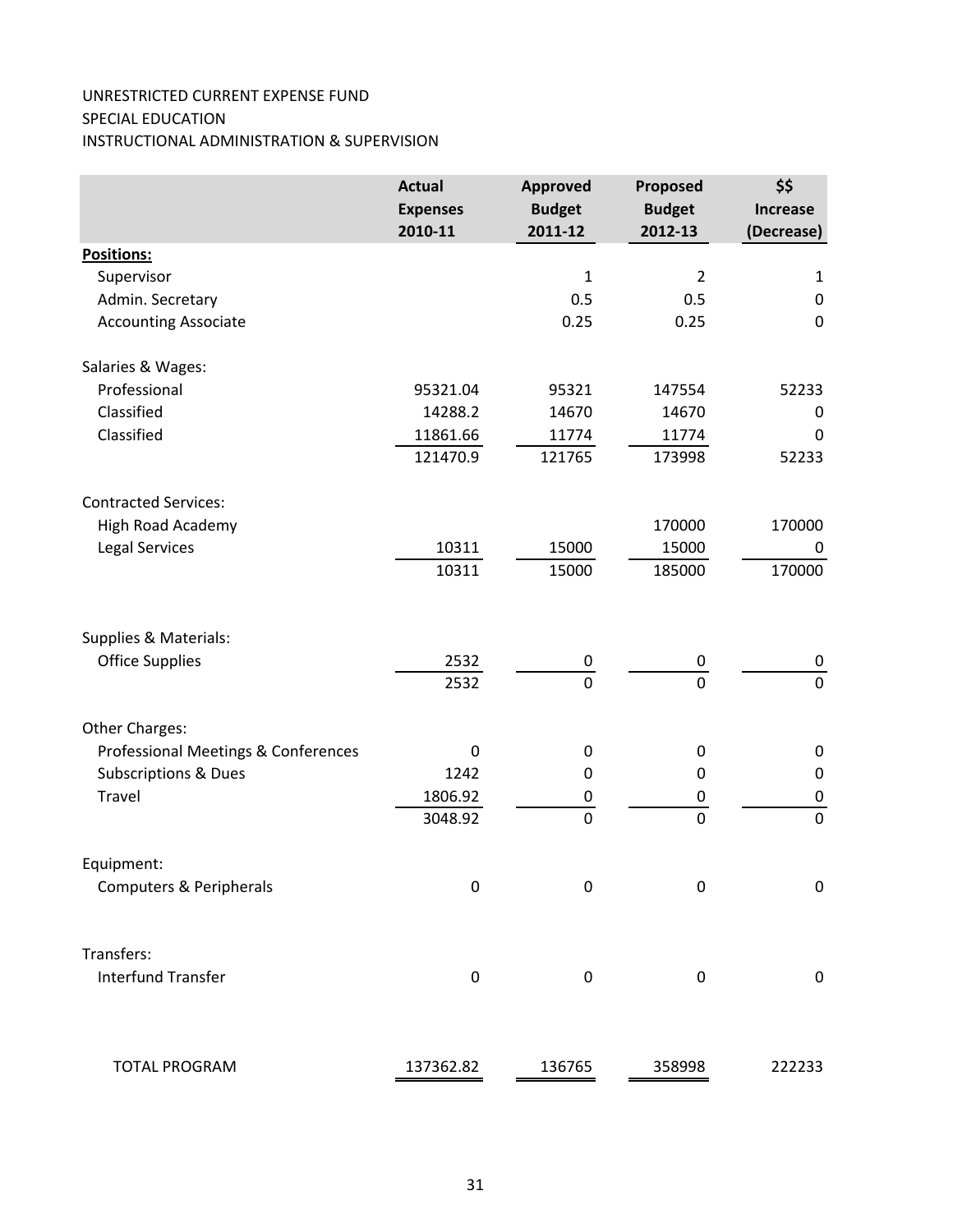UNRESTRICTED CURRENT EXPENSE FUND
SPECIAL EDUCATION
INSTRUCTIONAL ADMINISTRATION & SUPERVISION

| | Actual Expenses 2010-11 | Approved Budget 2011-12 | Proposed Budget 2012-13 | $$ Increase (Decrease) |
|---|---|---|---|---|
| **Positions:** | | | | |
| Supervisor | | 1 | 2 | 1 |
| Admin. Secretary | | 0.5 | 0.5 | 0 |
| Accounting Associate | | 0.25 | 0.25 | 0 |
| Salaries & Wages: | | | | |
| Professional | 95321.04 | 95321 | 147554 | 52233 |
| Classified | 14288.2 | 14670 | 14670 | 0 |
| Classified | 11861.66 | 11774 | 11774 | 0 |
| | 121470.9 | 121765 | 173998 | 52233 |
| Contracted Services: | | | | |
| High Road Academy | | | 170000 | 170000 |
| Legal Services | 10311 | 15000 | 15000 | 0 |
| | 10311 | 15000 | 185000 | 170000 |
| Supplies & Materials: | | | | |
| Office Supplies | 2532 | 0 | 0 | 0 |
| | 2532 | 0 | 0 | 0 |
| Other Charges: | | | | |
| Professional Meetings & Conferences | 0 | 0 | 0 | 0 |
| Subscriptions & Dues | 1242 | 0 | 0 | 0 |
| Travel | 1806.92 | 0 | 0 | 0 |
| | 3048.92 | 0 | 0 | 0 |
| Equipment: | | | | |
| Computers & Peripherals | 0 | 0 | 0 | 0 |
| Transfers: | | | | |
| Interfund Transfer | 0 | 0 | 0 | 0 |
| TOTAL PROGRAM | 137362.82 | 136765 | 358998 | 222233 |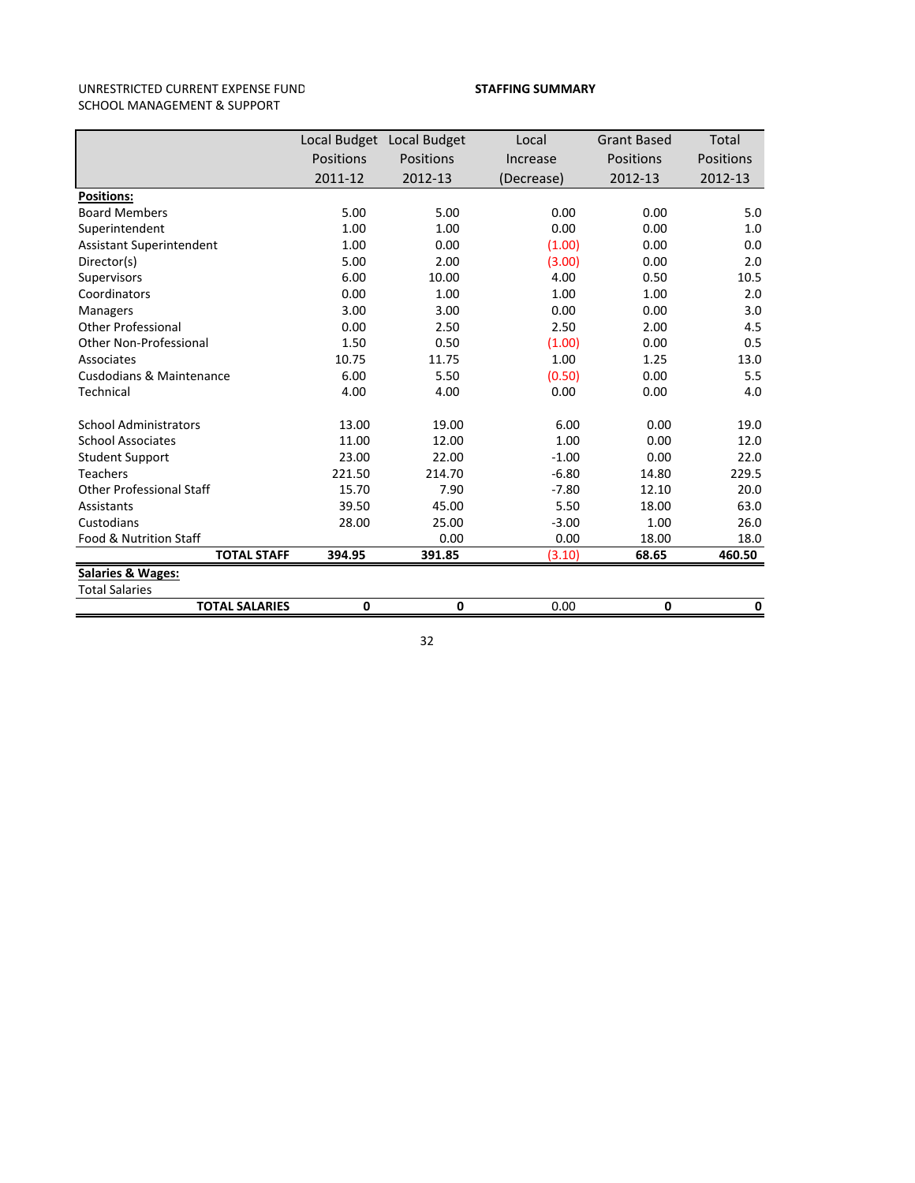UNRESTRICTED CURRENT EXPENSE FUND
SCHOOL MANAGEMENT & SUPPORT

**STAFFING SUMMARY**

| | Local Budget Positions 2011-12 | Local Budget Positions 2012-13 | Local Increase (Decrease) | Grant Based Positions 2012-13 | Total Positions 2012-13 |
|---|---|---|---|---|---|
| **Positions:** | | | | | |
| Board Members | 5.00 | 5.00 | 0.00 | 0.00 | 5.0 |
| Superintendent | 1.00 | 1.00 | 0.00 | 0.00 | 1.0 |
| Assistant Superintendent | 1.00 | 0.00 | (1.00) | 0.00 | 0.0 |
| Director(s) | 5.00 | 2.00 | (3.00) | 0.00 | 2.0 |
| Supervisors | 6.00 | 10.00 | 4.00 | 0.50 | 10.5 |
| Coordinators | 0.00 | 1.00 | 1.00 | 1.00 | 2.0 |
| Managers | 3.00 | 3.00 | 0.00 | 0.00 | 3.0 |
| Other Professional | 0.00 | 2.50 | 2.50 | 2.00 | 4.5 |
| Other Non-Professional | 1.50 | 0.50 | (1.00) | 0.00 | 0.5 |
| Associates | 10.75 | 11.75 | 1.00 | 1.25 | 13.0 |
| Cusdodians & Maintenance | 6.00 | 5.50 | (0.50) | 0.00 | 5.5 |
| Technical | 4.00 | 4.00 | 0.00 | 0.00 | 4.0 |
| | | | | | |
| School Administrators | 13.00 | 19.00 | 6.00 | 0.00 | 19.0 |
| School Associates | 11.00 | 12.00 | 1.00 | 0.00 | 12.0 |
| Student Support | 23.00 | 22.00 | -1.00 | 0.00 | 22.0 |
| Teachers | 221.50 | 214.70 | -6.80 | 14.80 | 229.5 |
| Other Professional Staff | 15.70 | 7.90 | -7.80 | 12.10 | 20.0 |
| Assistants | 39.50 | 45.00 | 5.50 | 18.00 | 63.0 |
| Custodians | 28.00 | 25.00 | -3.00 | 1.00 | 26.0 |
| Food & Nutrition Staff | | 0.00 | 0.00 | 18.00 | 18.0 |
| **TOTAL STAFF** | **394.95** | **391.85** | (3.10) | **68.65** | **460.50** |
| **Salaries & Wages:** | | | | | |
| Total Salaries | | | | | |
| **TOTAL SALARIES** | **0** | **0** | 0.00 | **0** | **0** |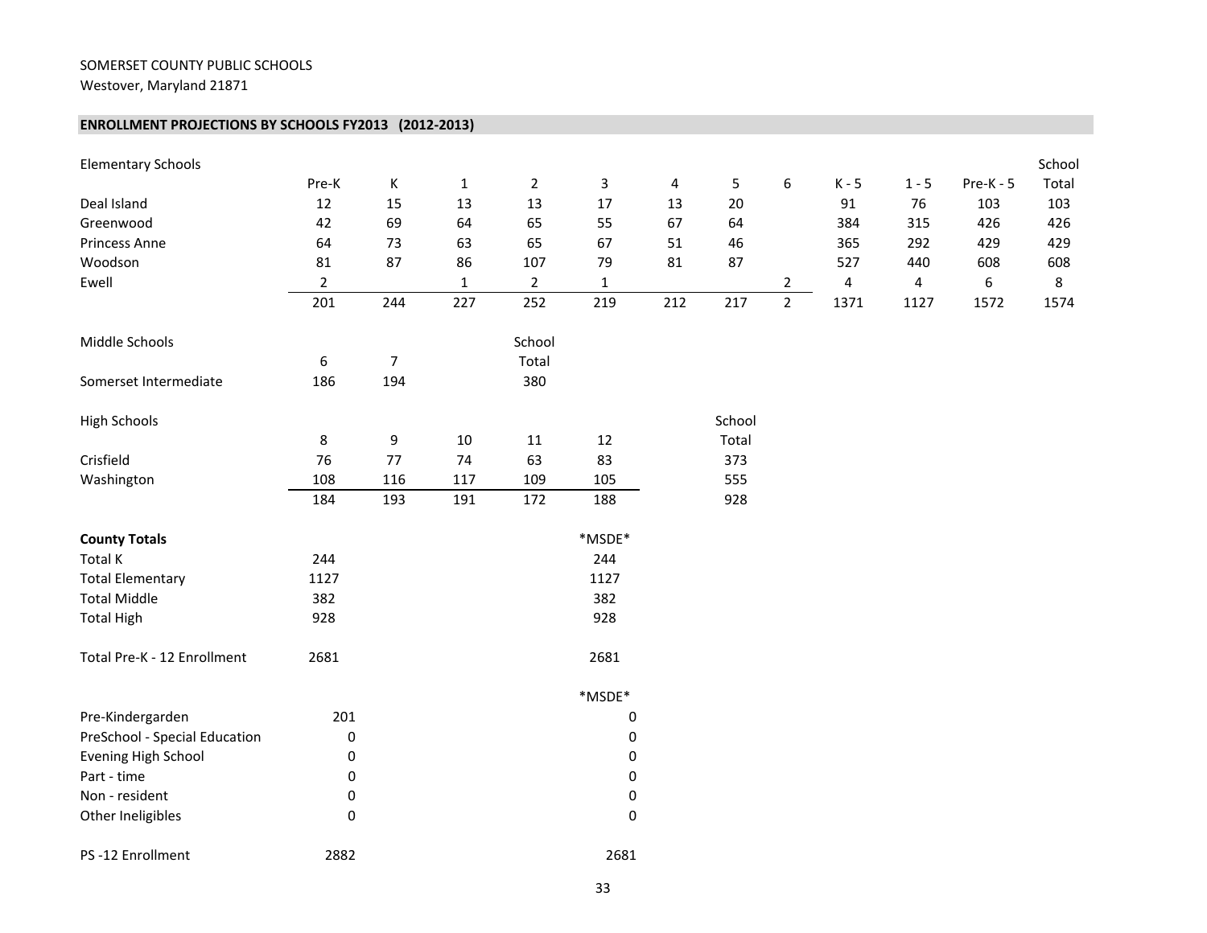SOMERSET COUNTY PUBLIC SCHOOLS
Westover, Maryland 21871

## ENROLLMENT PROJECTIONS BY SCHOOLS FY2013 (2012-2013)

| Elementary Schools | Pre-K | K | 1 | 2 | 3 | 4 | 5 | 6 | K - 5 | 1 - 5 | Pre-K - 5 | School Total |
|---|---|---|---|---|---|---|---|---|---|---|---|---|
| Deal Island | 12 | 15 | 13 | 13 | 17 | 13 | 20 | | 91 | 76 | 103 | 103 |
| Greenwood | 42 | 69 | 64 | 65 | 55 | 67 | 64 | | 384 | 315 | 426 | 426 |
| Princess Anne | 64 | 73 | 63 | 65 | 67 | 51 | 46 | | 365 | 292 | 429 | 429 |
| Woodson | 81 | 87 | 86 | 107 | 79 | 81 | 87 | | 527 | 440 | 608 | 608 |
| Ewell | 2 | | 1 | 2 | 1 | | | 2 | 4 | 4 | 6 | 8 |
| | 201 | 244 | 227 | 252 | 219 | 212 | 217 | 2 | 1371 | 1127 | 1572 | 1574 |

| Middle Schools | 6 | 7 | School Total |
|---|---|---|---|
| Somerset Intermediate | 186 | 194 | 380 |

| High Schools | 8 | 9 | 10 | 11 | 12 | School Total |
|---|---|---|---|---|---|---|
| Crisfield | 76 | 77 | 74 | 63 | 83 | 373 |
| Washington | 108 | 116 | 117 | 109 | 105 | 555 |
| | 184 | 193 | 191 | 172 | 188 | 928 |

| **County Totals** | | *MSDE* |
|---|---|---|
| Total K | 244 | 244 |
| Total Elementary | 1127 | 1127 |
| Total Middle | 382 | 382 |
| Total High | 928 | 928 |
| | | |
| Total Pre-K - 12 Enrollment | 2681 | 2681 |

| | | *MSDE* |
|---|---|---|
| Pre-Kindergarden | 201 | 0 |
| PreSchool - Special Education | 0 | 0 |
| Evening High School | 0 | 0 |
| Part - time | 0 | 0 |
| Non - resident | 0 | 0 |
| Other Ineligibles | 0 | 0 |
| | | |
| PS -12 Enrollment | 2882 | 2681 |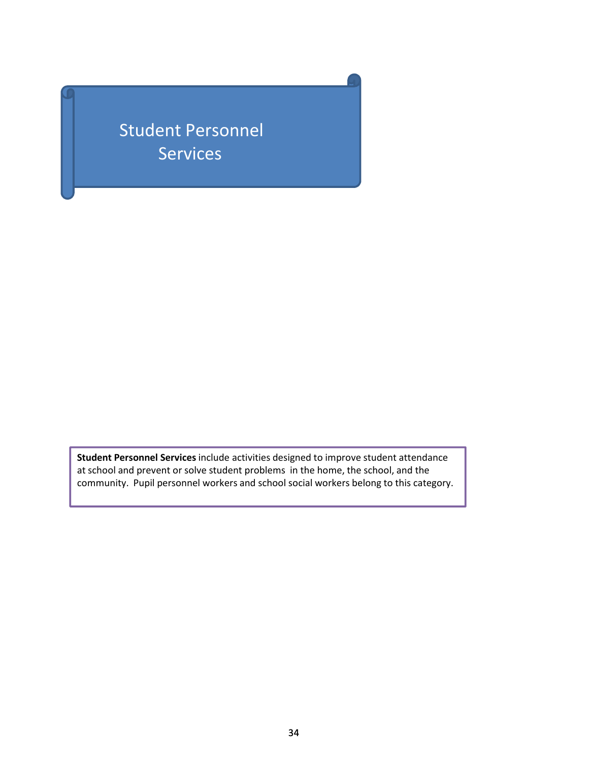# Student Personnel Services

**Student Personnel Services** include activities designed to improve student attendance at school and prevent or solve student problems in the home, the school, and the community. Pupil personnel workers and school social workers belong to this category.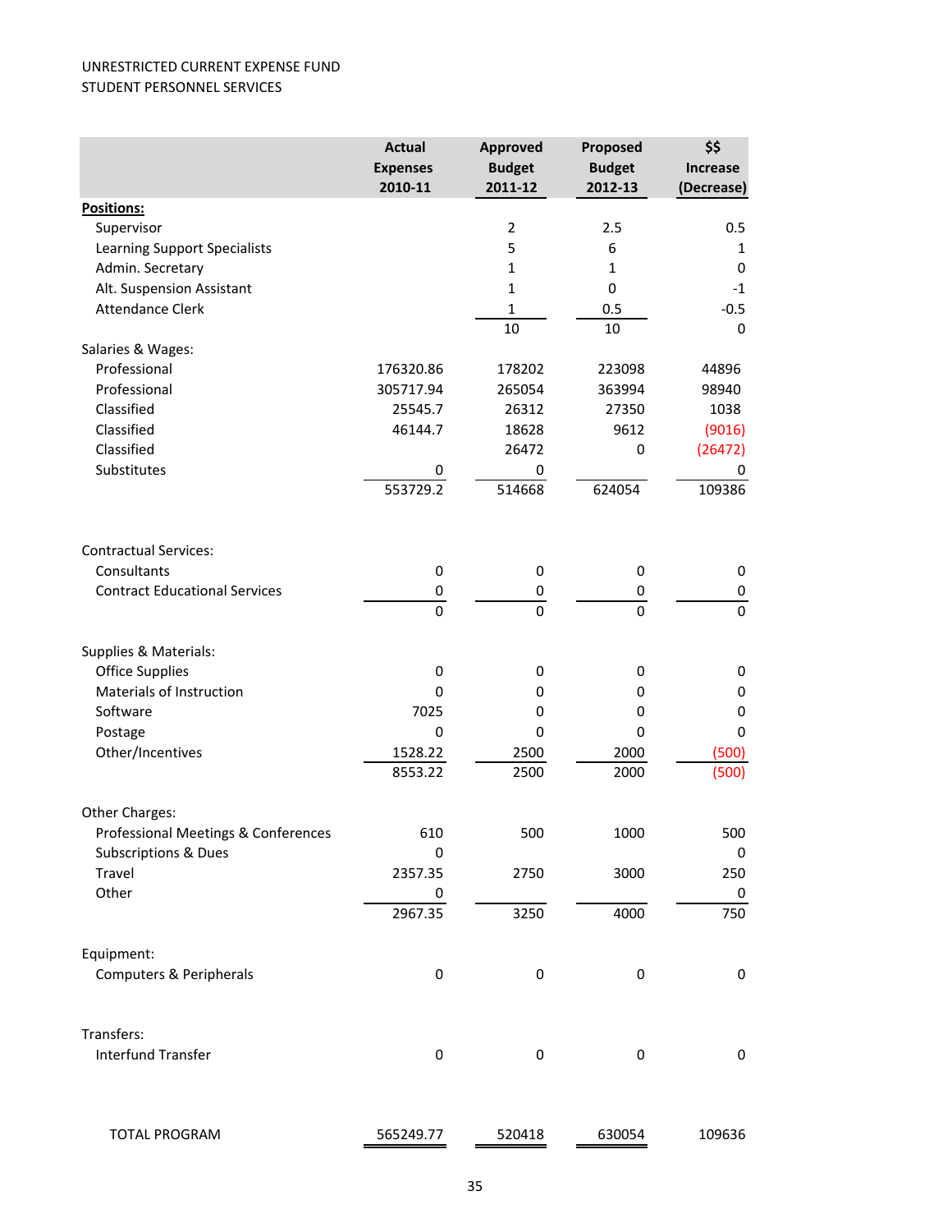UNRESTRICTED CURRENT EXPENSE FUND
STUDENT PERSONNEL SERVICES

| | Actual Expenses 2010-11 | Approved Budget 2011-12 | Proposed Budget 2012-13 | $$ Increase (Decrease) |
|---|---|---|---|---|
| **Positions:** | | | | |
| Supervisor | | 2 | 2.5 | 0.5 |
| Learning Support Specialists | | 5 | 6 | 1 |
| Admin. Secretary | | 1 | 1 | 0 |
| Alt. Suspension Assistant | | 1 | 0 | -1 |
| Attendance Clerk | | 1 | 0.5 | -0.5 |
| | | 10 | 10 | 0 |
| Salaries & Wages: | | | | |
| Professional | 176320.86 | 178202 | 223098 | 44896 |
| Professional | 305717.94 | 265054 | 363994 | 98940 |
| Classified | 25545.7 | 26312 | 27350 | 1038 |
| Classified | 46144.7 | 18628 | 9612 | (9016) |
| Classified | | 26472 | 0 | (26472) |
| Substitutes | 0 | 0 | | 0 |
| | 553729.2 | 514668 | 624054 | 109386 |
| Contractual Services: | | | | |
| Consultants | 0 | 0 | 0 | 0 |
| Contract Educational Services | 0 | 0 | 0 | 0 |
| | 0 | 0 | 0 | 0 |
| Supplies & Materials: | | | | |
| Office Supplies | 0 | 0 | 0 | 0 |
| Materials of Instruction | 0 | 0 | 0 | 0 |
| Software | 7025 | 0 | 0 | 0 |
| Postage | 0 | 0 | 0 | 0 |
| Other/Incentives | 1528.22 | 2500 | 2000 | (500) |
| | 8553.22 | 2500 | 2000 | (500) |
| Other Charges: | | | | |
| Professional Meetings & Conferences | 610 | 500 | 1000 | 500 |
| Subscriptions & Dues | 0 | | | 0 |
| Travel | 2357.35 | 2750 | 3000 | 250 |
| Other | 0 | | | 0 |
| | 2967.35 | 3250 | 4000 | 750 |
| Equipment: | | | | |
| Computers & Peripherals | 0 | 0 | 0 | 0 |
| Transfers: | | | | |
| Interfund Transfer | 0 | 0 | 0 | 0 |
| TOTAL PROGRAM | 565249.77 | 520418 | 630054 | 109636 |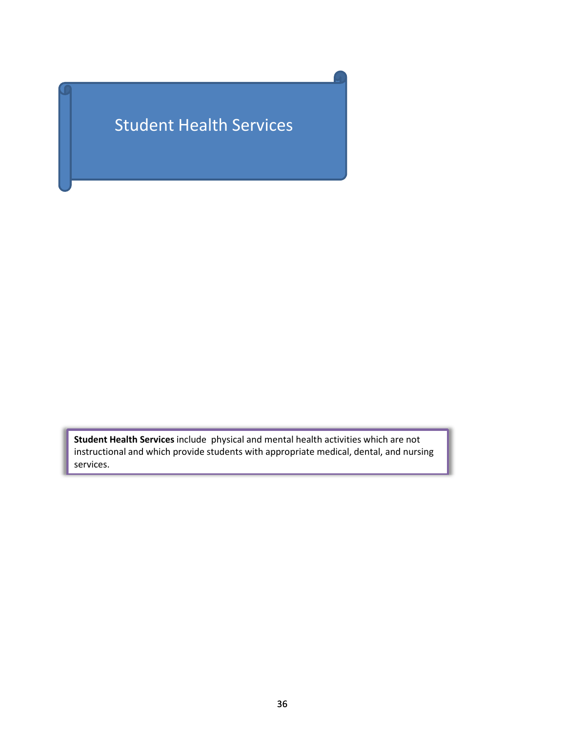# Student Health Services

**Student Health Services** include physical and mental health activities which are not instructional and which provide students with appropriate medical, dental, and nursing services.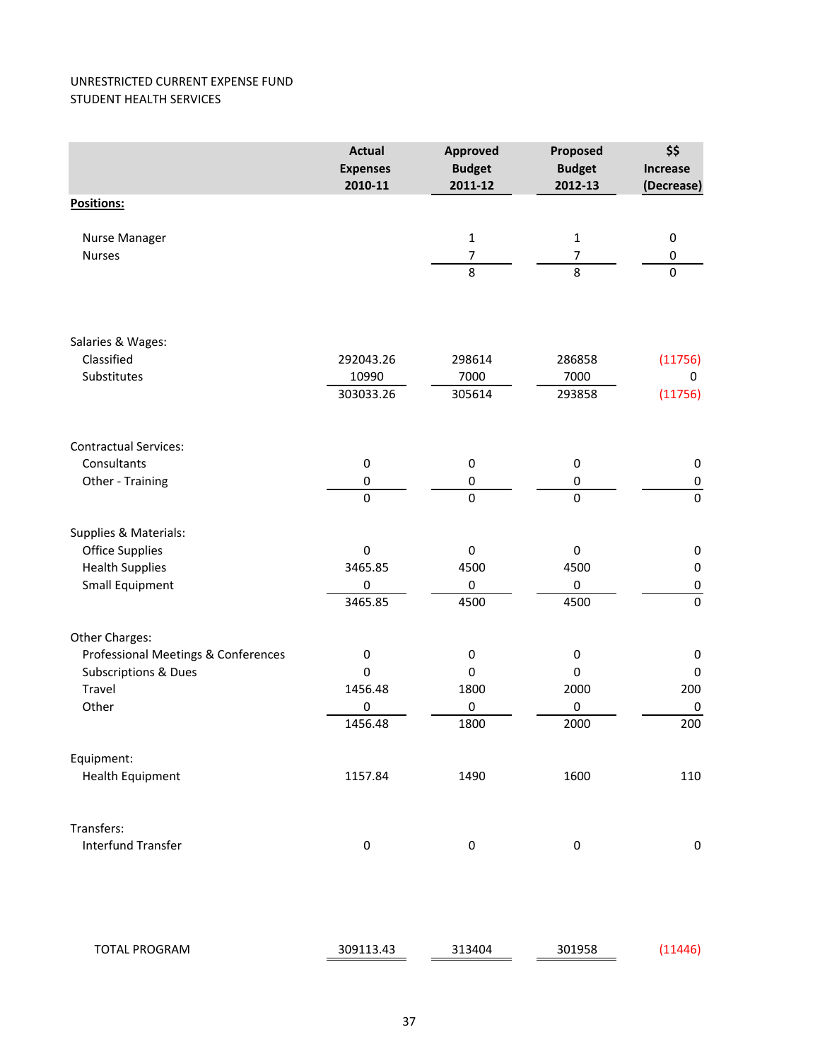UNRESTRICTED CURRENT EXPENSE FUND
STUDENT HEALTH SERVICES

| | Actual Expenses 2010-11 | Approved Budget 2011-12 | Proposed Budget 2012-13 | $$ Increase (Decrease) |
|---|---|---|---|---|
| **Positions:** | | | | |
| Nurse Manager | | 1 | 1 | 0 |
| Nurses | | 7 | 7 | 0 |
| | | 8 | 8 | 0 |
| Salaries & Wages: | | | | |
| Classified | 292043.26 | 298614 | 286858 | (11756) |
| Substitutes | 10990 | 7000 | 7000 | 0 |
| | 303033.26 | 305614 | 293858 | (11756) |
| Contractual Services: | | | | |
| Consultants | 0 | 0 | 0 | 0 |
| Other - Training | 0 | 0 | 0 | 0 |
| | 0 | 0 | 0 | 0 |
| Supplies & Materials: | | | | |
| Office Supplies | 0 | 0 | 0 | 0 |
| Health Supplies | 3465.85 | 4500 | 4500 | 0 |
| Small Equipment | 0 | 0 | 0 | 0 |
| | 3465.85 | 4500 | 4500 | 0 |
| Other Charges: | | | | |
| Professional Meetings & Conferences | 0 | 0 | 0 | 0 |
| Subscriptions & Dues | 0 | 0 | 0 | 0 |
| Travel | 1456.48 | 1800 | 2000 | 200 |
| Other | 0 | 0 | 0 | 0 |
| | 1456.48 | 1800 | 2000 | 200 |
| Equipment: | | | | |
| Health Equipment | 1157.84 | 1490 | 1600 | 110 |
| Transfers: | | | | |
| Interfund Transfer | 0 | 0 | 0 | 0 |
| TOTAL PROGRAM | 309113.43 | 313404 | 301958 | (11446) |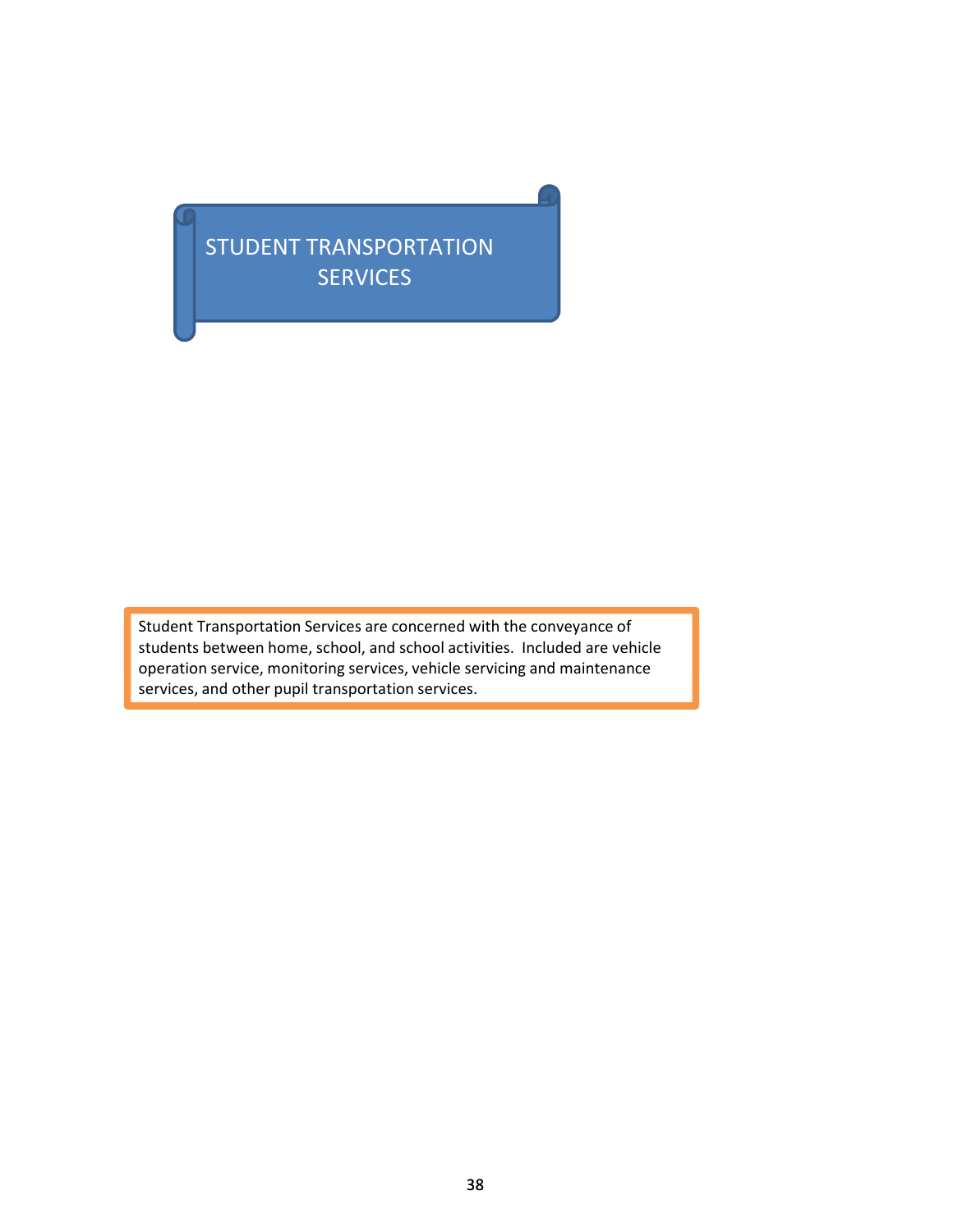# STUDENT TRANSPORTATION SERVICES

Student Transportation Services are concerned with the conveyance of students between home, school, and school activities. Included are vehicle operation service, monitoring services, vehicle servicing and maintenance services, and other pupil transportation services.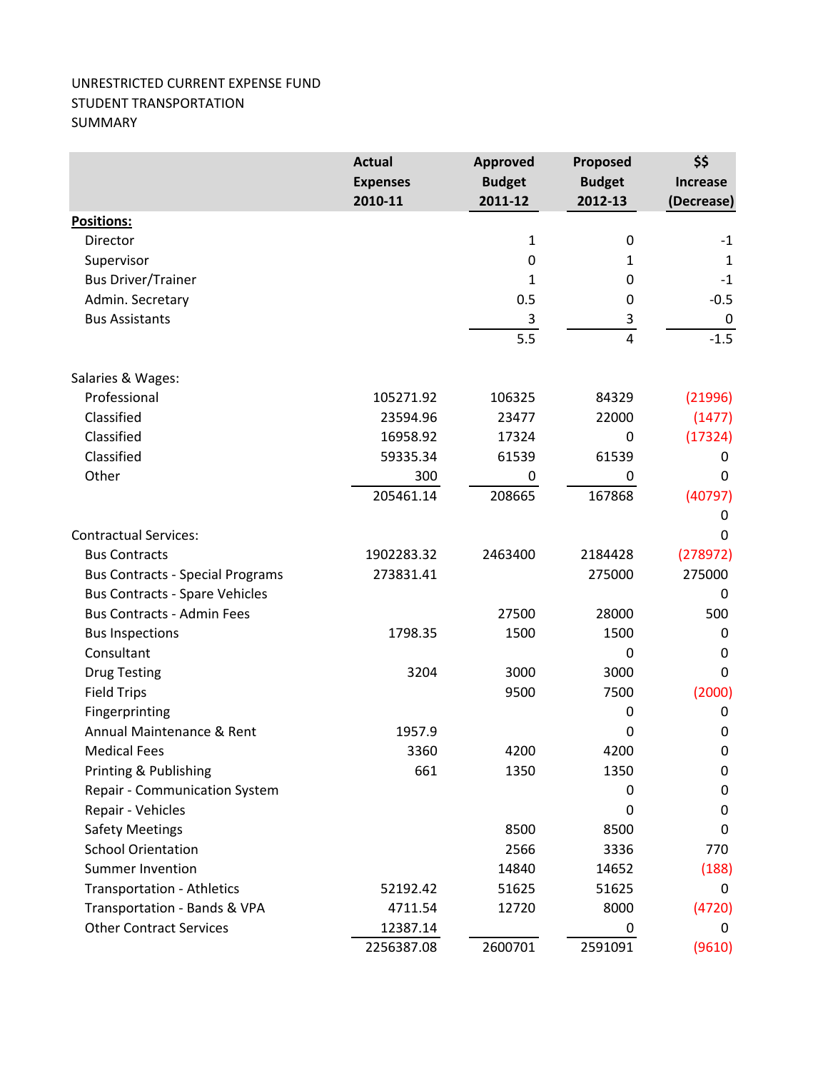UNRESTRICTED CURRENT EXPENSE FUND
STUDENT TRANSPORTATION
SUMMARY

| | Actual Expenses 2010-11 | Approved Budget 2011-12 | Proposed Budget 2012-13 | $$ Increase (Decrease) |
|---|---|---|---|---|
| **Positions:** | | | | |
| Director | | 1 | 0 | -1 |
| Supervisor | | 0 | 1 | 1 |
| Bus Driver/Trainer | | 1 | 0 | -1 |
| Admin. Secretary | | 0.5 | 0 | -0.5 |
| Bus Assistants | | 3 | 3 | 0 |
| | | 5.5 | 4 | -1.5 |
| Salaries & Wages: | | | | |
| Professional | 105271.92 | 106325 | 84329 | (21996) |
| Classified | 23594.96 | 23477 | 22000 | (1477) |
| Classified | 16958.92 | 17324 | 0 | (17324) |
| Classified | 59335.34 | 61539 | 61539 | 0 |
| Other | 300 | 0 | 0 | 0 |
| | 205461.14 | 208665 | 167868 | (40797) |
| | | | | 0 |
| Contractual Services: | | | | 0 |
| Bus Contracts | 1902283.32 | 2463400 | 2184428 | (278972) |
| Bus Contracts - Special Programs | 273831.41 | | 275000 | 275000 |
| Bus Contracts - Spare Vehicles | | | | 0 |
| Bus Contracts - Admin Fees | | 27500 | 28000 | 500 |
| Bus Inspections | 1798.35 | 1500 | 1500 | 0 |
| Consultant | | | 0 | 0 |
| Drug Testing | 3204 | 3000 | 3000 | 0 |
| Field Trips | | 9500 | 7500 | (2000) |
| Fingerprinting | | | 0 | 0 |
| Annual Maintenance & Rent | 1957.9 | | 0 | 0 |
| Medical Fees | 3360 | 4200 | 4200 | 0 |
| Printing & Publishing | 661 | 1350 | 1350 | 0 |
| Repair - Communication System | | | 0 | 0 |
| Repair - Vehicles | | | 0 | 0 |
| Safety Meetings | | 8500 | 8500 | 0 |
| School Orientation | | 2566 | 3336 | 770 |
| Summer Invention | | 14840 | 14652 | (188) |
| Transportation - Athletics | 52192.42 | 51625 | 51625 | 0 |
| Transportation - Bands & VPA | 4711.54 | 12720 | 8000 | (4720) |
| Other Contract Services | 12387.14 | | 0 | 0 |
| | 2256387.08 | 2600701 | 2591091 | (9610) |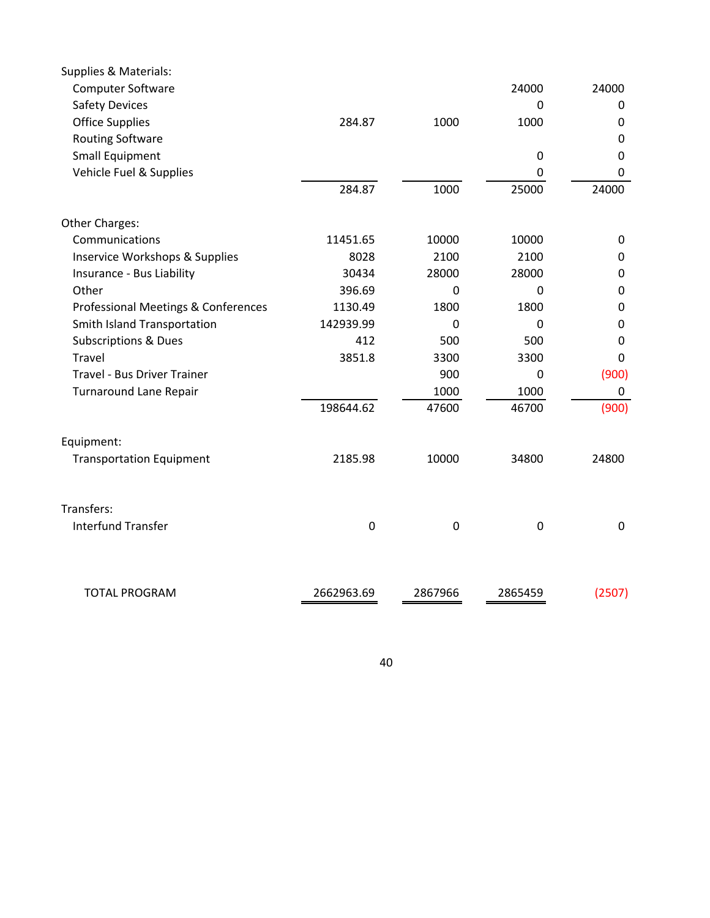| | | | | |
|---|---|---|---|---|
| **Supplies & Materials:** | | | | |
| Computer Software | | | 24000 | 24000 |
| Safety Devices | | | 0 | 0 |
| Office Supplies | 284.87 | 1000 | 1000 | 0 |
| Routing Software | | | | 0 |
| Small Equipment | | | 0 | 0 |
| Vehicle Fuel & Supplies | | | 0 | 0 |
| | 284.87 | 1000 | 25000 | 24000 |
| **Other Charges:** | | | | |
| Communications | 11451.65 | 10000 | 10000 | 0 |
| Inservice Workshops & Supplies | 8028 | 2100 | 2100 | 0 |
| Insurance - Bus Liability | 30434 | 28000 | 28000 | 0 |
| Other | 396.69 | 0 | 0 | 0 |
| Professional Meetings & Conferences | 1130.49 | 1800 | 1800 | 0 |
| Smith Island Transportation | 142939.99 | 0 | 0 | 0 |
| Subscriptions & Dues | 412 | 500 | 500 | 0 |
| Travel | 3851.8 | 3300 | 3300 | 0 |
| Travel - Bus Driver Trainer | | 900 | 0 | (900) |
| Turnaround Lane Repair | | 1000 | 1000 | 0 |
| | 198644.62 | 47600 | 46700 | (900) |
| **Equipment:** | | | | |
| Transportation Equipment | 2185.98 | 10000 | 34800 | 24800 |
| **Transfers:** | | | | |
| Interfund Transfer | 0 | 0 | 0 | 0 |
| TOTAL PROGRAM | 2662963.69 | 2867966 | 2865459 | (2507) |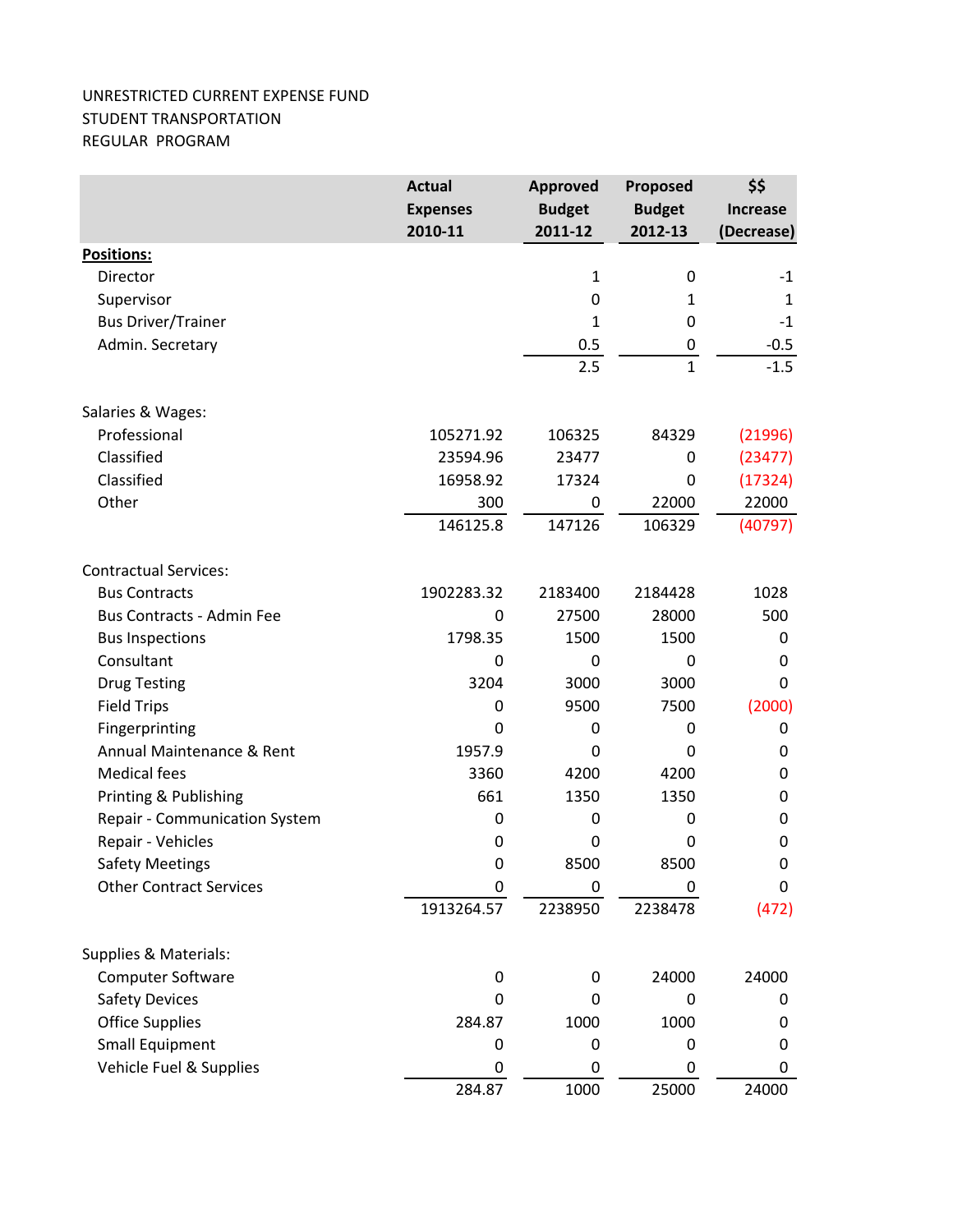UNRESTRICTED CURRENT EXPENSE FUND
STUDENT TRANSPORTATION
REGULAR PROGRAM

| | Actual Expenses 2010-11 | Approved Budget 2011-12 | Proposed Budget 2012-13 | $$ Increase (Decrease) |
|---|---|---|---|---|
| **Positions:** | | | | |
| Director | | 1 | 0 | -1 |
| Supervisor | | 0 | 1 | 1 |
| Bus Driver/Trainer | | 1 | 0 | -1 |
| Admin. Secretary | | 0.5 | 0 | -0.5 |
| | | 2.5 | 1 | -1.5 |
| Salaries & Wages: | | | | |
| Professional | 105271.92 | 106325 | 84329 | (21996) |
| Classified | 23594.96 | 23477 | 0 | (23477) |
| Classified | 16958.92 | 17324 | 0 | (17324) |
| Other | 300 | 0 | 22000 | 22000 |
| | 146125.8 | 147126 | 106329 | (40797) |
| Contractual Services: | | | | |
| Bus Contracts | 1902283.32 | 2183400 | 2184428 | 1028 |
| Bus Contracts - Admin Fee | 0 | 27500 | 28000 | 500 |
| Bus Inspections | 1798.35 | 1500 | 1500 | 0 |
| Consultant | 0 | 0 | 0 | 0 |
| Drug Testing | 3204 | 3000 | 3000 | 0 |
| Field Trips | 0 | 9500 | 7500 | (2000) |
| Fingerprinting | 0 | 0 | 0 | 0 |
| Annual Maintenance & Rent | 1957.9 | 0 | 0 | 0 |
| Medical fees | 3360 | 4200 | 4200 | 0 |
| Printing & Publishing | 661 | 1350 | 1350 | 0 |
| Repair - Communication System | 0 | 0 | 0 | 0 |
| Repair - Vehicles | 0 | 0 | 0 | 0 |
| Safety Meetings | 0 | 8500 | 8500 | 0 |
| Other Contract Services | 0 | 0 | 0 | 0 |
| | 1913264.57 | 2238950 | 2238478 | (472) |
| Supplies & Materials: | | | | |
| Computer Software | 0 | 0 | 24000 | 24000 |
| Safety Devices | 0 | 0 | 0 | 0 |
| Office Supplies | 284.87 | 1000 | 1000 | 0 |
| Small Equipment | 0 | 0 | 0 | 0 |
| Vehicle Fuel & Supplies | 0 | 0 | 0 | 0 |
| | 284.87 | 1000 | 25000 | 24000 |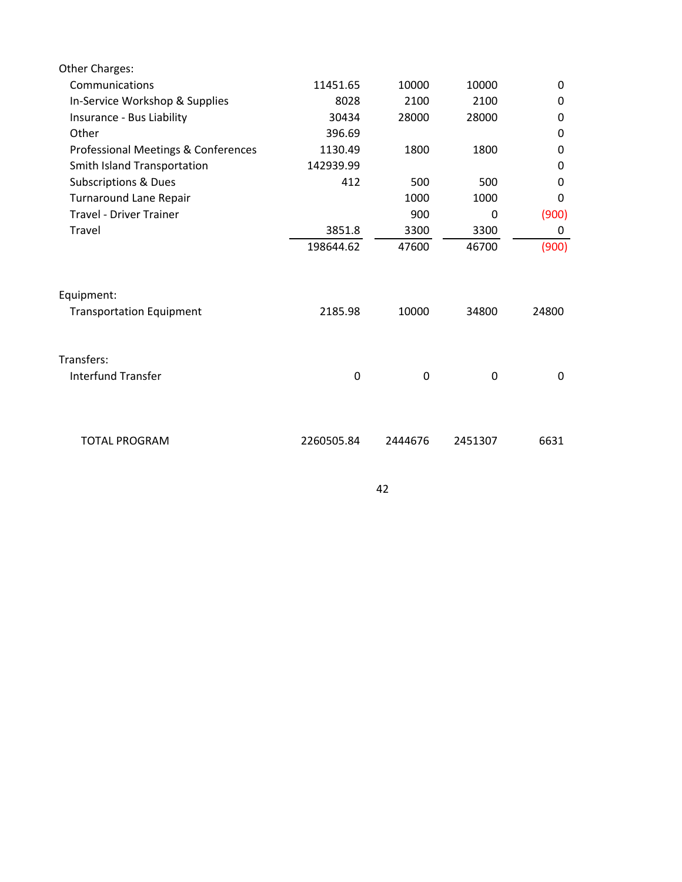| | | | | |
|---|---|---|---|---|
| Other Charges: | | | | |
| Communications | 11451.65 | 10000 | 10000 | 0 |
| In-Service Workshop & Supplies | 8028 | 2100 | 2100 | 0 |
| Insurance - Bus Liability | 30434 | 28000 | 28000 | 0 |
| Other | 396.69 | | | 0 |
| Professional Meetings & Conferences | 1130.49 | 1800 | 1800 | 0 |
| Smith Island Transportation | 142939.99 | | | 0 |
| Subscriptions & Dues | 412 | 500 | 500 | 0 |
| Turnaround Lane Repair | | 1000 | 1000 | 0 |
| Travel - Driver Trainer | | 900 | 0 | (900) |
| Travel | 3851.8 | 3300 | 3300 | 0 |
| | 198644.62 | 47600 | 46700 | (900) |
| Equipment: | | | | |
| Transportation Equipment | 2185.98 | 10000 | 34800 | 24800 |
| Transfers: | | | | |
| Interfund Transfer | 0 | 0 | 0 | 0 |
| TOTAL PROGRAM | 2260505.84 | 2444676 | 2451307 | 6631 |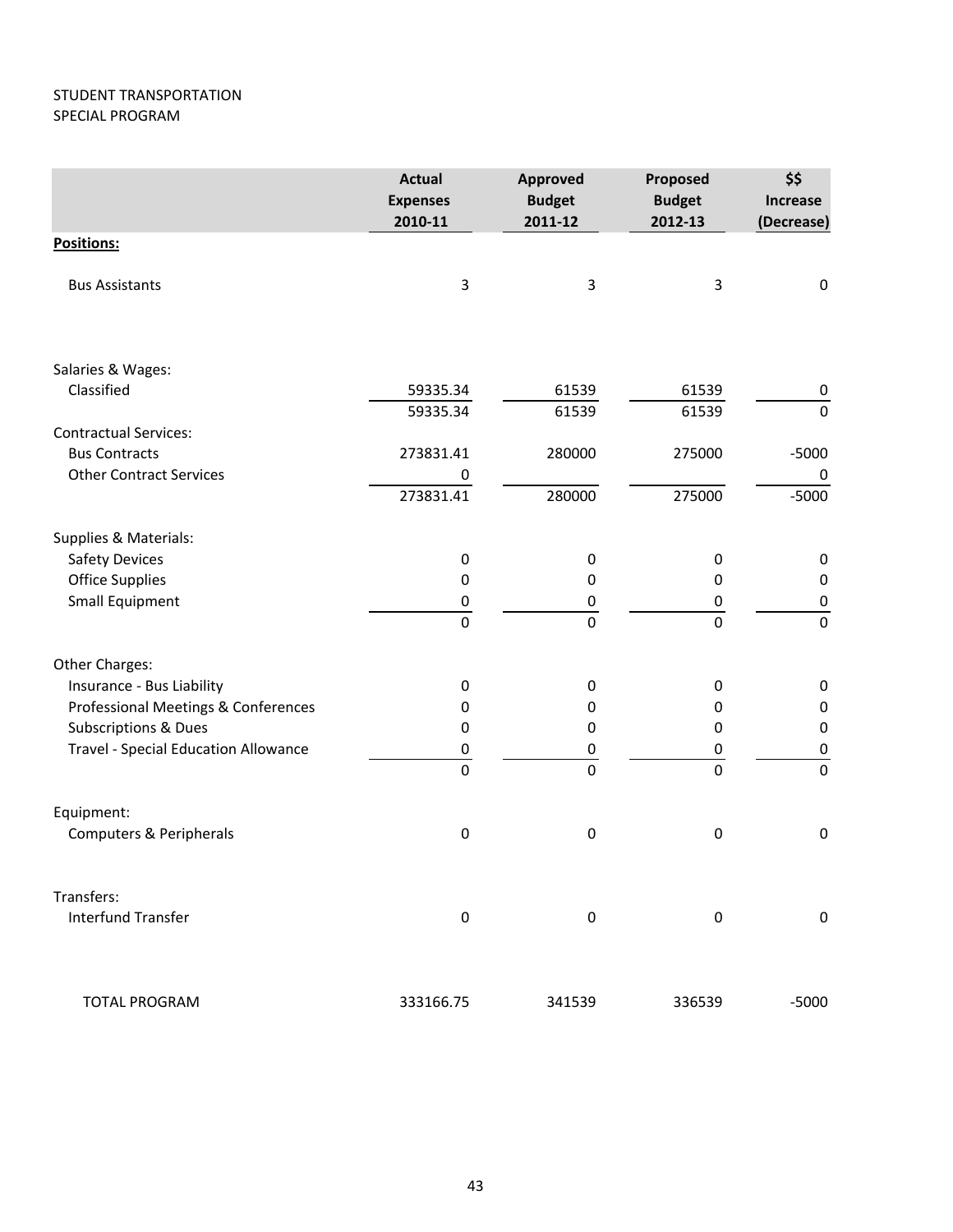STUDENT TRANSPORTATION
SPECIAL PROGRAM

| | Actual Expenses 2010-11 | Approved Budget 2011-12 | Proposed Budget 2012-13 | $$ Increase (Decrease) |
|---|---|---|---|---|
| **Positions:** | | | | |
| Bus Assistants | 3 | 3 | 3 | 0 |
| Salaries & Wages: | | | | |
| Classified | 59335.34 | 61539 | 61539 | 0 |
| | 59335.34 | 61539 | 61539 | 0 |
| Contractual Services: | | | | |
| Bus Contracts | 273831.41 | 280000 | 275000 | -5000 |
| Other Contract Services | 0 | | | 0 |
| | 273831.41 | 280000 | 275000 | -5000 |
| Supplies & Materials: | | | | |
| Safety Devices | 0 | 0 | 0 | 0 |
| Office Supplies | 0 | 0 | 0 | 0 |
| Small Equipment | 0 | 0 | 0 | 0 |
| | 0 | 0 | 0 | 0 |
| Other Charges: | | | | |
| Insurance - Bus Liability | 0 | 0 | 0 | 0 |
| Professional Meetings & Conferences | 0 | 0 | 0 | 0 |
| Subscriptions & Dues | 0 | 0 | 0 | 0 |
| Travel - Special Education Allowance | 0 | 0 | 0 | 0 |
| | 0 | 0 | 0 | 0 |
| Equipment: | | | | |
| Computers & Peripherals | 0 | 0 | 0 | 0 |
| Transfers: | | | | |
| Interfund Transfer | 0 | 0 | 0 | 0 |
| TOTAL PROGRAM | 333166.75 | 341539 | 336539 | -5000 |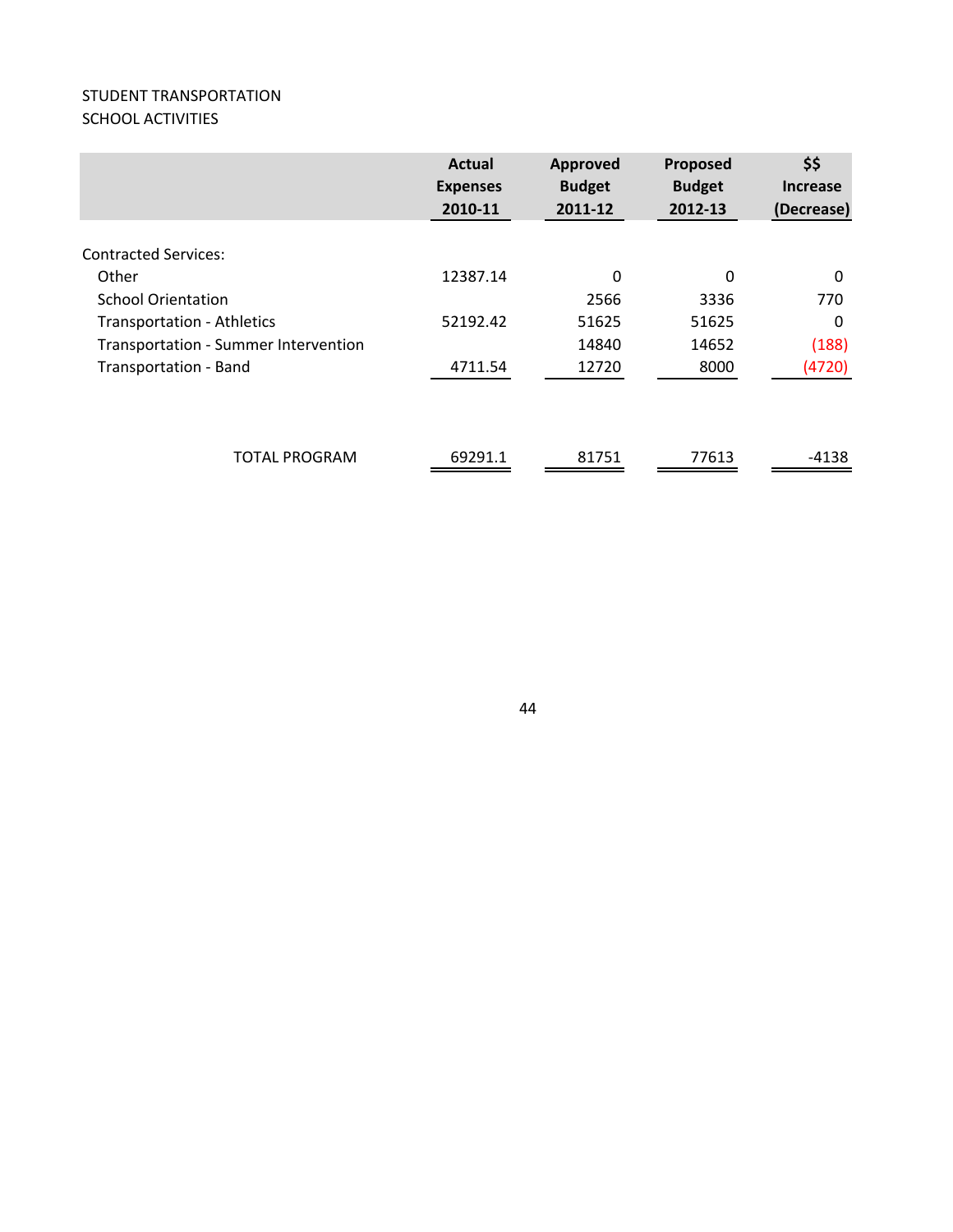STUDENT TRANSPORTATION
SCHOOL ACTIVITIES

| | Actual Expenses 2010-11 | Approved Budget 2011-12 | Proposed Budget 2012-13 | $$ Increase (Decrease) |
|---|---|---|---|---|
| Contracted Services: | | | | |
| Other | 12387.14 | 0 | 0 | 0 |
| School Orientation | | 2566 | 3336 | 770 |
| Transportation - Athletics | 52192.42 | 51625 | 51625 | 0 |
| Transportation - Summer Intervention | | 14840 | 14652 | (188) |
| Transportation - Band | 4711.54 | 12720 | 8000 | (4720) |
| TOTAL PROGRAM | 69291.1 | 81751 | 77613 | -4138 |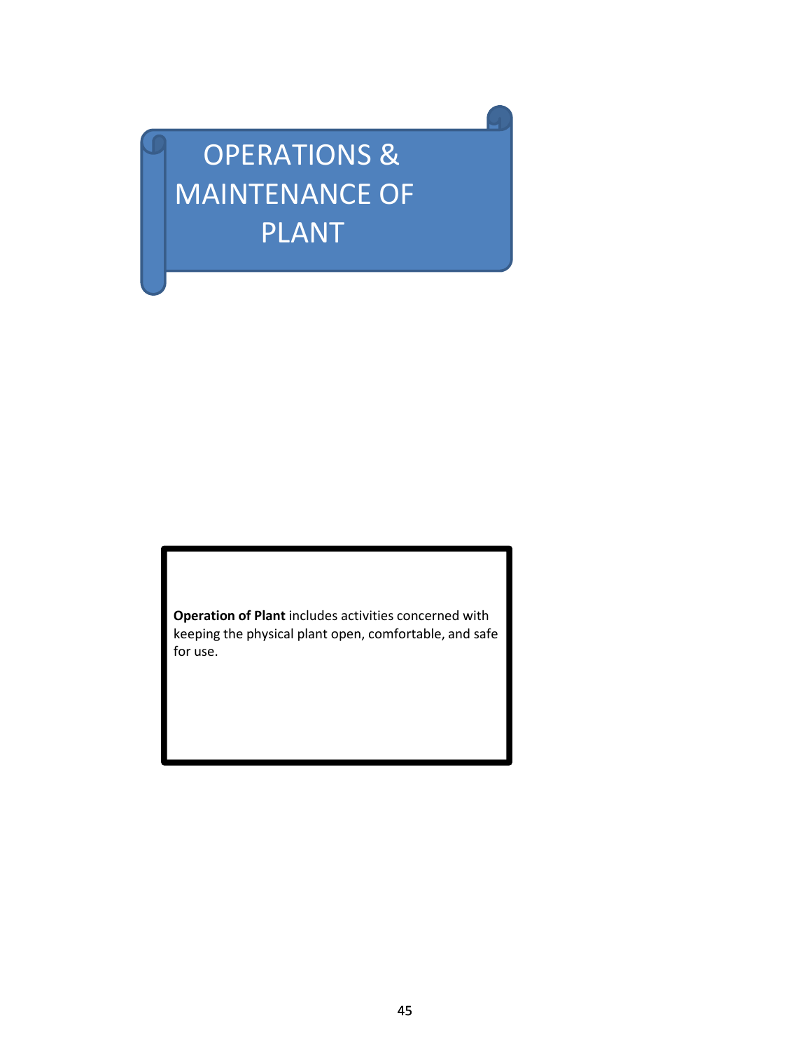# OPERATIONS & MAINTENANCE OF PLANT

**Operation of Plant** includes activities concerned with keeping the physical plant open, comfortable, and safe for use.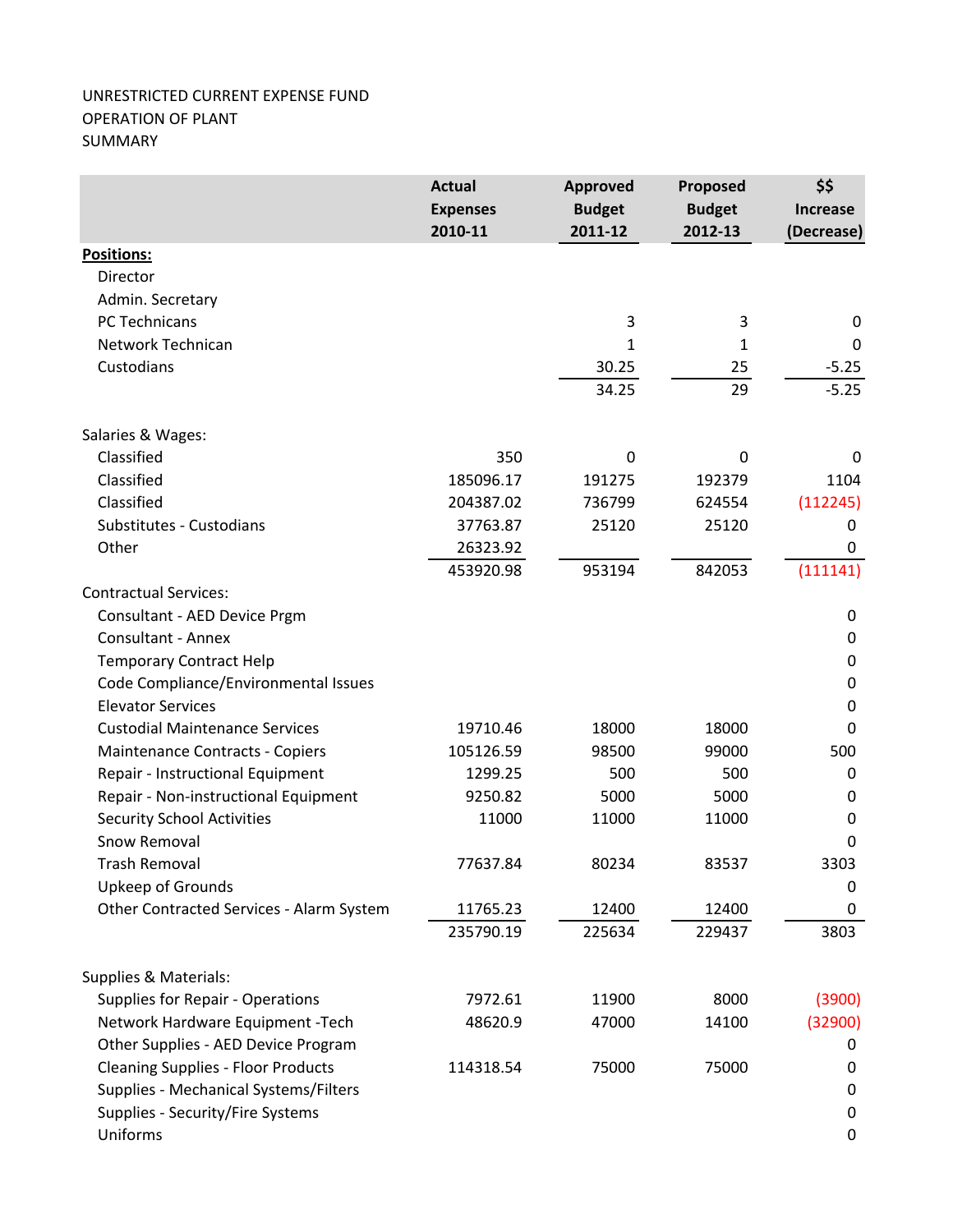UNRESTRICTED CURRENT EXPENSE FUND
OPERATION OF PLANT
SUMMARY

| | Actual Expenses 2010-11 | Approved Budget 2011-12 | Proposed Budget 2012-13 | $$ Increase (Decrease) |
|---|---|---|---|---|
| **Positions:** | | | | |
| Director | | | | |
| Admin. Secretary | | | | |
| PC Technicans | | 3 | 3 | 0 |
| Network Technican | | 1 | 1 | 0 |
| Custodians | | 30.25 | 25 | -5.25 |
| | | 34.25 | 29 | -5.25 |
| Salaries & Wages: | | | | |
| Classified | 350 | 0 | 0 | 0 |
| Classified | 185096.17 | 191275 | 192379 | 1104 |
| Classified | 204387.02 | 736799 | 624554 | (112245) |
| Substitutes - Custodians | 37763.87 | 25120 | 25120 | 0 |
| Other | 26323.92 | | | 0 |
| | 453920.98 | 953194 | 842053 | (111141) |
| Contractual Services: | | | | |
| Consultant - AED Device Prgm | | | | 0 |
| Consultant - Annex | | | | 0 |
| Temporary Contract Help | | | | 0 |
| Code Compliance/Environmental Issues | | | | 0 |
| Elevator Services | | | | 0 |
| Custodial Maintenance Services | 19710.46 | 18000 | 18000 | 0 |
| Maintenance Contracts - Copiers | 105126.59 | 98500 | 99000 | 500 |
| Repair - Instructional Equipment | 1299.25 | 500 | 500 | 0 |
| Repair - Non-instructional Equipment | 9250.82 | 5000 | 5000 | 0 |
| Security School Activities | 11000 | 11000 | 11000 | 0 |
| Snow Removal | | | | 0 |
| Trash Removal | 77637.84 | 80234 | 83537 | 3303 |
| Upkeep of Grounds | | | | 0 |
| Other Contracted Services - Alarm System | 11765.23 | 12400 | 12400 | 0 |
| | 235790.19 | 225634 | 229437 | 3803 |
| Supplies & Materials: | | | | |
| Supplies for Repair - Operations | 7972.61 | 11900 | 8000 | (3900) |
| Network Hardware Equipment -Tech | 48620.9 | 47000 | 14100 | (32900) |
| Other Supplies - AED Device Program | | | | 0 |
| Cleaning Supplies - Floor Products | 114318.54 | 75000 | 75000 | 0 |
| Supplies - Mechanical Systems/Filters | | | | 0 |
| Supplies - Security/Fire Systems | | | | 0 |
| Uniforms | | | | 0 |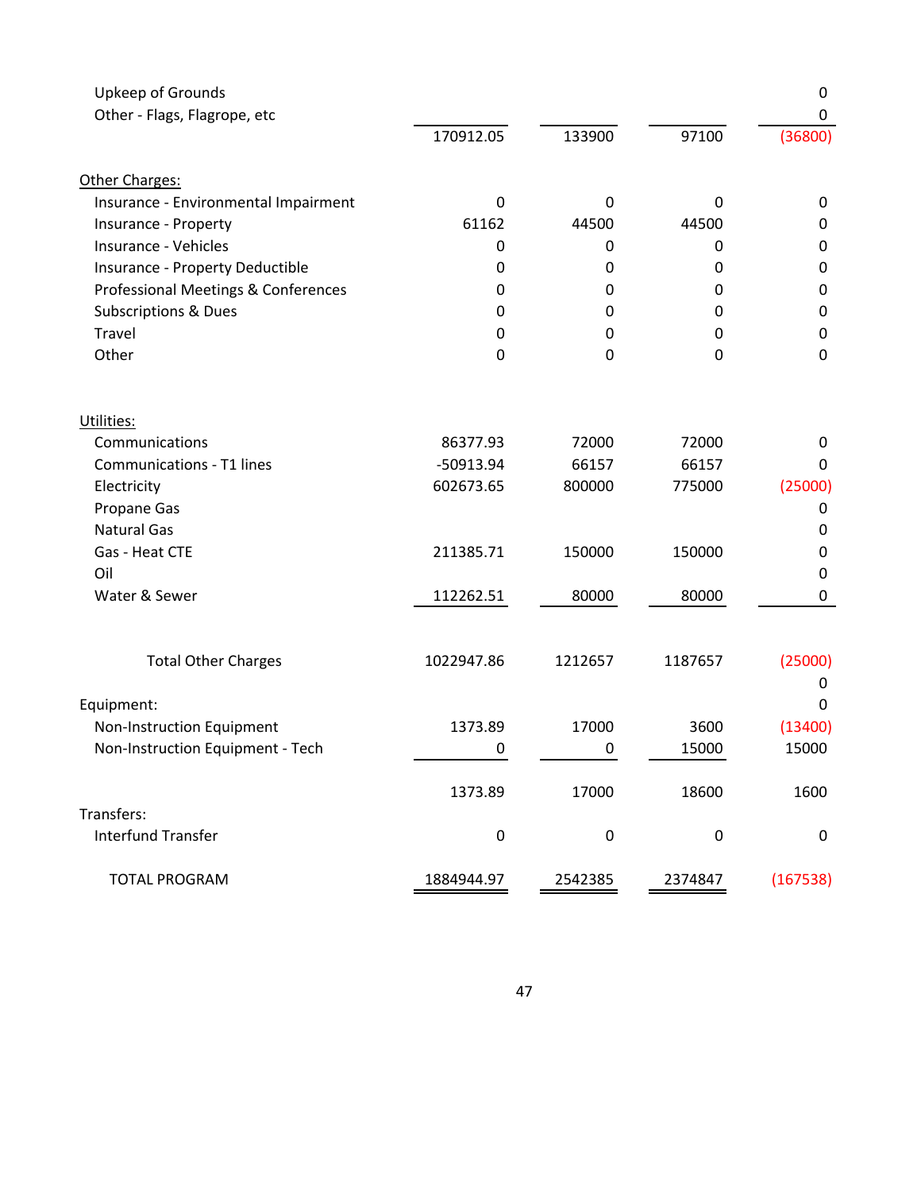| | | | | |
|---|---|---|---|---|
| Upkeep of Grounds | | | | 0 |
| Other - Flags, Flagrope, etc | | | | 0 |
| | 170912.05 | 133900 | 97100 | (36800) |
| **Other Charges:** | | | | |
| Insurance - Environmental Impairment | 0 | 0 | 0 | 0 |
| Insurance - Property | 61162 | 44500 | 44500 | 0 |
| Insurance - Vehicles | 0 | 0 | 0 | 0 |
| Insurance - Property Deductible | 0 | 0 | 0 | 0 |
| Professional Meetings & Conferences | 0 | 0 | 0 | 0 |
| Subscriptions & Dues | 0 | 0 | 0 | 0 |
| Travel | 0 | 0 | 0 | 0 |
| Other | 0 | 0 | 0 | 0 |
| **Utilities:** | | | | |
| Communications | 86377.93 | 72000 | 72000 | 0 |
| Communications - T1 lines | -50913.94 | 66157 | 66157 | 0 |
| Electricity | 602673.65 | 800000 | 775000 | (25000) |
| Propane Gas | | | | 0 |
| Natural Gas | | | | 0 |
| Gas - Heat CTE | 211385.71 | 150000 | 150000 | 0 |
| Oil | | | | 0 |
| Water & Sewer | 112262.51 | 80000 | 80000 | 0 |
| Total Other Charges | 1022947.86 | 1212657 | 1187657 | (25000) |
| | | | | 0 |
| Equipment: | | | | 0 |
| Non-Instruction Equipment | 1373.89 | 17000 | 3600 | (13400) |
| Non-Instruction Equipment - Tech | 0 | 0 | 15000 | 15000 |
| | 1373.89 | 17000 | 18600 | 1600 |
| Transfers: | | | | |
| Interfund Transfer | 0 | 0 | 0 | 0 |
| TOTAL PROGRAM | 1884944.97 | 2542385 | 2374847 | (167538) |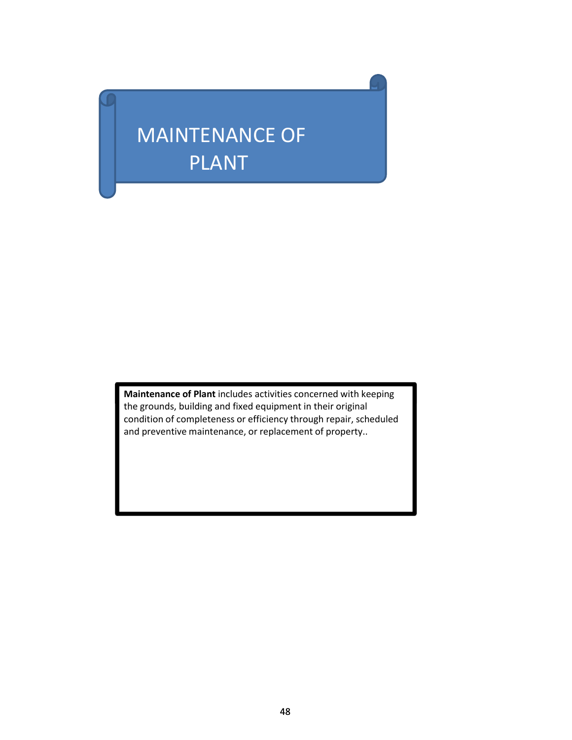# MAINTENANCE OF PLANT

**Maintenance of Plant** includes activities concerned with keeping the grounds, building and fixed equipment in their original condition of completeness or efficiency through repair, scheduled and preventive maintenance, or replacement of property..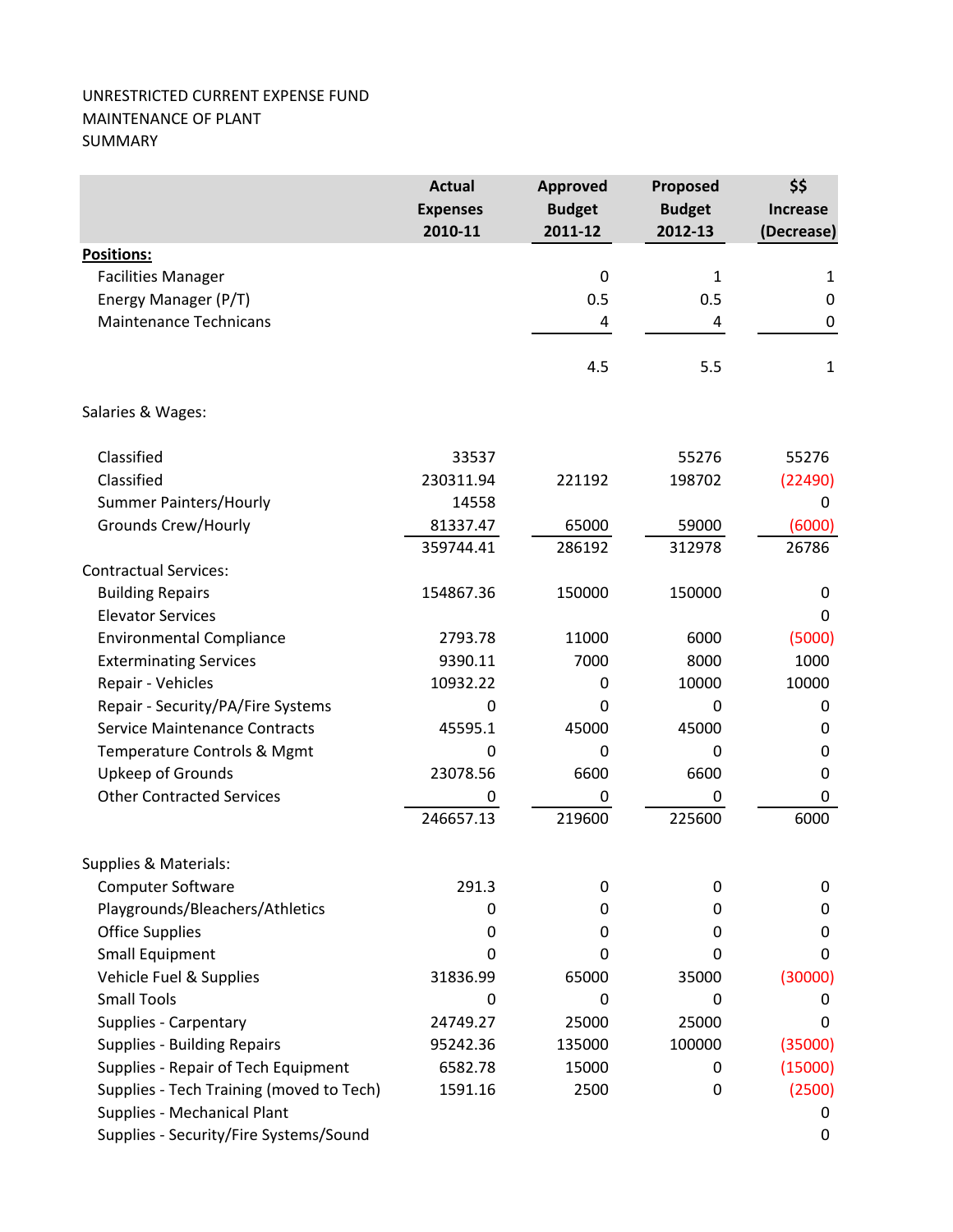UNRESTRICTED CURRENT EXPENSE FUND
MAINTENANCE OF PLANT
SUMMARY

| | Actual Expenses 2010-11 | Approved Budget 2011-12 | Proposed Budget 2012-13 | $$ Increase (Decrease) |
|---|---|---|---|---|
| **Positions:** | | | | |
| Facilities Manager | | 0 | 1 | 1 |
| Energy Manager (P/T) | | 0.5 | 0.5 | 0 |
| Maintenance Technicans | | 4 | 4 | 0 |
| | | 4.5 | 5.5 | 1 |
| Salaries & Wages: | | | | |
| Classified | 33537 | | 55276 | 55276 |
| Classified | 230311.94 | 221192 | 198702 | (22490) |
| Summer Painters/Hourly | 14558 | | | 0 |
| Grounds Crew/Hourly | 81337.47 | 65000 | 59000 | (6000) |
| | 359744.41 | 286192 | 312978 | 26786 |
| Contractual Services: | | | | |
| Building Repairs | 154867.36 | 150000 | 150000 | 0 |
| Elevator Services | | | | 0 |
| Environmental Compliance | 2793.78 | 11000 | 6000 | (5000) |
| Exterminating Services | 9390.11 | 7000 | 8000 | 1000 |
| Repair - Vehicles | 10932.22 | 0 | 10000 | 10000 |
| Repair - Security/PA/Fire Systems | 0 | 0 | 0 | 0 |
| Service Maintenance Contracts | 45595.1 | 45000 | 45000 | 0 |
| Temperature Controls & Mgmt | 0 | 0 | 0 | 0 |
| Upkeep of Grounds | 23078.56 | 6600 | 6600 | 0 |
| Other Contracted Services | 0 | 0 | 0 | 0 |
| | 246657.13 | 219600 | 225600 | 6000 |
| Supplies & Materials: | | | | |
| Computer Software | 291.3 | 0 | 0 | 0 |
| Playgrounds/Bleachers/Athletics | 0 | 0 | 0 | 0 |
| Office Supplies | 0 | 0 | 0 | 0 |
| Small Equipment | 0 | 0 | 0 | 0 |
| Vehicle Fuel & Supplies | 31836.99 | 65000 | 35000 | (30000) |
| Small Tools | 0 | 0 | 0 | 0 |
| Supplies - Carpentary | 24749.27 | 25000 | 25000 | 0 |
| Supplies - Building Repairs | 95242.36 | 135000 | 100000 | (35000) |
| Supplies - Repair of Tech Equipment | 6582.78 | 15000 | 0 | (15000) |
| Supplies - Tech Training (moved to Tech) | 1591.16 | 2500 | 0 | (2500) |
| Supplies - Mechanical Plant | | | | 0 |
| Supplies - Security/Fire Systems/Sound | | | | 0 |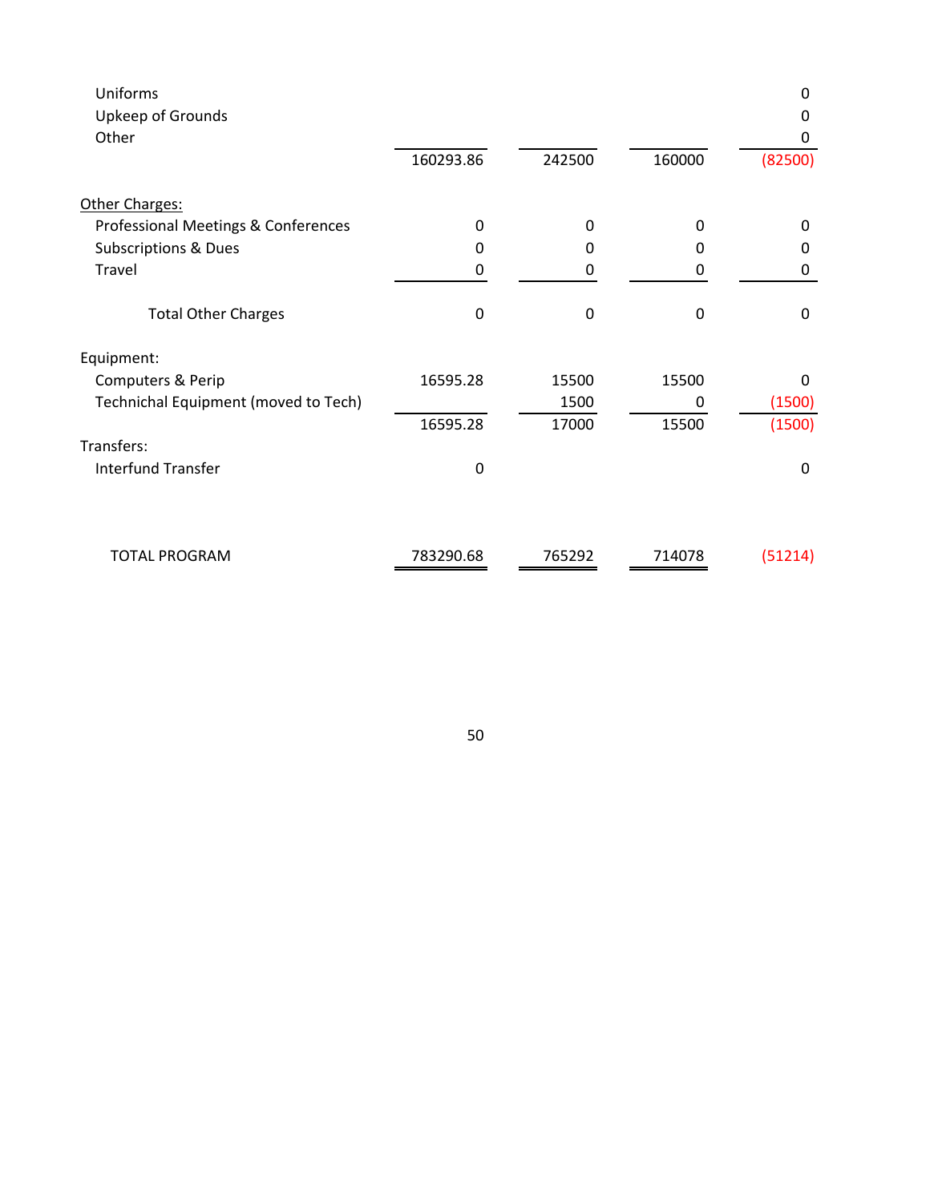| | | | | |
|---|---|---|---|---|
| Uniforms | | | | 0 |
| Upkeep of Grounds | | | | 0 |
| Other | | | | 0 |
| | 160293.86 | 242500 | 160000 | (82500) |
| Other Charges: | | | | |
| Professional Meetings & Conferences | 0 | 0 | 0 | 0 |
| Subscriptions & Dues | 0 | 0 | 0 | 0 |
| Travel | 0 | 0 | 0 | 0 |
| Total Other Charges | 0 | 0 | 0 | 0 |
| Equipment: | | | | |
| Computers & Perip | 16595.28 | 15500 | 15500 | 0 |
| Technichal Equipment (moved to Tech) | | 1500 | 0 | (1500) |
| | 16595.28 | 17000 | 15500 | (1500) |
| Transfers: | | | | |
| Interfund Transfer | 0 | | | 0 |
| TOTAL PROGRAM | 783290.68 | 765292 | 714078 | (51214) |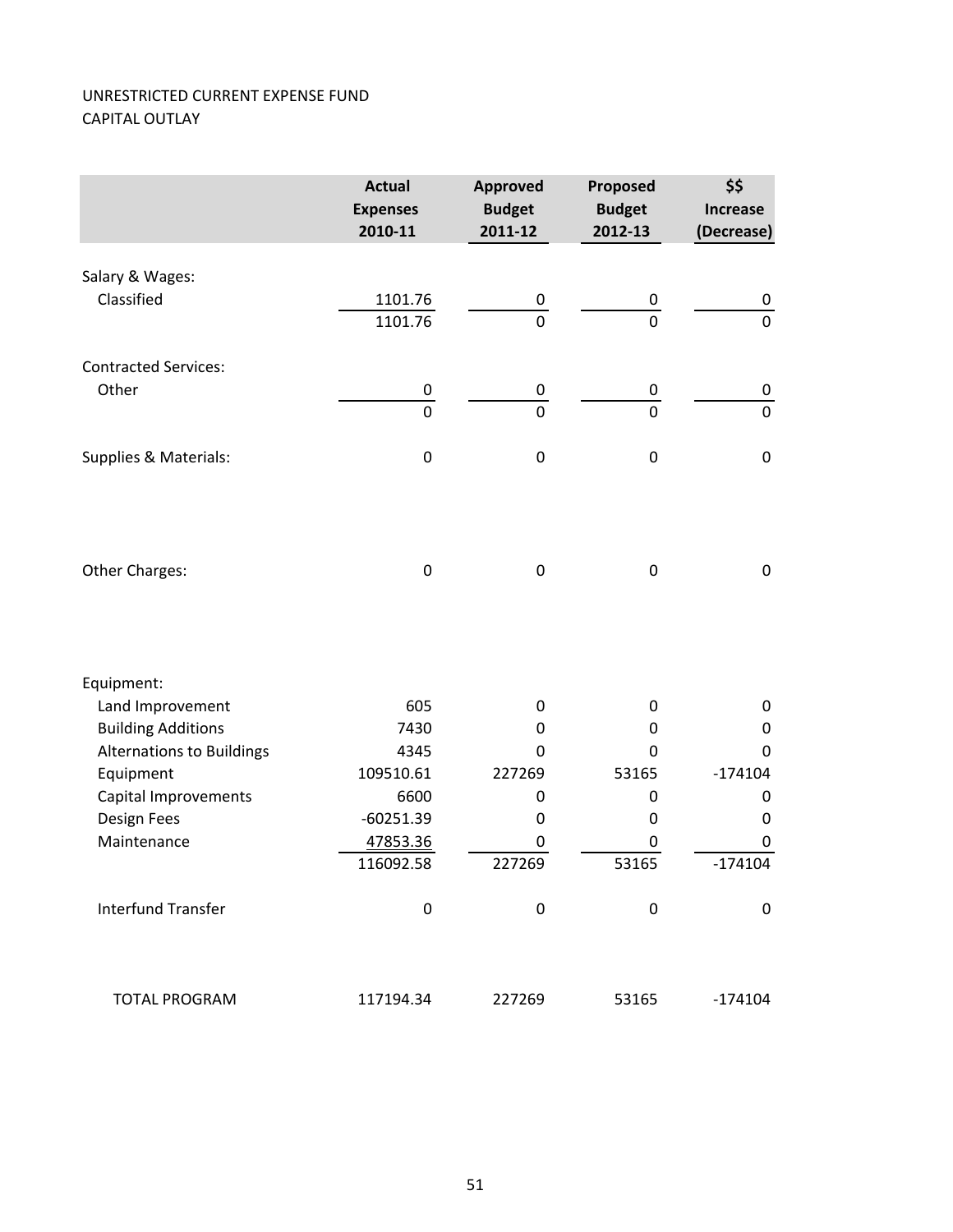UNRESTRICTED CURRENT EXPENSE FUND
CAPITAL OUTLAY

| | Actual Expenses 2010-11 | Approved Budget 2011-12 | Proposed Budget 2012-13 | $$ Increase (Decrease) |
|---|---|---|---|---|
| Salary & Wages: | | | | |
| Classified | 1101.76 | 0 | 0 | 0 |
| | 1101.76 | 0 | 0 | 0 |
| Contracted Services: | | | | |
| Other | 0 | 0 | 0 | 0 |
| | 0 | 0 | 0 | 0 |
| Supplies & Materials: | 0 | 0 | 0 | 0 |
| Other Charges: | 0 | 0 | 0 | 0 |
| Equipment: | | | | |
| Land Improvement | 605 | 0 | 0 | 0 |
| Building Additions | 7430 | 0 | 0 | 0 |
| Alternations to Buildings | 4345 | 0 | 0 | 0 |
| Equipment | 109510.61 | 227269 | 53165 | -174104 |
| Capital Improvements | 6600 | 0 | 0 | 0 |
| Design Fees | -60251.39 | 0 | 0 | 0 |
| Maintenance | 47853.36 | 0 | 0 | 0 |
| | 116092.58 | 227269 | 53165 | -174104 |
| Interfund Transfer | 0 | 0 | 0 | 0 |
| TOTAL PROGRAM | 117194.34 | 227269 | 53165 | -174104 |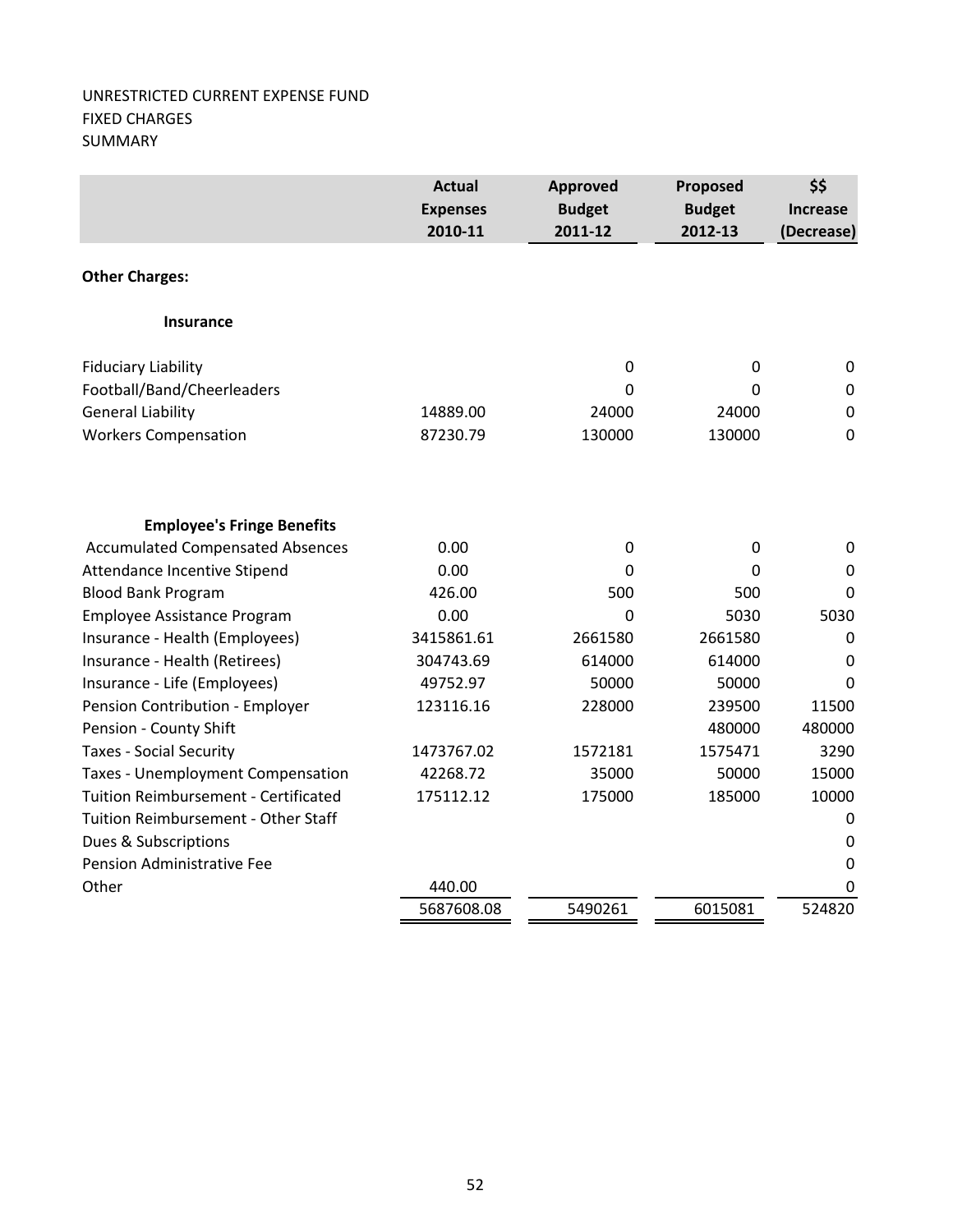UNRESTRICTED CURRENT EXPENSE FUND
FIXED CHARGES
SUMMARY

| | Actual Expenses 2010-11 | Approved Budget 2011-12 | Proposed Budget 2012-13 | $$ Increase (Decrease) |
|---|---|---|---|---|
| **Other Charges:** | | | | |
| **Insurance** | | | | |
| Fiduciary Liability | | 0 | 0 | 0 |
| Football/Band/Cheerleaders | | 0 | 0 | 0 |
| General Liability | 14889.00 | 24000 | 24000 | 0 |
| Workers Compensation | 87230.79 | 130000 | 130000 | 0 |
| **Employee's Fringe Benefits** | | | | |
| Accumulated Compensated Absences | 0.00 | 0 | 0 | 0 |
| Attendance Incentive Stipend | 0.00 | 0 | 0 | 0 |
| Blood Bank Program | 426.00 | 500 | 500 | 0 |
| Employee Assistance Program | 0.00 | 0 | 5030 | 5030 |
| Insurance - Health (Employees) | 3415861.61 | 2661580 | 2661580 | 0 |
| Insurance - Health (Retirees) | 304743.69 | 614000 | 614000 | 0 |
| Insurance - Life (Employees) | 49752.97 | 50000 | 50000 | 0 |
| Pension Contribution - Employer | 123116.16 | 228000 | 239500 | 11500 |
| Pension - County Shift | | | 480000 | 480000 |
| Taxes - Social Security | 1473767.02 | 1572181 | 1575471 | 3290 |
| Taxes - Unemployment Compensation | 42268.72 | 35000 | 50000 | 15000 |
| Tuition Reimbursement - Certificated | 175112.12 | 175000 | 185000 | 10000 |
| Tuition Reimbursement - Other Staff | | | | 0 |
| Dues & Subscriptions | | | | 0 |
| Pension Administrative Fee | | | | 0 |
| Other | 440.00 | | | 0 |
| | 5687608.08 | 5490261 | 6015081 | 524820 |